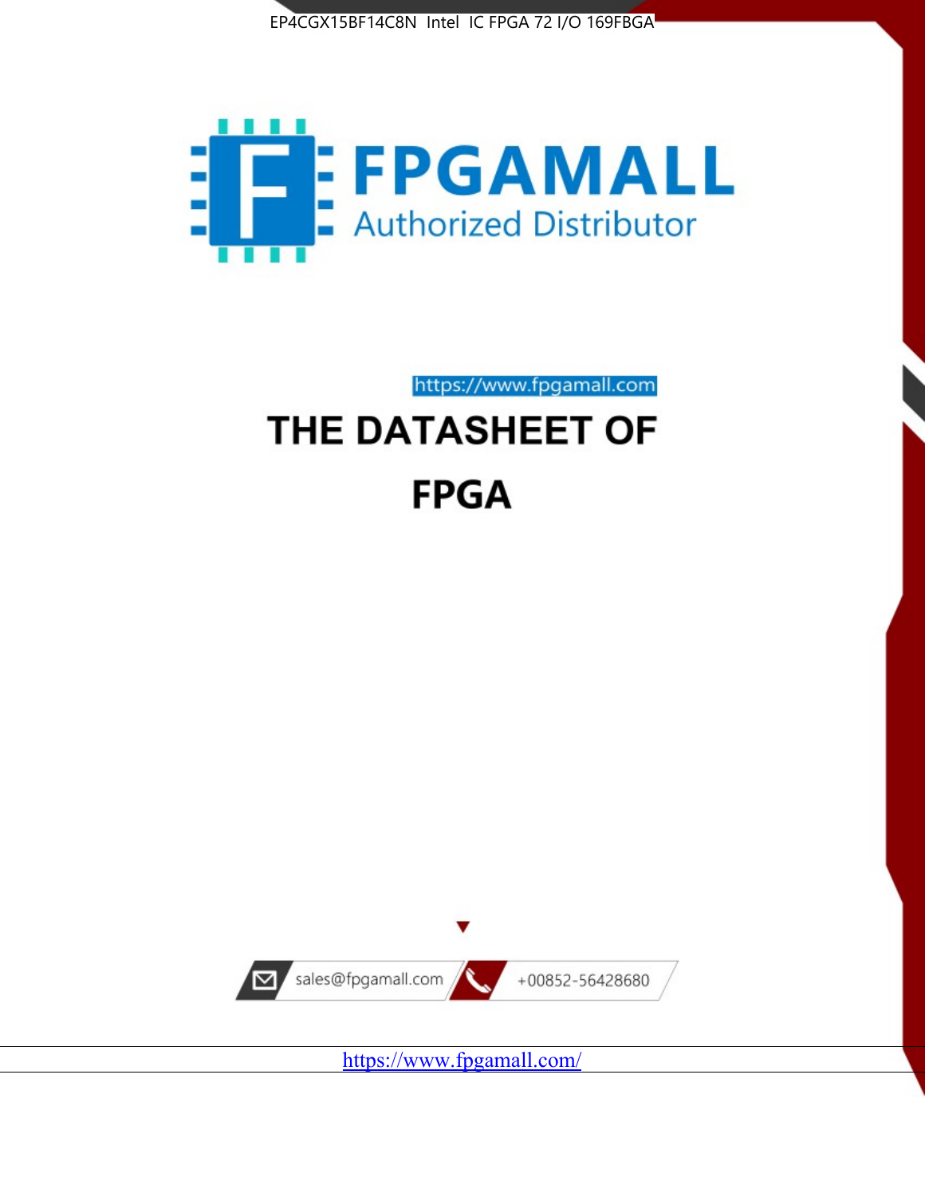EP4CGX15BF14C8N Intel IC FPGA 72 I/O 169FBGA

FPGAMALL
Authorized Distributor

https://www.fpgamall.com

# THE DATASHEET OF

# FPGA

sales@fpgamall.com

+00852-56428680

https://www.fpgamall.com/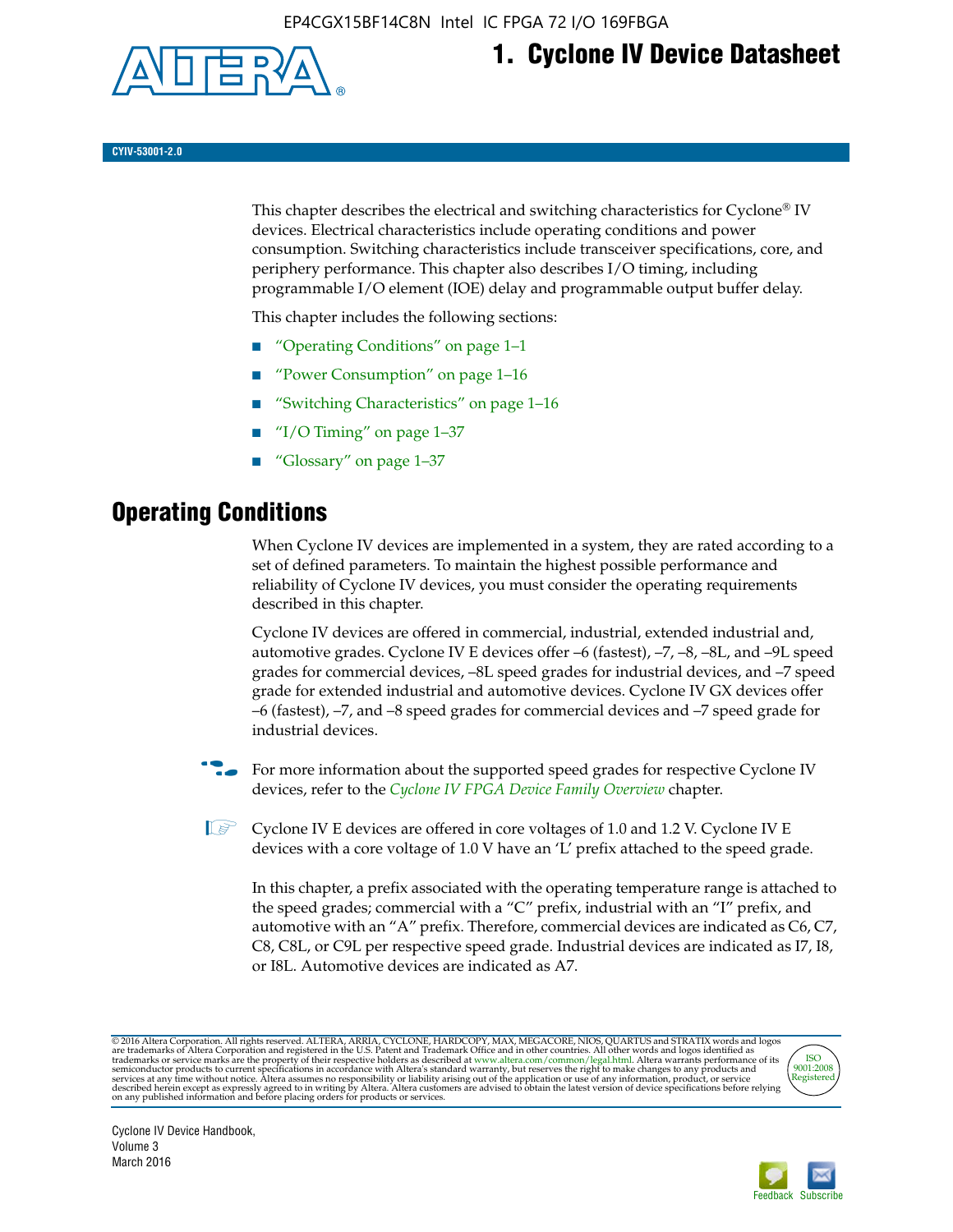# 1. Cyclone IV Device Datasheet

CYIV-53001-2.0

This chapter describes the electrical and switching characteristics for Cyclone® IV devices. Electrical characteristics include operating conditions and power consumption. Switching characteristics include transceiver specifications, core, and periphery performance. This chapter also describes I/O timing, including programmable I/O element (IOE) delay and programmable output buffer delay.

This chapter includes the following sections:

- "Operating Conditions" on page 1–1
- "Power Consumption" on page 1–16
- "Switching Characteristics" on page 1–16
- "I/O Timing" on page 1–37
- "Glossary" on page 1–37

## Operating Conditions

When Cyclone IV devices are implemented in a system, they are rated according to a set of defined parameters. To maintain the highest possible performance and reliability of Cyclone IV devices, you must consider the operating requirements described in this chapter.

Cyclone IV devices are offered in commercial, industrial, extended industrial and, automotive grades. Cyclone IV E devices offer –6 (fastest), –7, –8, –8L, and –9L speed grades for commercial devices, –8L speed grades for industrial devices, and –7 speed grade for extended industrial and automotive devices. Cyclone IV GX devices offer –6 (fastest), –7, and –8 speed grades for commercial devices and –7 speed grade for industrial devices.

For more information about the supported speed grades for respective Cyclone IV devices, refer to the *Cyclone IV FPGA Device Family Overview* chapter.

Cyclone IV E devices are offered in core voltages of 1.0 and 1.2 V. Cyclone IV E devices with a core voltage of 1.0 V have an 'L' prefix attached to the speed grade.

In this chapter, a prefix associated with the operating temperature range is attached to the speed grades; commercial with a "C" prefix, industrial with an "I" prefix, and automotive with an "A" prefix. Therefore, commercial devices are indicated as C6, C7, C8, C8L, or C9L per respective speed grade. Industrial devices are indicated as I7, I8, or I8L. Automotive devices are indicated as A7.

© 2016 Altera Corporation. All rights reserved. ALTERA, ARRIA, CYCLONE, HARDCOPY, MAX, MEGACORE, NIOS, QUARTUS and STRATIX words and logos are trademarks of Altera Corporation and registered in the U.S. Patent and Trademark Office and in other countries. All other words and logos identified as trademarks or service marks are the property of their respective holders as described at www.altera.com/common/legal.html. Altera warrants performance of its semiconductor products to current specifications in accordance with Altera's standard warranty, but reserves the right to make changes to any products and services at any time without notice. Altera assumes no responsibility or liability arising out of the application or use of any information, product, or service described herein except as expressly agreed to in writing by Altera. Altera customers are advised to obtain the latest version of device specifications before relying on any published information and before placing orders for products or services.

Cyclone IV Device Handbook, Volume 3
March 2016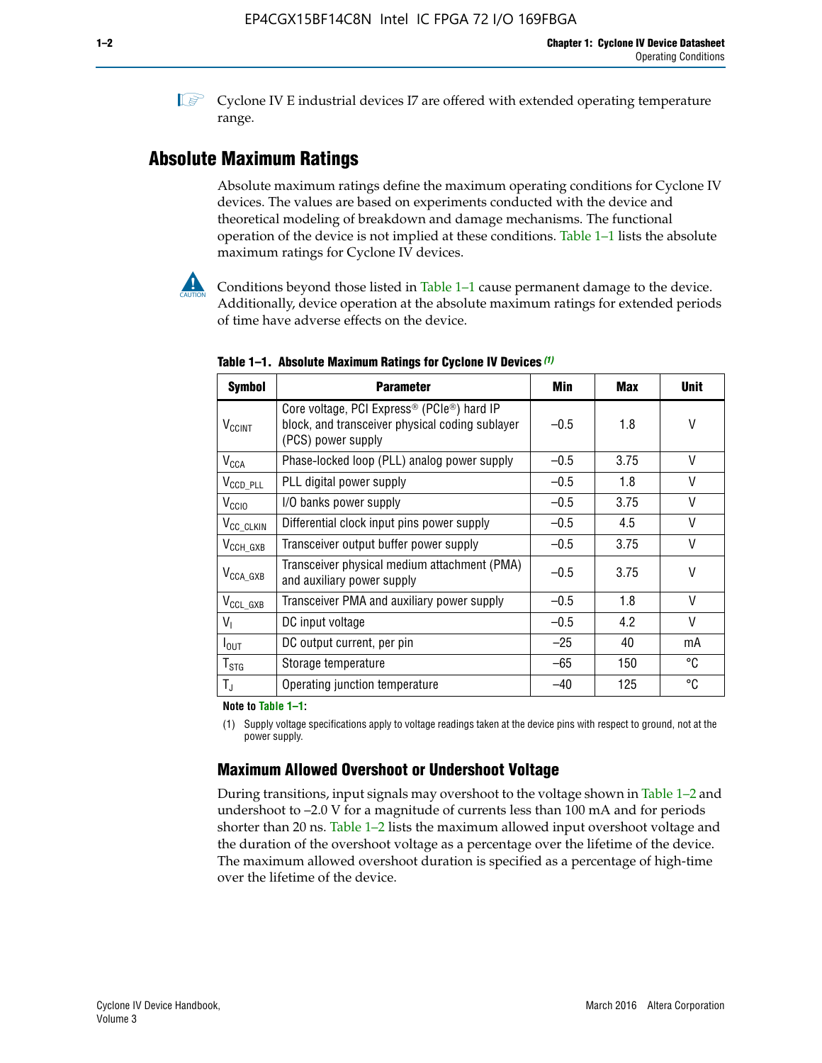Cyclone IV E industrial devices I7 are offered with extended operating temperature range.

## Absolute Maximum Ratings

Absolute maximum ratings define the maximum operating conditions for Cyclone IV devices. The values are based on experiments conducted with the device and theoretical modeling of breakdown and damage mechanisms. The functional operation of the device is not implied at these conditions. Table 1–1 lists the absolute maximum ratings for Cyclone IV devices.

Conditions beyond those listed in Table 1–1 cause permanent damage to the device. Additionally, device operation at the absolute maximum ratings for extended periods of time have adverse effects on the device.

**Table 1–1. Absolute Maximum Ratings for Cyclone IV Devices (1)**

| Symbol | Parameter | Min | Max | Unit |
|---|---|---|---|---|
| $V_{CCINT}$ | Core voltage, PCI Express® (PCIe®) hard IP block, and transceiver physical coding sublayer (PCS) power supply | –0.5 | 1.8 | V |
| $V_{CCA}$ | Phase-locked loop (PLL) analog power supply | –0.5 | 3.75 | V |
| $V_{CCD\_PLL}$ | PLL digital power supply | –0.5 | 1.8 | V |
| $V_{CCIO}$ | I/O banks power supply | –0.5 | 3.75 | V |
| $V_{CC\_CLKIN}$ | Differential clock input pins power supply | –0.5 | 4.5 | V |
| $V_{CCH\_GXB}$ | Transceiver output buffer power supply | –0.5 | 3.75 | V |
| $V_{CCA\_GXB}$ | Transceiver physical medium attachment (PMA) and auxiliary power supply | –0.5 | 3.75 | V |
| $V_{CCL\_GXB}$ | Transceiver PMA and auxiliary power supply | –0.5 | 1.8 | V |
| $V_I$ | DC input voltage | –0.5 | 4.2 | V |
| $I_{OUT}$ | DC output current, per pin | –25 | 40 | mA |
| $T_{STG}$ | Storage temperature | –65 | 150 | °C |
| $T_J$ | Operating junction temperature | –40 | 125 | °C |

**Note to Table 1–1:**

(1) Supply voltage specifications apply to voltage readings taken at the device pins with respect to ground, not at the power supply.

### Maximum Allowed Overshoot or Undershoot Voltage

During transitions, input signals may overshoot to the voltage shown in Table 1–2 and undershoot to –2.0 V for a magnitude of currents less than 100 mA and for periods shorter than 20 ns. Table 1–2 lists the maximum allowed input overshoot voltage and the duration of the overshoot voltage as a percentage over the lifetime of the device. The maximum allowed overshoot duration is specified as a percentage of high-time over the lifetime of the device.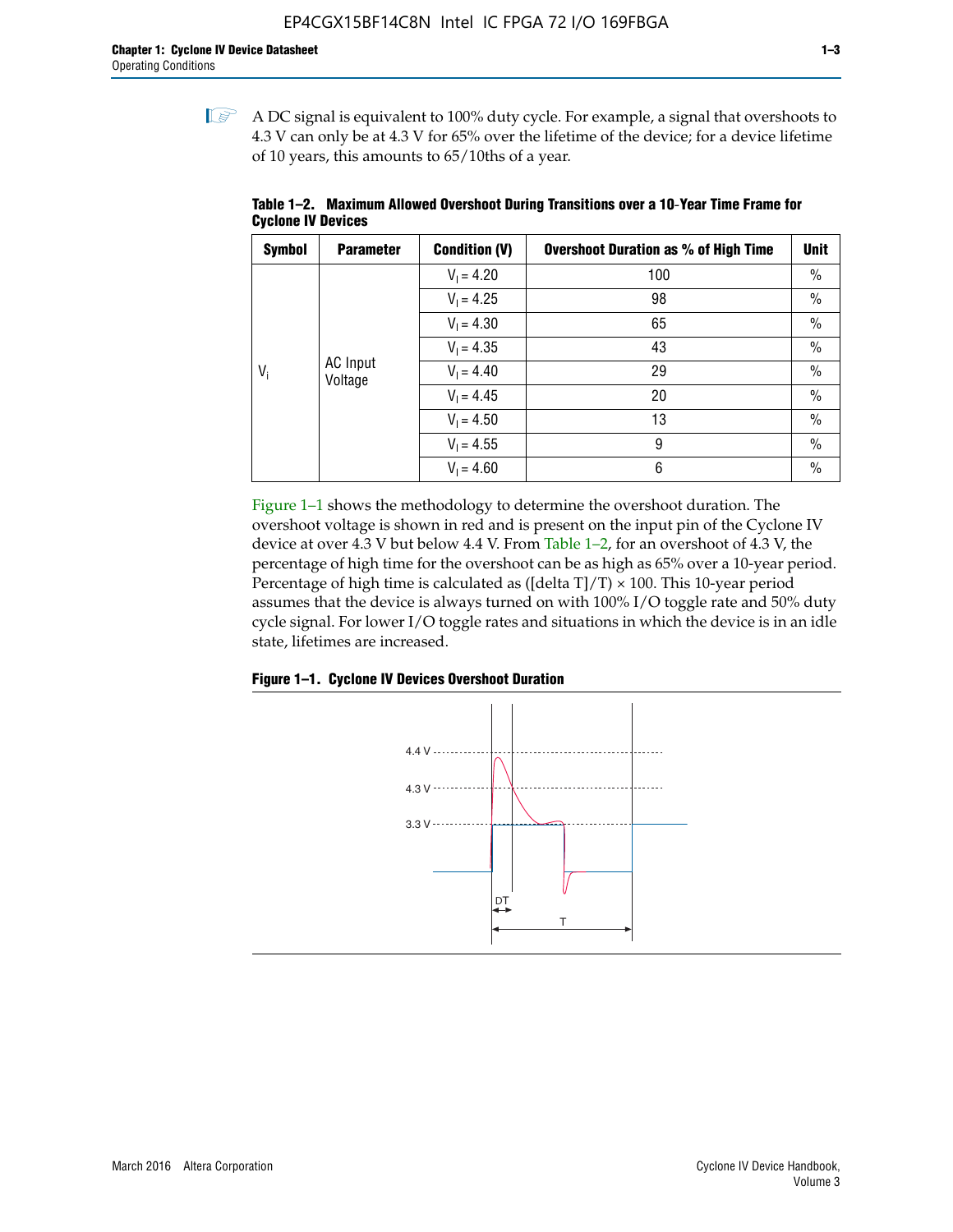A DC signal is equivalent to 100% duty cycle. For example, a signal that overshoots to 4.3 V can only be at 4.3 V for 65% over the lifetime of the device; for a device lifetime of 10 years, this amounts to 65/10ths of a year.

**Table 1–2. Maximum Allowed Overshoot During Transitions over a 10-Year Time Frame for Cyclone IV Devices**

| Symbol | Parameter | Condition (V) | Overshoot Duration as % of High Time | Unit |
|---|---|---|---|---|
| $V_i$ | AC Input Voltage | $V_I$ = 4.20 | 100 | % |
| | | $V_I$ = 4.25 | 98 | % |
| | | $V_I$ = 4.30 | 65 | % |
| | | $V_I$ = 4.35 | 43 | % |
| | | $V_I$ = 4.40 | 29 | % |
| | | $V_I$ = 4.45 | 20 | % |
| | | $V_I$ = 4.50 | 13 | % |
| | | $V_I$ = 4.55 | 9 | % |
| | | $V_I$ = 4.60 | 6 | % |

Figure 1–1 shows the methodology to determine the overshoot duration. The overshoot voltage is shown in red and is present on the input pin of the Cyclone IV device at over 4.3 V but below 4.4 V. From Table 1–2, for an overshoot of 4.3 V, the percentage of high time for the overshoot can be as high as 65% over a 10-year period. Percentage of high time is calculated as ([delta T]/T) × 100. This 10-year period assumes that the device is always turned on with 100% I/O toggle rate and 50% duty cycle signal. For lower I/O toggle rates and situations in which the device is in an idle state, lifetimes are increased.

**Figure 1–1. Cyclone IV Devices Overshoot Duration**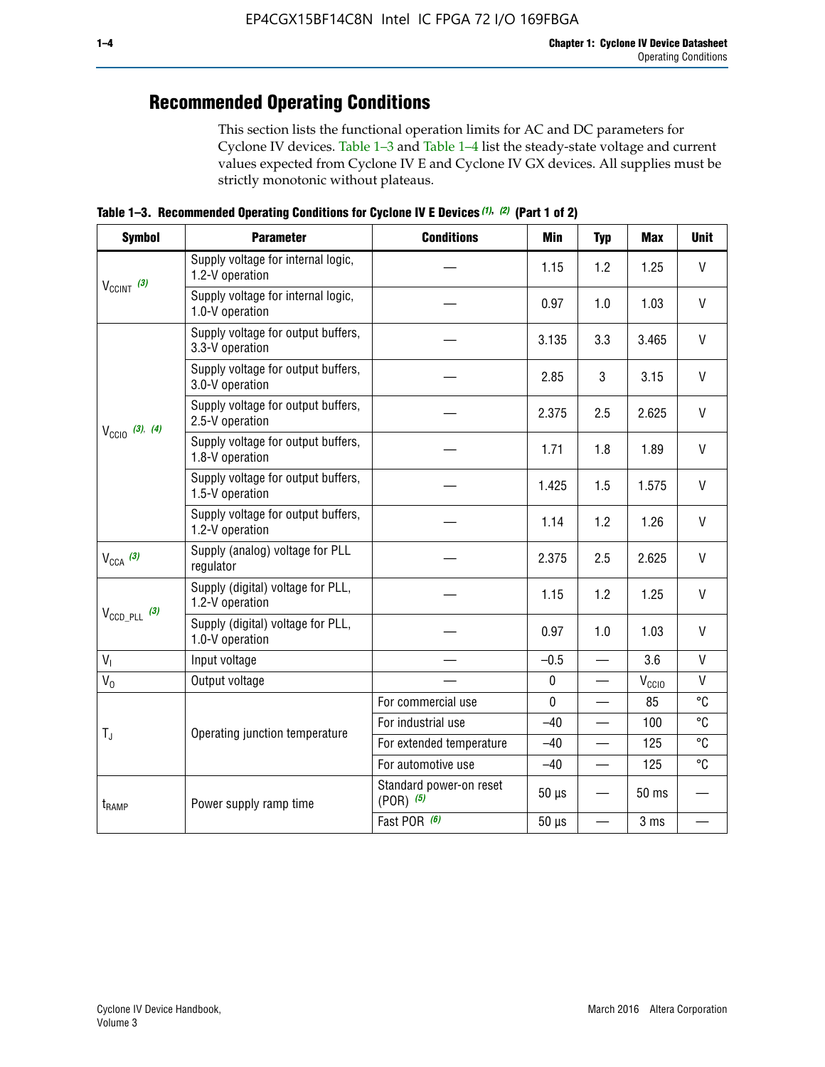## Recommended Operating Conditions

This section lists the functional operation limits for AC and DC parameters for Cyclone IV devices. Table 1–3 and Table 1–4 list the steady-state voltage and current values expected from Cyclone IV E and Cyclone IV GX devices. All supplies must be strictly monotonic without plateaus.

**Table 1–3. Recommended Operating Conditions for Cyclone IV E Devices (1), (2) (Part 1 of 2)**

| Symbol | Parameter | Conditions | Min | Typ | Max | Unit |
|---|---|---|---|---|---|---|
| $V_{CCINT}$ (3) | Supply voltage for internal logic, 1.2-V operation | — | 1.15 | 1.2 | 1.25 | V |
| | Supply voltage for internal logic, 1.0-V operation | — | 0.97 | 1.0 | 1.03 | V |
| $V_{CCIO}$ (3), (4) | Supply voltage for output buffers, 3.3-V operation | — | 3.135 | 3.3 | 3.465 | V |
| | Supply voltage for output buffers, 3.0-V operation | — | 2.85 | 3 | 3.15 | V |
| | Supply voltage for output buffers, 2.5-V operation | — | 2.375 | 2.5 | 2.625 | V |
| | Supply voltage for output buffers, 1.8-V operation | — | 1.71 | 1.8 | 1.89 | V |
| | Supply voltage for output buffers, 1.5-V operation | — | 1.425 | 1.5 | 1.575 | V |
| | Supply voltage for output buffers, 1.2-V operation | — | 1.14 | 1.2 | 1.26 | V |
| $V_{CCA}$ (3) | Supply (analog) voltage for PLL regulator | — | 2.375 | 2.5 | 2.625 | V |
| $V_{CCD\_PLL}$ (3) | Supply (digital) voltage for PLL, 1.2-V operation | — | 1.15 | 1.2 | 1.25 | V |
| | Supply (digital) voltage for PLL, 1.0-V operation | — | 0.97 | 1.0 | 1.03 | V |
| $V_I$ | Input voltage | — | –0.5 | — | 3.6 | V |
| $V_O$ | Output voltage | — | 0 | — | $V_{CCIO}$ | V |
| $T_J$ | Operating junction temperature | For commercial use | 0 | — | 85 | °C |
| | | For industrial use | –40 | — | 100 | °C |
| | | For extended temperature | –40 | — | 125 | °C |
| | | For automotive use | –40 | — | 125 | °C |
| $t_{RAMP}$ | Power supply ramp time | Standard power-on reset (POR) (5) | 50 µs | — | 50 ms | — |
| | | Fast POR (6) | 50 µs | — | 3 ms | — |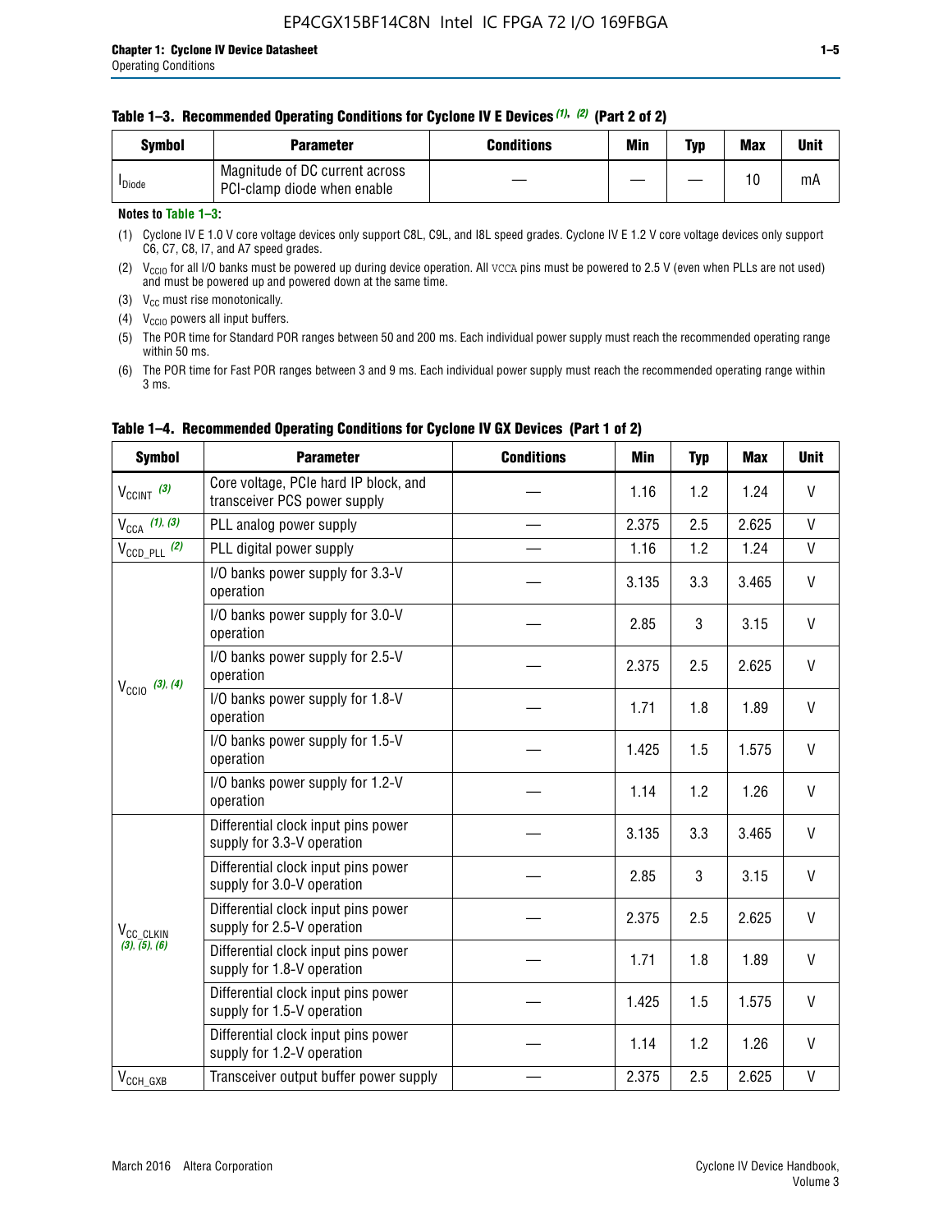**Table 1–3. Recommended Operating Conditions for Cyclone IV E Devices (1), (2) (Part 2 of 2)**

| Symbol | Parameter | Conditions | Min | Typ | Max | Unit |
|---|---|---|---|---|---|---|
| $I_{Diode}$ | Magnitude of DC current across PCI-clamp diode when enable | — | — | — | 10 | mA |

**Notes to Table 1–3:**

(1) Cyclone IV E 1.0 V core voltage devices only support C8L, C9L, and I8L speed grades. Cyclone IV E 1.2 V core voltage devices only support C6, C7, C8, I7, and A7 speed grades.

(2) $V_{CCIO}$ for all I/O banks must be powered up during device operation. All VCCA pins must be powered to 2.5 V (even when PLLs are not used) and must be powered up and powered down at the same time.

(3) $V_{CC}$ must rise monotonically.

(4) $V_{CCIO}$ powers all input buffers.

(5) The POR time for Standard POR ranges between 50 and 200 ms. Each individual power supply must reach the recommended operating range within 50 ms.

(6) The POR time for Fast POR ranges between 3 and 9 ms. Each individual power supply must reach the recommended operating range within 3 ms.

**Table 1–4. Recommended Operating Conditions for Cyclone IV GX Devices (Part 1 of 2)**

| Symbol | Parameter | Conditions | Min | Typ | Max | Unit |
|---|---|---|---|---|---|---|
| $V_{CCINT}$ (3) | Core voltage, PCIe hard IP block, and transceiver PCS power supply | — | 1.16 | 1.2 | 1.24 | V |
| $V_{CCA}$ (1), (3) | PLL analog power supply | — | 2.375 | 2.5 | 2.625 | V |
| $V_{CCD\_PLL}$ (2) | PLL digital power supply | — | 1.16 | 1.2 | 1.24 | V |
| $V_{CCIO}$ (3), (4) | I/O banks power supply for 3.3-V operation | — | 3.135 | 3.3 | 3.465 | V |
| | I/O banks power supply for 3.0-V operation | — | 2.85 | 3 | 3.15 | V |
| | I/O banks power supply for 2.5-V operation | — | 2.375 | 2.5 | 2.625 | V |
| | I/O banks power supply for 1.8-V operation | — | 1.71 | 1.8 | 1.89 | V |
| | I/O banks power supply for 1.5-V operation | — | 1.425 | 1.5 | 1.575 | V |
| | I/O banks power supply for 1.2-V operation | — | 1.14 | 1.2 | 1.26 | V |
| $V_{CC\_CLKIN}$ (3), (5), (6) | Differential clock input pins power supply for 3.3-V operation | — | 3.135 | 3.3 | 3.465 | V |
| | Differential clock input pins power supply for 3.0-V operation | — | 2.85 | 3 | 3.15 | V |
| | Differential clock input pins power supply for 2.5-V operation | — | 2.375 | 2.5 | 2.625 | V |
| | Differential clock input pins power supply for 1.8-V operation | — | 1.71 | 1.8 | 1.89 | V |
| | Differential clock input pins power supply for 1.5-V operation | — | 1.425 | 1.5 | 1.575 | V |
| | Differential clock input pins power supply for 1.2-V operation | — | 1.14 | 1.2 | 1.26 | V |
| $V_{CCH\_GXB}$ | Transceiver output buffer power supply | — | 2.375 | 2.5 | 2.625 | V |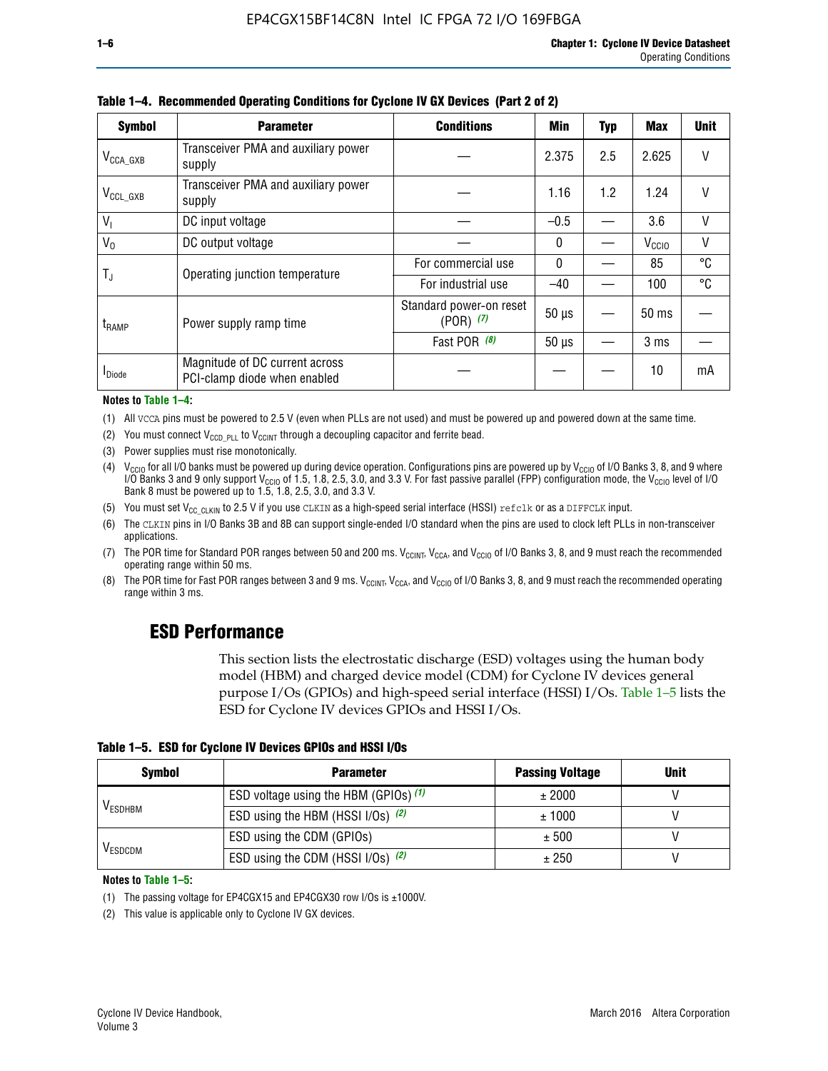**Table 1–4. Recommended Operating Conditions for Cyclone IV GX Devices (Part 2 of 2)**

| Symbol | Parameter | Conditions | Min | Typ | Max | Unit |
|---|---|---|---|---|---|---|
| $V_{CCA\_GXB}$ | Transceiver PMA and auxiliary power supply | — | 2.375 | 2.5 | 2.625 | V |
| $V_{CCL\_GXB}$ | Transceiver PMA and auxiliary power supply | — | 1.16 | 1.2 | 1.24 | V |
| $V_I$ | DC input voltage | — | –0.5 | — | 3.6 | V |
| $V_O$ | DC output voltage | — | 0 | — | $V_{CCIO}$ | V |
| $T_J$ | Operating junction temperature | For commercial use | 0 | — | 85 | °C |
| | | For industrial use | –40 | — | 100 | °C |
| $t_{RAMP}$ | Power supply ramp time | Standard power-on reset (POR) *(7)* | 50 µs | — | 50 ms | — |
| | | Fast POR *(8)* | 50 µs | — | 3 ms | — |
| $I_{Diode}$ | Magnitude of DC current across PCI-clamp diode when enabled | — | — | — | 10 | mA |

**Notes to Table 1–4:**

(1) All VCCA pins must be powered to 2.5 V (even when PLLs are not used) and must be powered up and powered down at the same time.

(2) You must connect $V_{CCD\_PLL}$ to $V_{CCINT}$ through a decoupling capacitor and ferrite bead.

(3) Power supplies must rise monotonically.

(4) $V_{CCIO}$ for all I/O banks must be powered up during device operation. Configurations pins are powered up by $V_{CCIO}$ of I/O Banks 3, 8, and 9 where I/O Banks 3 and 9 only support $V_{CCIO}$ of 1.5, 1.8, 2.5, 3.0, and 3.3 V. For fast passive parallel (FPP) configuration mode, the $V_{CCIO}$ level of I/O Bank 8 must be powered up to 1.5, 1.8, 2.5, 3.0, and 3.3 V.

(5) You must set $V_{CC\_CLKIN}$ to 2.5 V if you use CLKIN as a high-speed serial interface (HSSI) refclk or as a DIFFCLK input.

(6) The CLKIN pins in I/O Banks 3B and 8B can support single-ended I/O standard when the pins are used to clock left PLLs in non-transceiver applications.

(7) The POR time for Standard POR ranges between 50 and 200 ms. $V_{CCINT}$, $V_{CCA}$, and $V_{CCIO}$ of I/O Banks 3, 8, and 9 must reach the recommended operating range within 50 ms.

(8) The POR time for Fast POR ranges between 3 and 9 ms. $V_{CCINT}$, $V_{CCA}$, and $V_{CCIO}$ of I/O Banks 3, 8, and 9 must reach the recommended operating range within 3 ms.

## ESD Performance

This section lists the electrostatic discharge (ESD) voltages using the human body model (HBM) and charged device model (CDM) for Cyclone IV devices general purpose I/Os (GPIOs) and high-speed serial interface (HSSI) I/Os. Table 1–5 lists the ESD for Cyclone IV devices GPIOs and HSSI I/Os.

**Table 1–5. ESD for Cyclone IV Devices GPIOs and HSSI I/Os**

| Symbol | Parameter | Passing Voltage | Unit |
|---|---|---|---|
| $V_{ESDHBM}$ | ESD voltage using the HBM (GPIOs) *(1)* | ± 2000 | V |
| | ESD using the HBM (HSSI I/Os) *(2)* | ± 1000 | V |
| $V_{ESDCDM}$ | ESD using the CDM (GPIOs) | ± 500 | V |
| | ESD using the CDM (HSSI I/Os) *(2)* | ± 250 | V |

**Notes to Table 1–5:**

(1) The passing voltage for EP4CGX15 and EP4CGX30 row I/Os is ±1000V.

(2) This value is applicable only to Cyclone IV GX devices.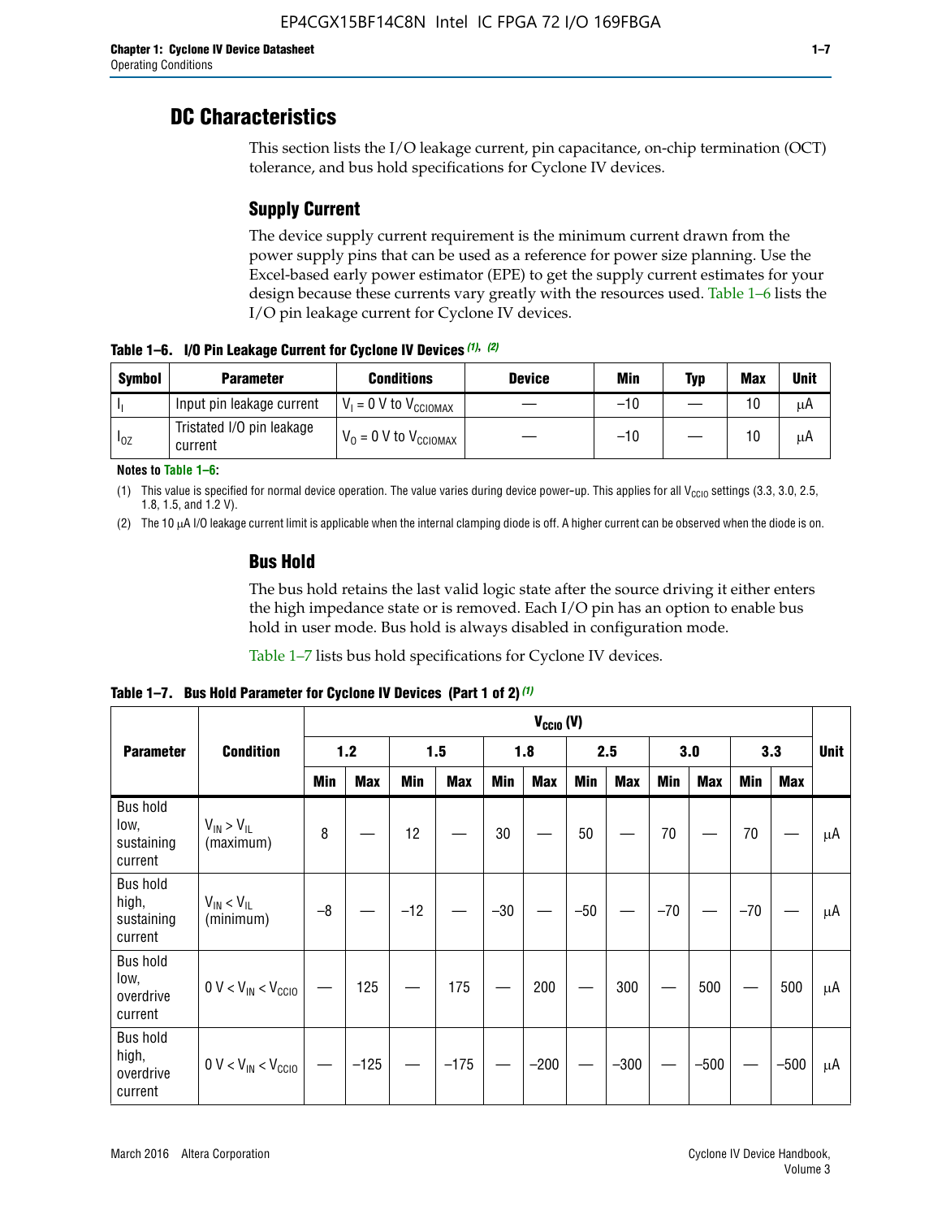## DC Characteristics

This section lists the I/O leakage current, pin capacitance, on-chip termination (OCT) tolerance, and bus hold specifications for Cyclone IV devices.

### Supply Current

The device supply current requirement is the minimum current drawn from the power supply pins that can be used as a reference for power size planning. Use the Excel-based early power estimator (EPE) to get the supply current estimates for your design because these currents vary greatly with the resources used. Table 1–6 lists the I/O pin leakage current for Cyclone IV devices.

**Table 1–6. I/O Pin Leakage Current for Cyclone IV Devices (1), (2)**

| Symbol | Parameter | Conditions | Device | Min | Typ | Max | Unit |
|---|---|---|---|---|---|---|---|
| $I_I$ | Input pin leakage current | $V_I$ = 0 V to $V_{CCIOMAX}$ | — | –10 | — | 10 | μA |
| $I_{OZ}$ | Tristated I/O pin leakage current | $V_O$ = 0 V to $V_{CCIOMAX}$ | — | –10 | — | 10 | μA |

**Notes to Table 1–6:**

(1) This value is specified for normal device operation. The value varies during device power-up. This applies for all $V_{CCIO}$ settings (3.3, 3.0, 2.5, 1.8, 1.5, and 1.2 V).

(2) The 10 μA I/O leakage current limit is applicable when the internal clamping diode is off. A higher current can be observed when the diode is on.

### Bus Hold

The bus hold retains the last valid logic state after the source driving it either enters the high impedance state or is removed. Each I/O pin has an option to enable bus hold in user mode. Bus hold is always disabled in configuration mode.

Table 1–7 lists bus hold specifications for Cyclone IV devices.

**Table 1–7. Bus Hold Parameter for Cyclone IV Devices (Part 1 of 2) (1)**

| Parameter | Condition | $V_{CCIO}$ (V) | | | | | | | | | | | | Unit |
|---|---|---|---|---|---|---|---|---|---|---|---|---|---|---|
| | | 1.2 | | 1.5 | | 1.8 | | 2.5 | | 3.0 | | 3.3 | | |
| | | Min | Max | Min | Max | Min | Max | Min | Max | Min | Max | Min | Max | |
| Bus hold low, sustaining current | $V_{IN} > V_{IL}$ (maximum) | 8 | — | 12 | — | 30 | — | 50 | — | 70 | — | 70 | — | μA |
| Bus hold high, sustaining current | $V_{IN} < V_{IL}$ (minimum) | –8 | — | –12 | — | –30 | — | –50 | — | –70 | — | –70 | — | μA |
| Bus hold low, overdrive current | $0 V < V_{IN} < V_{CCIO}$ | — | 125 | — | 175 | — | 200 | — | 300 | — | 500 | — | 500 | μA |
| Bus hold high, overdrive current | $0 V < V_{IN} < V_{CCIO}$ | — | –125 | — | –175 | — | –200 | — | –300 | — | –500 | — | –500 | μA |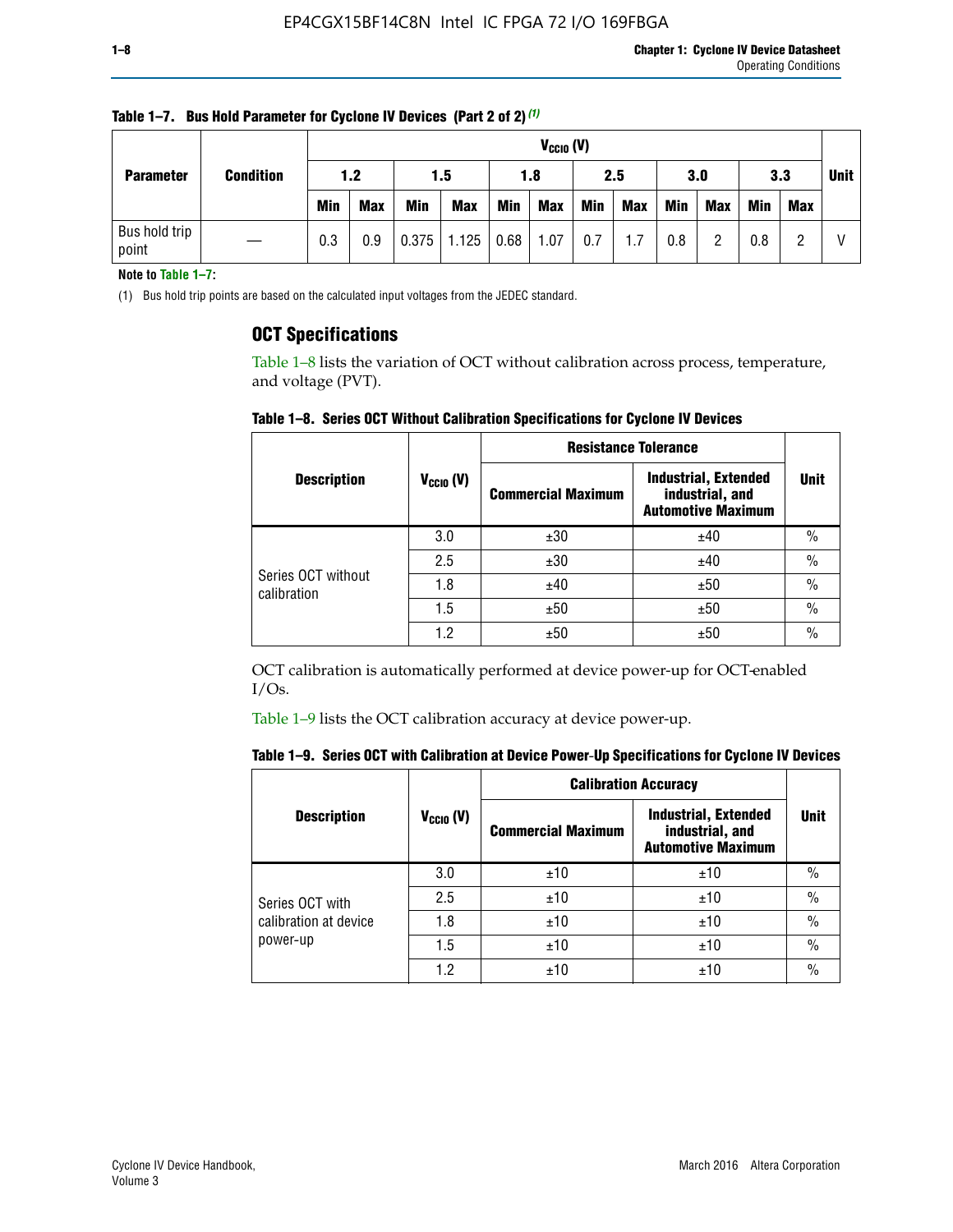**Table 1–7. Bus Hold Parameter for Cyclone IV Devices (Part 2 of 2)** (1)

| Parameter | Condition | $V_{CCIO}$ (V) | | | | | | | | | | | | Unit |
|---|---|---|---|---|---|---|---|---|---|---|---|---|---|---|
| | | 1.2 | | 1.5 | | 1.8 | | 2.5 | | 3.0 | | 3.3 | | |
| | | Min | Max | Min | Max | Min | Max | Min | Max | Min | Max | Min | Max | |
| Bus hold trip point | — | 0.3 | 0.9 | 0.375 | 1.125 | 0.68 | 1.07 | 0.7 | 1.7 | 0.8 | 2 | 0.8 | 2 | V |

**Note to Table 1–7:**

(1) Bus hold trip points are based on the calculated input voltages from the JEDEC standard.

## OCT Specifications

Table 1–8 lists the variation of OCT without calibration across process, temperature, and voltage (PVT).

**Table 1–8. Series OCT Without Calibration Specifications for Cyclone IV Devices**

| Description | $V_{CCIO}$ (V) | Resistance Tolerance | | Unit |
|---|---|---|---|---|
| | | Commercial Maximum | Industrial, Extended industrial, and Automotive Maximum | |
| Series OCT without calibration | 3.0 | ±30 | ±40 | % |
| | 2.5 | ±30 | ±40 | % |
| | 1.8 | ±40 | ±50 | % |
| | 1.5 | ±50 | ±50 | % |
| | 1.2 | ±50 | ±50 | % |

OCT calibration is automatically performed at device power-up for OCT-enabled I/Os.

Table 1–9 lists the OCT calibration accuracy at device power-up.

**Table 1–9. Series OCT with Calibration at Device Power-Up Specifications for Cyclone IV Devices**

| Description | $V_{CCIO}$ (V) | Calibration Accuracy | | Unit |
|---|---|---|---|---|
| | | Commercial Maximum | Industrial, Extended industrial, and Automotive Maximum | |
| Series OCT with calibration at device power-up | 3.0 | ±10 | ±10 | % |
| | 2.5 | ±10 | ±10 | % |
| | 1.8 | ±10 | ±10 | % |
| | 1.5 | ±10 | ±10 | % |
| | 1.2 | ±10 | ±10 | % |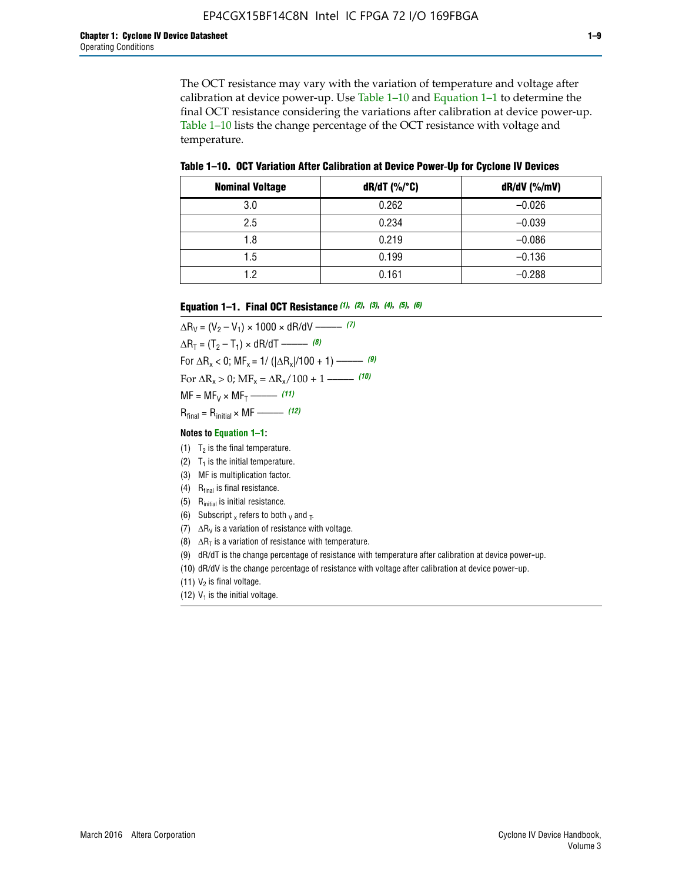The OCT resistance may vary with the variation of temperature and voltage after calibration at device power-up. Use Table 1–10 and Equation 1–1 to determine the final OCT resistance considering the variations after calibration at device power-up. Table 1–10 lists the change percentage of the OCT resistance with voltage and temperature.

**Table 1–10. OCT Variation After Calibration at Device Power-Up for Cyclone IV Devices**

| Nominal Voltage | dR/dT (%/°C) | dR/dV (%/mV) |
|---|---|---|
| 3.0 | 0.262 | –0.026 |
| 2.5 | 0.234 | –0.039 |
| 1.8 | 0.219 | –0.086 |
| 1.5 | 0.199 | –0.136 |
| 1.2 | 0.161 | –0.288 |

**Equation 1–1. Final OCT Resistance** *(1), (2), (3), (4), (5), (6)*

$$\Delta R_V = (V_2 - V_1) \times 1000 \times dR/dV \text{ ——— } (7)$$

$$\Delta R_T = (T_2 - T_1) \times dR/dT \text{ ——— } (8)$$

$$\text{For } \Delta R_x < 0;\ MF_x = 1/(|\Delta R_x|/100 + 1) \text{ ——— } (9)$$

$$\text{For } \Delta R_x > 0;\ MF_x = \Delta R_x/100 + 1 \text{ ——— } (10)$$

$$MF = MF_V \times MF_T \text{ ——— } (11)$$

$$R_{final} = R_{initial} \times MF \text{ ——— } (12)$$

**Notes to Equation 1–1:**

(1) $T_2$ is the final temperature.

(2) $T_1$ is the initial temperature.

(3) MF is multiplication factor.

(4) $R_{final}$ is final resistance.

(5) $R_{initial}$ is initial resistance.

(6) Subscript $_x$ refers to both $_V$ and $_T$.

(7) $\Delta R_V$ is a variation of resistance with voltage.

(8) $\Delta R_T$ is a variation of resistance with temperature.

(9) dR/dT is the change percentage of resistance with temperature after calibration at device power-up.

(10) dR/dV is the change percentage of resistance with voltage after calibration at device power-up.

(11) $V_2$ is final voltage.

(12) $V_1$ is the initial voltage.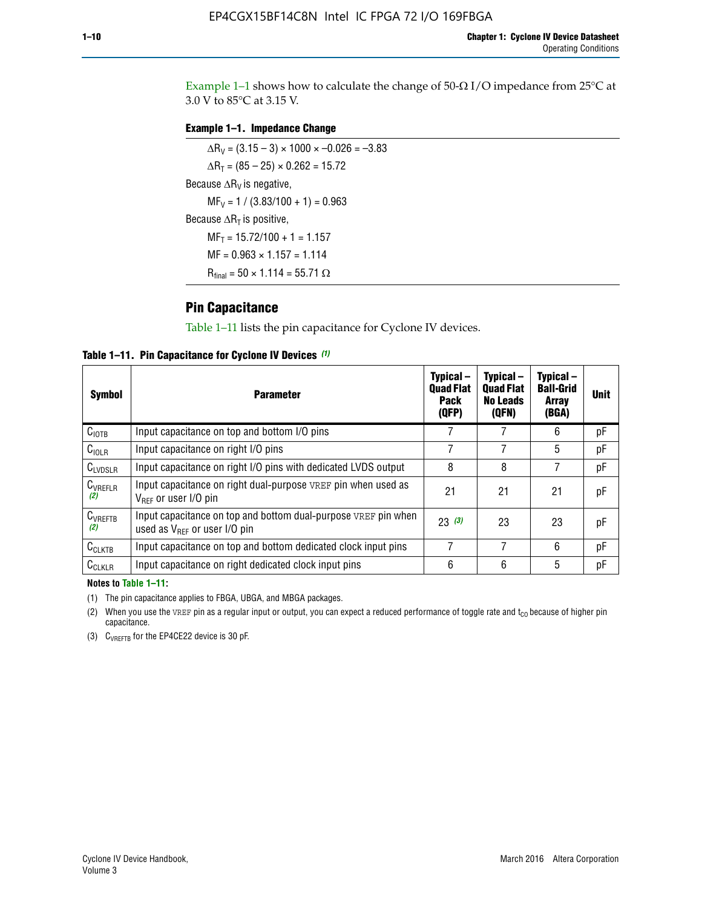Example 1–1 shows how to calculate the change of 50-Ω I/O impedance from 25°C at 3.0 V to 85°C at 3.15 V.

**Example 1–1. Impedance Change**

$\Delta R_V = (3.15 - 3) \times 1000 \times -0.026 = -3.83$

$\Delta R_T = (85 - 25) \times 0.262 = 15.72$

Because $\Delta R_V$ is negative,

$MF_V = 1 / (3.83/100 + 1) = 0.963$

Because $\Delta R_T$ is positive,

$MF_T = 15.72/100 + 1 = 1.157$

$MF = 0.963 \times 1.157 = 1.114$

$R_{final} = 50 \times 1.114 = 55.71\ \Omega$

## Pin Capacitance

Table 1–11 lists the pin capacitance for Cyclone IV devices.

**Table 1–11. Pin Capacitance for Cyclone IV Devices** *(1)*

| Symbol | Parameter | Typical – Quad Flat Pack (QFP) | Typical – Quad Flat No Leads (QFN) | Typical – Ball-Grid Array (BGA) | Unit |
|---|---|---|---|---|---|
| $C_{IOTB}$ | Input capacitance on top and bottom I/O pins | 7 | 7 | 6 | pF |
| $C_{IOLR}$ | Input capacitance on right I/O pins | 7 | 7 | 5 | pF |
| $C_{LVDSLR}$ | Input capacitance on right I/O pins with dedicated LVDS output | 8 | 8 | 7 | pF |
| $C_{VREFLR}$ *(2)* | Input capacitance on right dual-purpose VREF pin when used as $V_{REF}$ or user I/O pin | 21 | 21 | 21 | pF |
| $C_{VREFTB}$ *(2)* | Input capacitance on top and bottom dual-purpose VREF pin when used as $V_{REF}$ or user I/O pin | 23 *(3)* | 23 | 23 | pF |
| $C_{CLKTB}$ | Input capacitance on top and bottom dedicated clock input pins | 7 | 7 | 6 | pF |
| $C_{CLKLR}$ | Input capacitance on right dedicated clock input pins | 6 | 6 | 5 | pF |

**Notes to Table 1–11:**

(1) The pin capacitance applies to FBGA, UBGA, and MBGA packages.

(2) When you use the VREF pin as a regular input or output, you can expect a reduced performance of toggle rate and $t_{CO}$ because of higher pin capacitance.

(3) $C_{VREFTB}$ for the EP4CE22 device is 30 pF.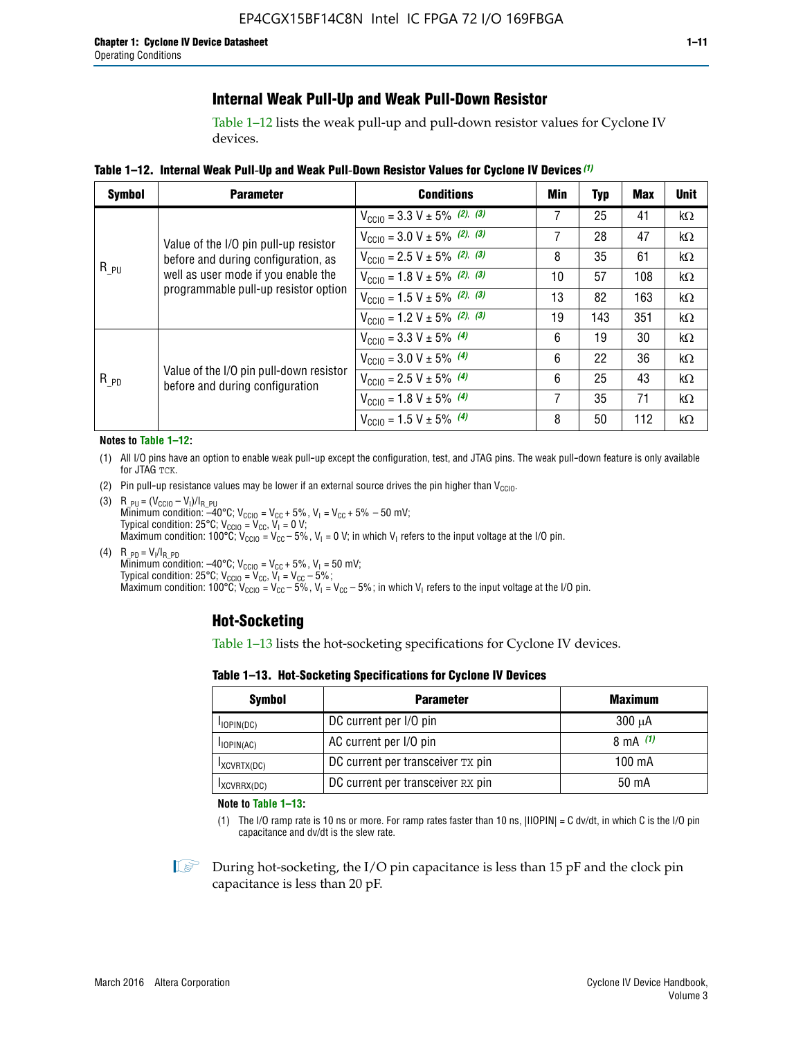## Internal Weak Pull-Up and Weak Pull-Down Resistor

Table 1–12 lists the weak pull-up and pull-down resistor values for Cyclone IV devices.

**Table 1–12. Internal Weak Pull-Up and Weak Pull-Down Resistor Values for Cyclone IV Devices (1)**

| Symbol | Parameter | Conditions | Min | Typ | Max | Unit |
|---|---|---|---|---|---|---|
| $R_{\_PU}$ | Value of the I/O pin pull-up resistor before and during configuration, as well as user mode if you enable the programmable pull-up resistor option | $V_{CCIO}$ = 3.3 V ± 5% (2), (3) | 7 | 25 | 41 | kΩ |
| | | $V_{CCIO}$ = 3.0 V ± 5% (2), (3) | 7 | 28 | 47 | kΩ |
| | | $V_{CCIO}$ = 2.5 V ± 5% (2), (3) | 8 | 35 | 61 | kΩ |
| | | $V_{CCIO}$ = 1.8 V ± 5% (2), (3) | 10 | 57 | 108 | kΩ |
| | | $V_{CCIO}$ = 1.5 V ± 5% (2), (3) | 13 | 82 | 163 | kΩ |
| | | $V_{CCIO}$ = 1.2 V ± 5% (2), (3) | 19 | 143 | 351 | kΩ |
| $R_{\_PD}$ | Value of the I/O pin pull-down resistor before and during configuration | $V_{CCIO}$ = 3.3 V ± 5% (4) | 6 | 19 | 30 | kΩ |
| | | $V_{CCIO}$ = 3.0 V ± 5% (4) | 6 | 22 | 36 | kΩ |
| | | $V_{CCIO}$ = 2.5 V ± 5% (4) | 6 | 25 | 43 | kΩ |
| | | $V_{CCIO}$ = 1.8 V ± 5% (4) | 7 | 35 | 71 | kΩ |
| | | $V_{CCIO}$ = 1.5 V ± 5% (4) | 8 | 50 | 112 | kΩ |

**Notes to Table 1–12:**

(1) All I/O pins have an option to enable weak pull-up except the configuration, test, and JTAG pins. The weak pull-down feature is only available for JTAG TCK.

(2) Pin pull-up resistance values may be lower if an external source drives the pin higher than $V_{CCIO}$.

(3) $R_{\_PU} = (V_{CCIO} - V_I)/I_{R\_PU}$
Minimum condition: –40°C; $V_{CCIO} = V_{CC} + 5\%$, $V_I = V_{CC} + 5\% - 50$ mV;
Typical condition: 25°C; $V_{CCIO} = V_{CC}$, $V_I = 0$ V;
Maximum condition: 100°C; $V_{CCIO} = V_{CC} - 5\%$, $V_I = 0$ V; in which $V_I$ refers to the input voltage at the I/O pin.

(4) $R_{\_PD} = V_I/I_{R\_PD}$
Minimum condition: –40°C; $V_{CCIO} = V_{CC} + 5\%$, $V_I = 50$ mV;
Typical condition: 25°C; $V_{CCIO} = V_{CC}$, $V_I = V_{CC} - 5\%$;
Maximum condition: 100°C; $V_{CCIO} = V_{CC} - 5\%$, $V_I = V_{CC} - 5\%$; in which $V_I$ refers to the input voltage at the I/O pin.

## Hot-Socketing

Table 1–13 lists the hot-socketing specifications for Cyclone IV devices.

**Table 1–13. Hot-Socketing Specifications for Cyclone IV Devices**

| Symbol | Parameter | Maximum |
|---|---|---|
| $I_{IOPIN(DC)}$ | DC current per I/O pin | 300 μA |
| $I_{IOPIN(AC)}$ | AC current per I/O pin | 8 mA (1) |
| $I_{XCVRTX(DC)}$ | DC current per transceiver TX pin | 100 mA |
| $I_{XCVRRX(DC)}$ | DC current per transceiver RX pin | 50 mA |

**Note to Table 1–13:**

(1) The I/O ramp rate is 10 ns or more. For ramp rates faster than 10 ns, |IIOPIN| = C dv/dt, in which C is the I/O pin capacitance and dv/dt is the slew rate.

During hot-socketing, the I/O pin capacitance is less than 15 pF and the clock pin capacitance is less than 20 pF.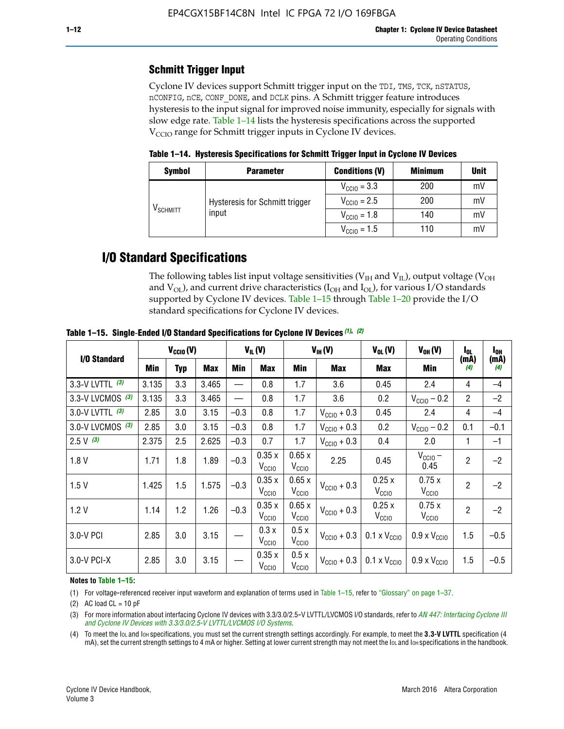## Schmitt Trigger Input

Cyclone IV devices support Schmitt trigger input on the TDI, TMS, TCK, nSTATUS, nCONFIG, nCE, CONF_DONE, and DCLK pins. A Schmitt trigger feature introduces hysteresis to the input signal for improved noise immunity, especially for signals with slow edge rate. Table 1–14 lists the hysteresis specifications across the supported $V_{CCIO}$ range for Schmitt trigger inputs in Cyclone IV devices.

**Table 1–14. Hysteresis Specifications for Schmitt Trigger Input in Cyclone IV Devices**

| Symbol | Parameter | Conditions (V) | Minimum | Unit |
|---|---|---|---|---|
| $V_{SCHMITT}$ | Hysteresis for Schmitt trigger input | $V_{CCIO}$ = 3.3 | 200 | mV |
| | | $V_{CCIO}$ = 2.5 | 200 | mV |
| | | $V_{CCIO}$ = 1.8 | 140 | mV |
| | | $V_{CCIO}$ = 1.5 | 110 | mV |

# I/O Standard Specifications

The following tables list input voltage sensitivities ($V_{IH}$ and $V_{IL}$), output voltage ($V_{OH}$ and $V_{OL}$), and current drive characteristics ($I_{OH}$ and $I_{OL}$), for various I/O standards supported by Cyclone IV devices. Table 1–15 through Table 1–20 provide the I/O standard specifications for Cyclone IV devices.

**Table 1–15. Single-Ended I/O Standard Specifications for Cyclone IV Devices (1), (2)**

| I/O Standard | $V_{CCIO}$ (V) | | | $V_{IL}$ (V) | | $V_{IH}$ (V) | | $V_{OL}$ (V) | $V_{OH}$ (V) | $I_{OL}$ (mA) (4) | $I_{OH}$ (mA) (4) |
|---|---|---|---|---|---|---|---|---|---|---|---|
| | Min | Typ | Max | Min | Max | Min | Max | Max | Min | | |
| 3.3-V LVTTL (3) | 3.135 | 3.3 | 3.465 | — | 0.8 | 1.7 | 3.6 | 0.45 | 2.4 | 4 | –4 |
| 3.3-V LVCMOS (3) | 3.135 | 3.3 | 3.465 | — | 0.8 | 1.7 | 3.6 | 0.2 | $V_{CCIO}$ – 0.2 | 2 | –2 |
| 3.0-V LVTTL (3) | 2.85 | 3.0 | 3.15 | –0.3 | 0.8 | 1.7 | $V_{CCIO}$ + 0.3 | 0.45 | 2.4 | 4 | –4 |
| 3.0-V LVCMOS (3) | 2.85 | 3.0 | 3.15 | –0.3 | 0.8 | 1.7 | $V_{CCIO}$ + 0.3 | 0.2 | $V_{CCIO}$ – 0.2 | 0.1 | –0.1 |
| 2.5 V (3) | 2.375 | 2.5 | 2.625 | –0.3 | 0.7 | 1.7 | $V_{CCIO}$ + 0.3 | 0.4 | 2.0 | 1 | –1 |
| 1.8 V | 1.71 | 1.8 | 1.89 | –0.3 | 0.35 x $V_{CCIO}$ | 0.65 x $V_{CCIO}$ | 2.25 | 0.45 | $V_{CCIO}$ – 0.45 | 2 | –2 |
| 1.5 V | 1.425 | 1.5 | 1.575 | –0.3 | 0.35 x $V_{CCIO}$ | 0.65 x $V_{CCIO}$ | $V_{CCIO}$ + 0.3 | 0.25 x $V_{CCIO}$ | 0.75 x $V_{CCIO}$ | 2 | –2 |
| 1.2 V | 1.14 | 1.2 | 1.26 | –0.3 | 0.35 x $V_{CCIO}$ | 0.65 x $V_{CCIO}$ | $V_{CCIO}$ + 0.3 | 0.25 x $V_{CCIO}$ | 0.75 x $V_{CCIO}$ | 2 | –2 |
| 3.0-V PCI | 2.85 | 3.0 | 3.15 | — | 0.3 x $V_{CCIO}$ | 0.5 x $V_{CCIO}$ | $V_{CCIO}$ + 0.3 | 0.1 x $V_{CCIO}$ | 0.9 x $V_{CCIO}$ | 1.5 | –0.5 |
| 3.0-V PCI-X | 2.85 | 3.0 | 3.15 | — | 0.35 x $V_{CCIO}$ | 0.5 x $V_{CCIO}$ | $V_{CCIO}$ + 0.3 | 0.1 x $V_{CCIO}$ | 0.9 x $V_{CCIO}$ | 1.5 | –0.5 |

**Notes to Table 1–15:**

(1) For voltage-referenced receiver input waveform and explanation of terms used in Table 1–15, refer to "Glossary" on page 1–37.

(2) AC load CL = 10 pF

(3) For more information about interfacing Cyclone IV devices with 3.3/3.0/2.5-V LVTTL/LVCMOS I/O standards, refer to *AN 447: Interfacing Cyclone III and Cyclone IV Devices with 3.3/3.0/2.5-V LVTTL/LVCMOS I/O Systems*.

(4) To meet the $I_{OL}$ and $I_{OH}$ specifications, you must set the current strength settings accordingly. For example, to meet the **3.3-V LVTTL** specification (4 mA), set the current strength settings to 4 mA or higher. Setting at lower current strength may not meet the $I_{OL}$ and $I_{OH}$ specifications in the handbook.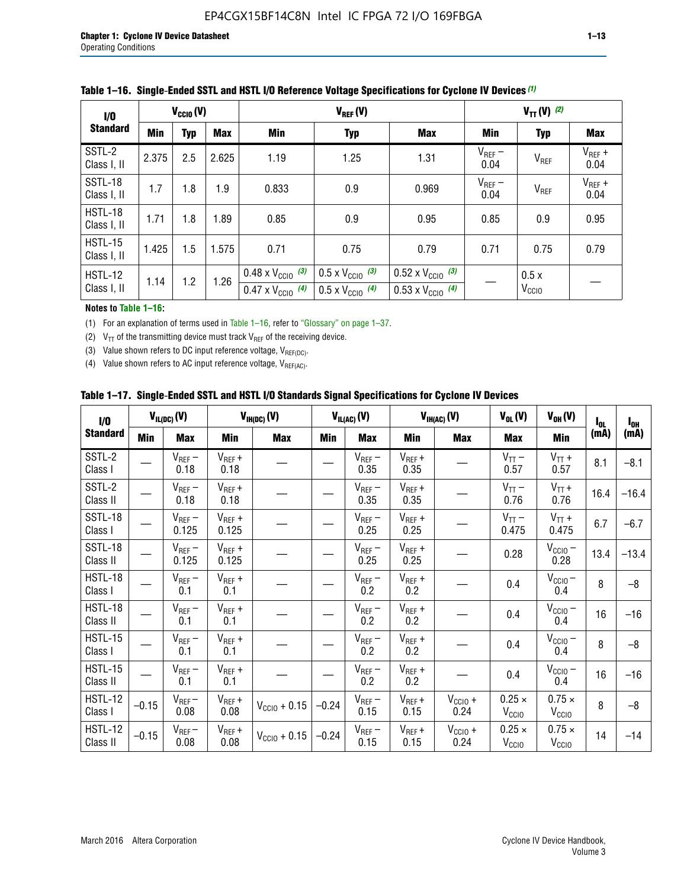**Table 1–16. Single-Ended SSTL and HSTL I/O Reference Voltage Specifications for Cyclone IV Devices (1)**

| I/O Standard | $V_{CCIO}$ (V) | | | $V_{REF}$ (V) | | | $V_{TT}$ (V) (2) | | |
|---|---|---|---|---|---|---|---|---|---|
| | Min | Typ | Max | Min | Typ | Max | Min | Typ | Max |
| SSTL-2 Class I, II | 2.375 | 2.5 | 2.625 | 1.19 | 1.25 | 1.31 | $V_{REF}$ – 0.04 | $V_{REF}$ | $V_{REF}$ + 0.04 |
| SSTL-18 Class I, II | 1.7 | 1.8 | 1.9 | 0.833 | 0.9 | 0.969 | $V_{REF}$ – 0.04 | $V_{REF}$ | $V_{REF}$ + 0.04 |
| HSTL-18 Class I, II | 1.71 | 1.8 | 1.89 | 0.85 | 0.9 | 0.95 | 0.85 | 0.9 | 0.95 |
| HSTL-15 Class I, II | 1.425 | 1.5 | 1.575 | 0.71 | 0.75 | 0.79 | 0.71 | 0.75 | 0.79 |
| HSTL-12 Class I, II | 1.14 | 1.2 | 1.26 | 0.48 x $V_{CCIO}$ (3) / 0.47 x $V_{CCIO}$ (4) | 0.5 x $V_{CCIO}$ (3) / 0.5 x $V_{CCIO}$ (4) | 0.52 x $V_{CCIO}$ (3) / 0.53 x $V_{CCIO}$ (4) | — | 0.5 x $V_{CCIO}$ | — |

**Notes to Table 1–16:**

(1) For an explanation of terms used in Table 1–16, refer to "Glossary" on page 1–37.

(2) $V_{TT}$ of the transmitting device must track $V_{REF}$ of the receiving device.

(3) Value shown refers to DC input reference voltage, $V_{REF(DC)}$.

(4) Value shown refers to AC input reference voltage, $V_{REF(AC)}$.

**Table 1–17. Single-Ended SSTL and HSTL I/O Standards Signal Specifications for Cyclone IV Devices**

| I/O Standard | $V_{IL(DC)}$ (V) | | $V_{IH(DC)}$ (V) | | $V_{IL(AC)}$ (V) | | $V_{IH(AC)}$ (V) | | $V_{OL}$ (V) | $V_{OH}$ (V) | $I_{OL}$ (mA) | $I_{OH}$ (mA) |
|---|---|---|---|---|---|---|---|---|---|---|---|---|
| | Min | Max | Min | Max | Min | Max | Min | Max | Max | Min | | |
| SSTL-2 Class I | — | $V_{REF}$ – 0.18 | $V_{REF}$ + 0.18 | — | — | $V_{REF}$ – 0.35 | $V_{REF}$ + 0.35 | — | $V_{TT}$ – 0.57 | $V_{TT}$ + 0.57 | 8.1 | –8.1 |
| SSTL-2 Class II | — | $V_{REF}$ – 0.18 | $V_{REF}$ + 0.18 | — | — | $V_{REF}$ – 0.35 | $V_{REF}$ + 0.35 | — | $V_{TT}$ – 0.76 | $V_{TT}$ + 0.76 | 16.4 | –16.4 |
| SSTL-18 Class I | — | $V_{REF}$ – 0.125 | $V_{REF}$ + 0.125 | — | — | $V_{REF}$ – 0.25 | $V_{REF}$ + 0.25 | — | $V_{TT}$ – 0.475 | $V_{TT}$ + 0.475 | 6.7 | –6.7 |
| SSTL-18 Class II | — | $V_{REF}$ – 0.125 | $V_{REF}$ + 0.125 | — | — | $V_{REF}$ – 0.25 | $V_{REF}$ + 0.25 | — | 0.28 | $V_{CCIO}$ – 0.28 | 13.4 | –13.4 |
| HSTL-18 Class I | — | $V_{REF}$ – 0.1 | $V_{REF}$ + 0.1 | — | — | $V_{REF}$ – 0.2 | $V_{REF}$ + 0.2 | — | 0.4 | $V_{CCIO}$ – 0.4 | 8 | –8 |
| HSTL-18 Class II | — | $V_{REF}$ – 0.1 | $V_{REF}$ + 0.1 | — | — | $V_{REF}$ – 0.2 | $V_{REF}$ + 0.2 | — | 0.4 | $V_{CCIO}$ – 0.4 | 16 | –16 |
| HSTL-15 Class I | — | $V_{REF}$ – 0.1 | $V_{REF}$ + 0.1 | — | — | $V_{REF}$ – 0.2 | $V_{REF}$ + 0.2 | — | 0.4 | $V_{CCIO}$ – 0.4 | 8 | –8 |
| HSTL-15 Class II | — | $V_{REF}$ – 0.1 | $V_{REF}$ + 0.1 | — | — | $V_{REF}$ – 0.2 | $V_{REF}$ + 0.2 | — | 0.4 | $V_{CCIO}$ – 0.4 | 16 | –16 |
| HSTL-12 Class I | –0.15 | $V_{REF}$ – 0.08 | $V_{REF}$ + 0.08 | $V_{CCIO}$ + 0.15 | –0.24 | $V_{REF}$ – 0.15 | $V_{REF}$ + 0.15 | $V_{CCIO}$ + 0.24 | 0.25 × $V_{CCIO}$ | 0.75 × $V_{CCIO}$ | 8 | –8 |
| HSTL-12 Class II | –0.15 | $V_{REF}$ – 0.08 | $V_{REF}$ + 0.08 | $V_{CCIO}$ + 0.15 | –0.24 | $V_{REF}$ – 0.15 | $V_{REF}$ + 0.15 | $V_{CCIO}$ + 0.24 | 0.25 × $V_{CCIO}$ | 0.75 × $V_{CCIO}$ | 14 | –14 |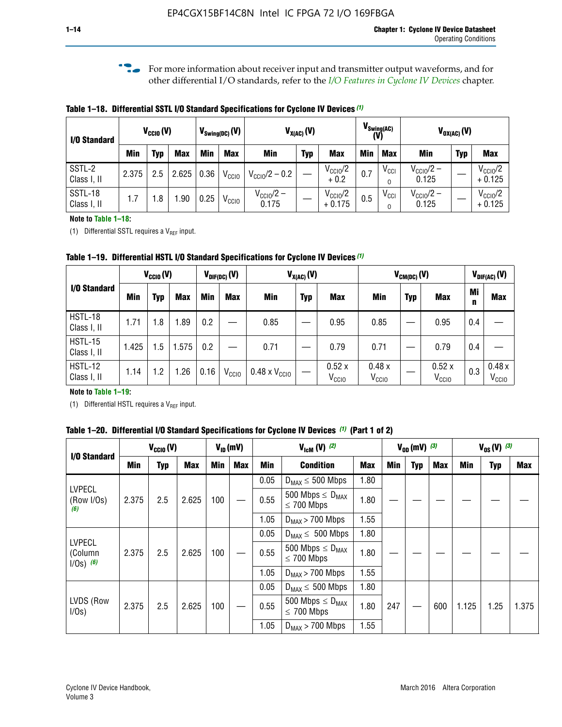For more information about receiver input and transmitter output waveforms, and for other differential I/O standards, refer to the *I/O Features in Cyclone IV Devices* chapter.

**Table 1–18. Differential SSTL I/O Standard Specifications for Cyclone IV Devices (1)**

| I/O Standard | $V_{CCIO}$ (V) | | | $V_{Swing(DC)}$ (V) | | $V_{X(AC)}$ (V) | | | $V_{Swing(AC)}$ (V) | | $V_{OX(AC)}$ (V) | | |
|---|---|---|---|---|---|---|---|---|---|---|---|---|---|
| | Min | Typ | Max | Min | Max | Min | Typ | Max | Min | Max | Min | Typ | Max |
| SSTL-2 Class I, II | 2.375 | 2.5 | 2.625 | 0.36 | $V_{CCIO}$ | $V_{CCIO}/2 - 0.2$ | — | $V_{CCIO}/2 + 0.2$ | 0.7 | $V_{CCIO}$ | $V_{CCIO}/2 - 0.125$ | — | $V_{CCIO}/2 + 0.125$ |
| SSTL-18 Class I, II | 1.7 | 1.8 | 1.90 | 0.25 | $V_{CCIO}$ | $V_{CCIO}/2 - 0.175$ | — | $V_{CCIO}/2 + 0.175$ | 0.5 | $V_{CCIO}$ | $V_{CCIO}/2 - 0.125$ | — | $V_{CCIO}/2 + 0.125$ |

**Note to Table 1–18:**

(1) Differential SSTL requires a $V_{REF}$ input.

**Table 1–19. Differential HSTL I/O Standard Specifications for Cyclone IV Devices (1)**

| I/O Standard | $V_{CCIO}$ (V) | | | $V_{DIF(DC)}$ (V) | | $V_{X(AC)}$ (V) | | | $V_{CM(DC)}$ (V) | | | $V_{DIF(AC)}$ (V) | |
|---|---|---|---|---|---|---|---|---|---|---|---|---|---|
| | Min | Typ | Max | Min | Max | Min | Typ | Max | Min | Typ | Max | Min | Max |
| HSTL-18 Class I, II | 1.71 | 1.8 | 1.89 | 0.2 | — | 0.85 | — | 0.95 | 0.85 | — | 0.95 | 0.4 | — |
| HSTL-15 Class I, II | 1.425 | 1.5 | 1.575 | 0.2 | — | 0.71 | — | 0.79 | 0.71 | — | 0.79 | 0.4 | — |
| HSTL-12 Class I, II | 1.14 | 1.2 | 1.26 | 0.16 | $V_{CCIO}$ | 0.48 x $V_{CCIO}$ | — | 0.52 x $V_{CCIO}$ | 0.48 x $V_{CCIO}$ | — | 0.52 x $V_{CCIO}$ | 0.3 | 0.48 x $V_{CCIO}$ |

**Note to Table 1–19:**

(1) Differential HSTL requires a $V_{REF}$ input.

**Table 1–20. Differential I/O Standard Specifications for Cyclone IV Devices (1) (Part 1 of 2)**

| I/O Standard | $V_{CCIO}$ (V) | | | $V_{ID}$ (mV) | | $V_{IcM}$ (V) (2) | | | $V_{OD}$ (mV) (3) | | | $V_{OS}$ (V) (3) | | |
|---|---|---|---|---|---|---|---|---|---|---|---|---|---|---|
| | Min | Typ | Max | Min | Max | Min | Condition | Max | Min | Typ | Max | Min | Typ | Max |
| LVPECL (Row I/Os) (6) | 2.375 | 2.5 | 2.625 | 100 | — | 0.05 | $D_{MAX} \leq 500$ Mbps | 1.80 | — | — | — | — | — | — |
| | | | | | | 0.55 | 500 Mbps $\leq D_{MAX} \leq 700$ Mbps | 1.80 | | | | | | |
| | | | | | | 1.05 | $D_{MAX} > 700$ Mbps | 1.55 | | | | | | |
| LVPECL (Column I/Os) (6) | 2.375 | 2.5 | 2.625 | 100 | — | 0.05 | $D_{MAX} \leq 500$ Mbps | 1.80 | — | — | — | — | — | — |
| | | | | | | 0.55 | 500 Mbps $\leq D_{MAX} \leq 700$ Mbps | 1.80 | | | | | | |
| | | | | | | 1.05 | $D_{MAX} > 700$ Mbps | 1.55 | | | | | | |
| LVDS (Row I/Os) | 2.375 | 2.5 | 2.625 | 100 | — | 0.05 | $D_{MAX} \leq 500$ Mbps | 1.80 | 247 | — | 600 | 1.125 | 1.25 | 1.375 |
| | | | | | | 0.55 | 500 Mbps $\leq D_{MAX} \leq 700$ Mbps | 1.80 | | | | | | |
| | | | | | | 1.05 | $D_{MAX} > 700$ Mbps | 1.55 | | | | | | |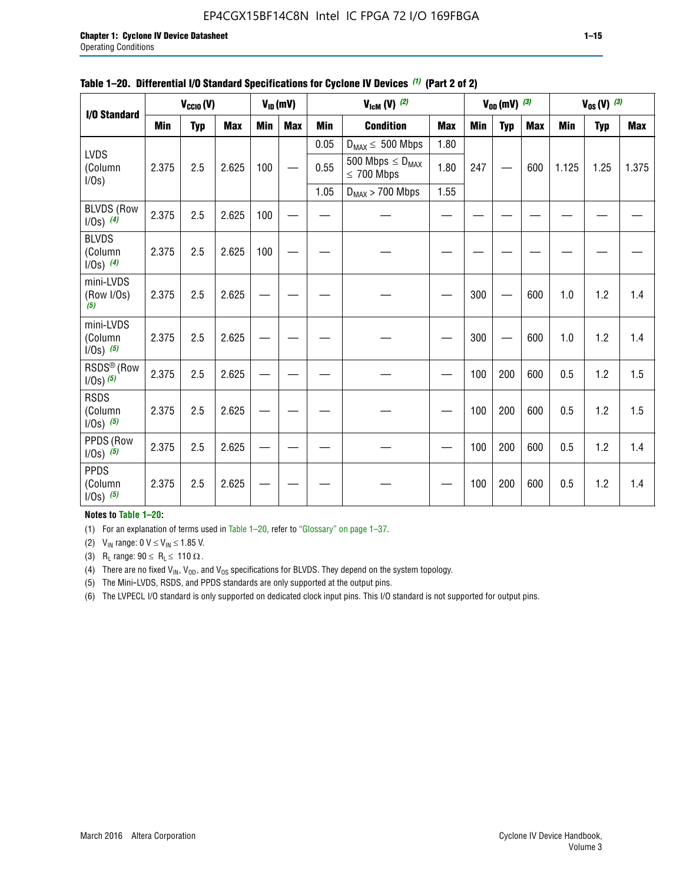**Table 1–20. Differential I/O Standard Specifications for Cyclone IV Devices (1) (Part 2 of 2)**

| I/O Standard | $V_{CCIO}$ (V) | | | $V_{ID}$ (mV) | | $V_{IcM}$ (V) (2) | | | $V_{OD}$ (mV) (3) | | | $V_{OS}$ (V) (3) | | |
|---|---|---|---|---|---|---|---|---|---|---|---|---|---|---|
| | Min | Typ | Max | Min | Max | Min | Condition | Max | Min | Typ | Max | Min | Typ | Max |
| LVDS (Column I/Os) | 2.375 | 2.5 | 2.625 | 100 | — | 0.05 | $D_{MAX} \leq$ 500 Mbps | 1.80 | 247 | — | 600 | 1.125 | 1.25 | 1.375 |
| | | | | | | 0.55 | 500 Mbps $\leq D_{MAX} \leq$ 700 Mbps | 1.80 | | | | | | |
| | | | | | | 1.05 | $D_{MAX} >$ 700 Mbps | 1.55 | | | | | | |
| BLVDS (Row I/Os) (4) | 2.375 | 2.5 | 2.625 | 100 | — | — | — | — | — | — | — | — | — | — |
| BLVDS (Column I/Os) (4) | 2.375 | 2.5 | 2.625 | 100 | — | — | — | — | — | — | — | — | — | — |
| mini-LVDS (Row I/Os) (5) | 2.375 | 2.5 | 2.625 | — | — | — | — | — | 300 | — | 600 | 1.0 | 1.2 | 1.4 |
| mini-LVDS (Column I/Os) (5) | 2.375 | 2.5 | 2.625 | — | — | — | — | — | 300 | — | 600 | 1.0 | 1.2 | 1.4 |
| RSDS® (Row I/Os) (5) | 2.375 | 2.5 | 2.625 | — | — | — | — | — | 100 | 200 | 600 | 0.5 | 1.2 | 1.5 |
| RSDS (Column I/Os) (5) | 2.375 | 2.5 | 2.625 | — | — | — | — | — | 100 | 200 | 600 | 0.5 | 1.2 | 1.5 |
| PPDS (Row I/Os) (5) | 2.375 | 2.5 | 2.625 | — | — | — | — | — | 100 | 200 | 600 | 0.5 | 1.2 | 1.4 |
| PPDS (Column I/Os) (5) | 2.375 | 2.5 | 2.625 | — | — | — | — | — | 100 | 200 | 600 | 0.5 | 1.2 | 1.4 |

**Notes to Table 1–20:**

(1) For an explanation of terms used in Table 1–20, refer to "Glossary" on page 1–37.

(2) $V_{IN}$ range: 0 V ≤ $V_{IN}$ ≤ 1.85 V.

(3) $R_L$ range: 90 ≤ $R_L$ ≤ 110 Ω.

(4) There are no fixed $V_{IN}$, $V_{OD}$, and $V_{OS}$ specifications for BLVDS. They depend on the system topology.

(5) The Mini-LVDS, RSDS, and PPDS standards are only supported at the output pins.

(6) The LVPECL I/O standard is only supported on dedicated clock input pins. This I/O standard is not supported for output pins.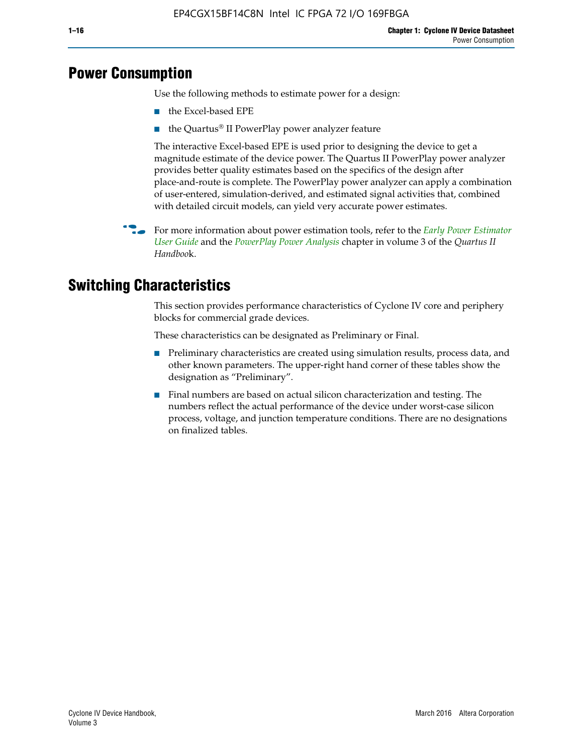# Power Consumption

Use the following methods to estimate power for a design:

- the Excel-based EPE
- the Quartus® II PowerPlay power analyzer feature

The interactive Excel-based EPE is used prior to designing the device to get a magnitude estimate of the device power. The Quartus II PowerPlay power analyzer provides better quality estimates based on the specifics of the design after place-and-route is complete. The PowerPlay power analyzer can apply a combination of user-entered, simulation-derived, and estimated signal activities that, combined with detailed circuit models, can yield very accurate power estimates.

For more information about power estimation tools, refer to the *Early Power Estimator User Guide* and the *PowerPlay Power Analysis* chapter in volume 3 of the *Quartus II Handbook*.

# Switching Characteristics

This section provides performance characteristics of Cyclone IV core and periphery blocks for commercial grade devices.

These characteristics can be designated as Preliminary or Final.

- Preliminary characteristics are created using simulation results, process data, and other known parameters. The upper-right hand corner of these tables show the designation as "Preliminary".
- Final numbers are based on actual silicon characterization and testing. The numbers reflect the actual performance of the device under worst-case silicon process, voltage, and junction temperature conditions. There are no designations on finalized tables.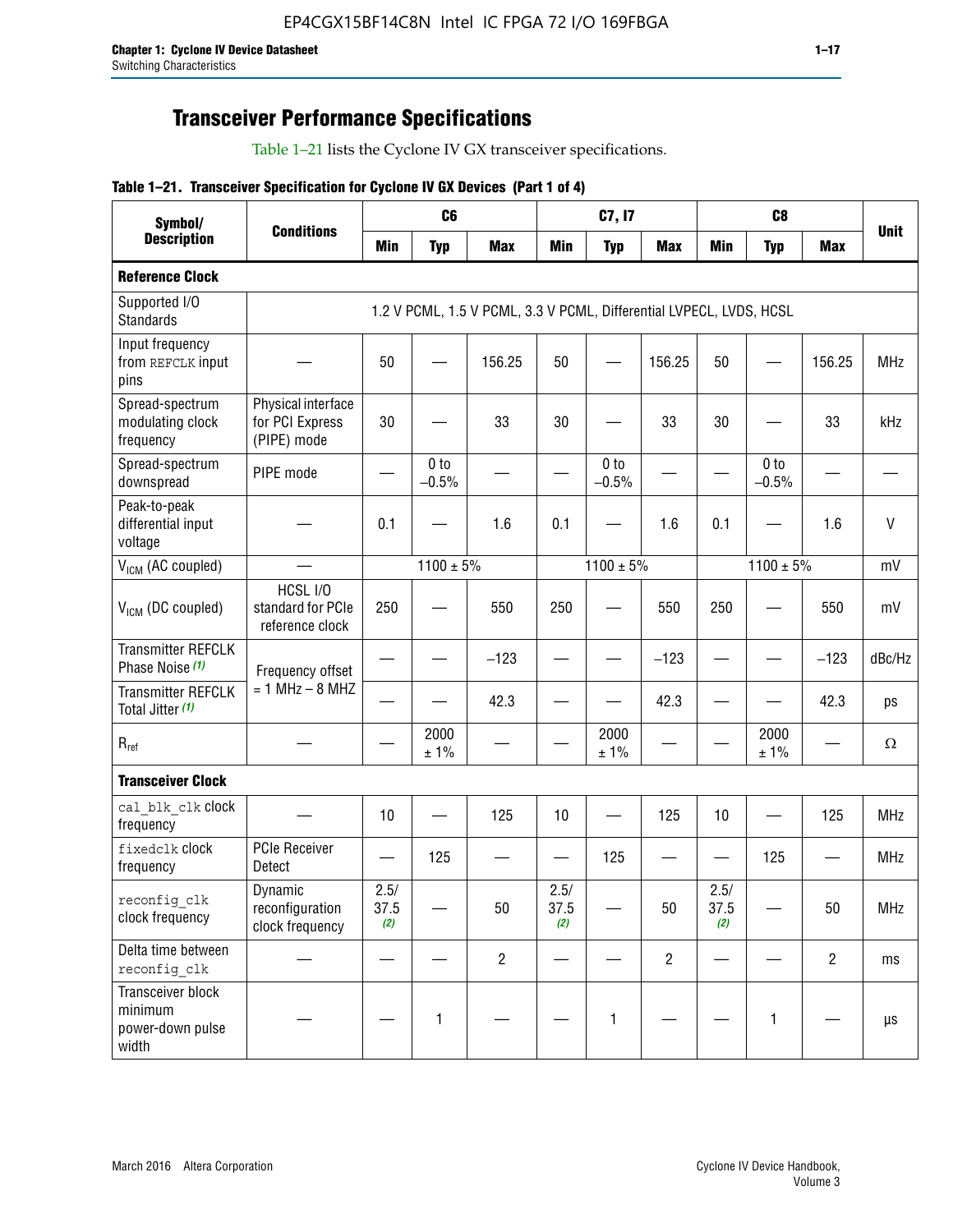## Transceiver Performance Specifications

Table 1–21 lists the Cyclone IV GX transceiver specifications.

**Table 1–21. Transceiver Specification for Cyclone IV GX Devices (Part 1 of 4)**

| Symbol/ Description | Conditions | C6 | | | C7, I7 | | | C8 | | | Unit |
|---|---|---|---|---|---|---|---|---|---|---|---|
| | | Min | Typ | Max | Min | Typ | Max | Min | Typ | Max | |
| **Reference Clock** | | | | | | | | | | | |
| Supported I/O Standards | 1.2 V PCML, 1.5 V PCML, 3.3 V PCML, Differential LVPECL, LVDS, HCSL | | | | | | | | | | |
| Input frequency from REFCLK input pins | — | 50 | — | 156.25 | 50 | — | 156.25 | 50 | — | 156.25 | MHz |
| Spread-spectrum modulating clock frequency | Physical interface for PCI Express (PIPE) mode | 30 | — | 33 | 30 | — | 33 | 30 | — | 33 | kHz |
| Spread-spectrum downspread | PIPE mode | — | 0 to −0.5% | — | — | 0 to −0.5% | — | — | 0 to −0.5% | — | — |
| Peak-to-peak differential input voltage | — | 0.1 | — | 1.6 | 0.1 | — | 1.6 | 0.1 | — | 1.6 | V |
| $V_{ICM}$ (AC coupled) | — | | 1100 ± 5% | | | 1100 ± 5% | | | 1100 ± 5% | | mV |
| $V_{ICM}$ (DC coupled) | HCSL I/O standard for PCIe reference clock | 250 | — | 550 | 250 | — | 550 | 250 | — | 550 | mV |
| Transmitter REFCLK Phase Noise (1) | Frequency offset = 1 MHz – 8 MHZ | — | — | −123 | — | — | −123 | — | — | −123 | dBc/Hz |
| Transmitter REFCLK Total Jitter (1) | | — | — | 42.3 | — | — | 42.3 | — | — | 42.3 | ps |
| $R_{ref}$ | — | — | 2000 ± 1% | — | — | 2000 ± 1% | — | — | 2000 ± 1% | — | Ω |
| **Transceiver Clock** | | | | | | | | | | | |
| cal_blk_clk clock frequency | — | 10 | — | 125 | 10 | — | 125 | 10 | — | 125 | MHz |
| fixedclk clock frequency | PCIe Receiver Detect | — | 125 | — | — | 125 | — | — | 125 | — | MHz |
| reconfig_clk clock frequency | Dynamic reconfiguration clock frequency | 2.5/ 37.5 (2) | — | 50 | 2.5/ 37.5 (2) | — | 50 | 2.5/ 37.5 (2) | — | 50 | MHz |
| Delta time between reconfig_clk | — | — | — | 2 | — | — | 2 | — | — | 2 | ms |
| Transceiver block minimum power-down pulse width | — | — | 1 | — | — | 1 | — | — | 1 | — | µs |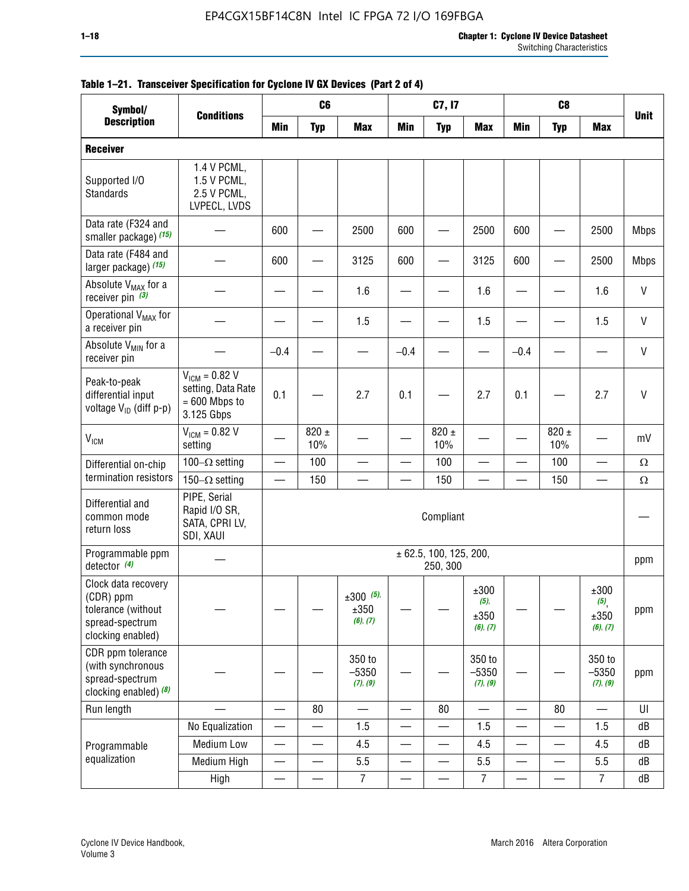**Table 1–21. Transceiver Specification for Cyclone IV GX Devices (Part 2 of 4)**

| Symbol/ Description | Conditions | C6 | | | C7, I7 | | | C8 | | | Unit |
|---|---|---|---|---|---|---|---|---|---|---|---|
| | | Min | Typ | Max | Min | Typ | Max | Min | Typ | Max | |
| **Receiver** | | | | | | | | | | | |
| Supported I/O Standards | 1.4 V PCML, 1.5 V PCML, 2.5 V PCML, LVPECL, LVDS | | | | | | | | | | |
| Data rate (F324 and smaller package) *(15)* | — | 600 | — | 2500 | 600 | — | 2500 | 600 | — | 2500 | Mbps |
| Data rate (F484 and larger package) *(15)* | — | 600 | — | 3125 | 600 | — | 3125 | 600 | — | 2500 | Mbps |
| Absolute $V_{MAX}$ for a receiver pin *(3)* | — | — | — | 1.6 | — | — | 1.6 | — | — | 1.6 | V |
| Operational $V_{MAX}$ for a receiver pin | — | — | — | 1.5 | — | — | 1.5 | — | — | 1.5 | V |
| Absolute $V_{MIN}$ for a receiver pin | — | –0.4 | — | — | –0.4 | — | — | –0.4 | — | — | V |
| Peak-to-peak differential input voltage $V_{ID}$ (diff p-p) | $V_{ICM}$ = 0.82 V setting, Data Rate = 600 Mbps to 3.125 Gbps | 0.1 | — | 2.7 | 0.1 | — | 2.7 | 0.1 | — | 2.7 | V |
| $V_{ICM}$ | $V_{ICM}$ = 0.82 V setting | — | 820 ± 10% | — | — | 820 ± 10% | — | — | 820 ± 10% | — | mV |
| Differential on-chip termination resistors | 100–Ω setting | — | 100 | — | — | 100 | — | — | 100 | — | Ω |
| | 150–Ω setting | — | 150 | — | — | 150 | — | — | 150 | — | Ω |
| Differential and common mode return loss | PIPE, Serial Rapid I/O SR, SATA, CPRI LV, SDI, XAUI | Compliant | | | | | | | | | — |
| Programmable ppm detector *(4)* | — | ± 62.5, 100, 125, 200, 250, 300 | | | | | | | | | ppm |
| Clock data recovery (CDR) ppm tolerance (without spread-spectrum clocking enabled) | — | — | — | ±300 *(5)*, ±350 *(6), (7)* | — | — | ±300 *(5)*, ±350 *(6), (7)* | — | — | ±300 *(5)*, ±350 *(6), (7)* | ppm |
| CDR ppm tolerance (with synchronous spread-spectrum clocking enabled) *(8)* | — | — | — | 350 to –5350 *(7), (9)* | — | — | 350 to –5350 *(7), (9)* | — | — | 350 to –5350 *(7), (9)* | ppm |
| Run length | — | — | 80 | — | — | 80 | — | — | 80 | — | UI |
| Programmable equalization | No Equalization | — | — | 1.5 | — | — | 1.5 | — | — | 1.5 | dB |
| | Medium Low | — | — | 4.5 | — | — | 4.5 | — | — | 4.5 | dB |
| | Medium High | — | — | 5.5 | — | — | 5.5 | — | — | 5.5 | dB |
| | High | — | — | 7 | — | — | 7 | — | — | 7 | dB |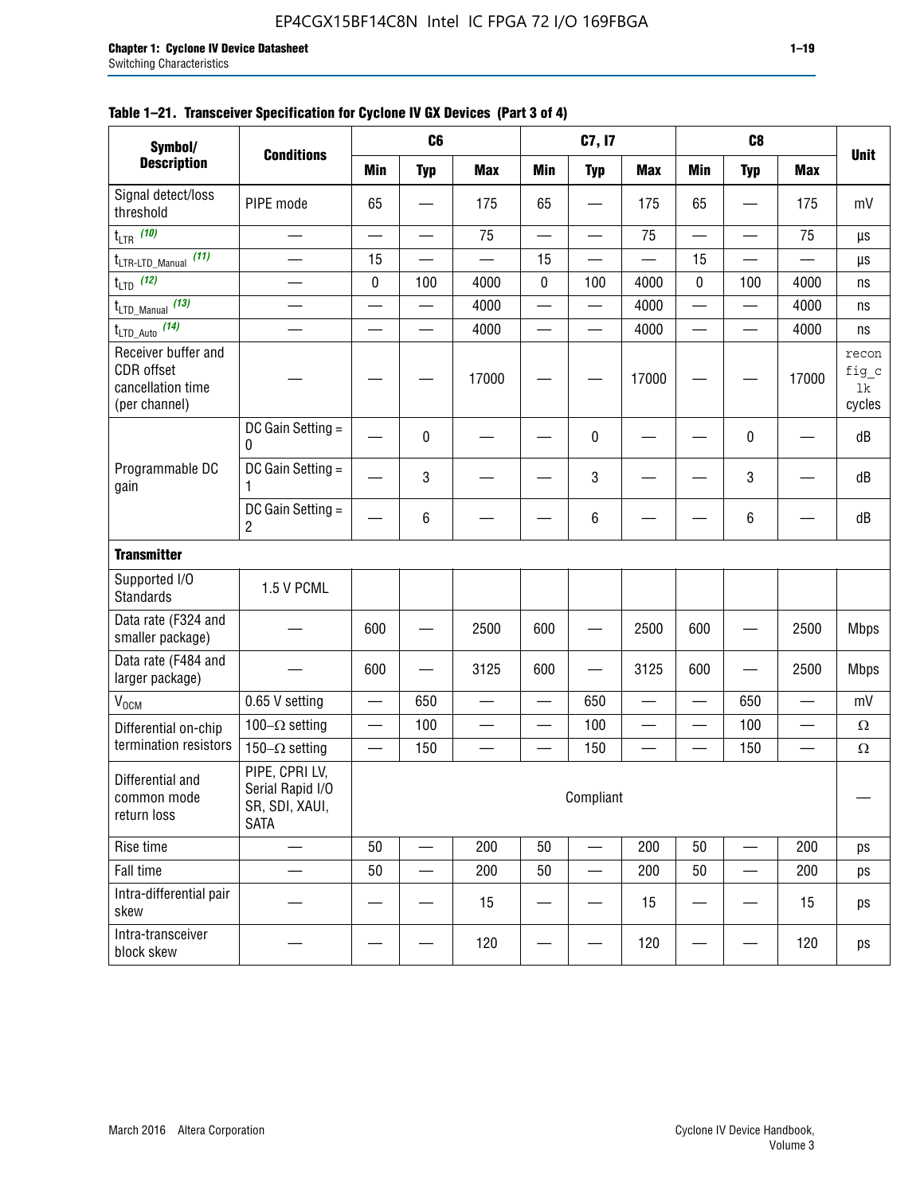**Table 1–21. Transceiver Specification for Cyclone IV GX Devices (Part 3 of 4)**

| Symbol/ Description | Conditions | C6 | | | C7, I7 | | | C8 | | | Unit |
|---|---|---|---|---|---|---|---|---|---|---|---|
| | | Min | Typ | Max | Min | Typ | Max | Min | Typ | Max | |
| Signal detect/loss threshold | PIPE mode | 65 | — | 175 | 65 | — | 175 | 65 | — | 175 | mV |
| $t_{LTR}$ (10) | — | — | — | 75 | — | — | 75 | — | — | 75 | µs |
| $t_{LTR\text{-}LTD\_Manual}$ (11) | — | 15 | — | — | 15 | — | — | 15 | — | — | µs |
| $t_{LTD}$ (12) | — | 0 | 100 | 4000 | 0 | 100 | 4000 | 0 | 100 | 4000 | ns |
| $t_{LTD\_Manual}$ (13) | — | — | — | 4000 | — | — | 4000 | — | — | 4000 | ns |
| $t_{LTD\_Auto}$ (14) | — | — | — | 4000 | — | — | 4000 | — | — | 4000 | ns |
| Receiver buffer and CDR offset cancellation time (per channel) | — | — | — | 17000 | — | — | 17000 | — | — | 17000 | reconfig_clk cycles |
| Programmable DC gain | DC Gain Setting = 0 | — | 0 | — | — | 0 | — | — | 0 | — | dB |
| | DC Gain Setting = 1 | — | 3 | — | — | 3 | — | — | 3 | — | dB |
| | DC Gain Setting = 2 | — | 6 | — | — | 6 | — | — | 6 | — | dB |
| **Transmitter** | | | | | | | | | | | |
| Supported I/O Standards | 1.5 V PCML | | | | | | | | | | |
| Data rate (F324 and smaller package) | — | 600 | — | 2500 | 600 | — | 2500 | 600 | — | 2500 | Mbps |
| Data rate (F484 and larger package) | — | 600 | — | 3125 | 600 | — | 3125 | 600 | — | 2500 | Mbps |
| $V_{OCM}$ | 0.65 V setting | — | 650 | — | — | 650 | — | — | 650 | — | mV |
| Differential on-chip termination resistors | 100–Ω setting | — | 100 | — | — | 100 | — | — | 100 | — | Ω |
| | 150–Ω setting | — | 150 | — | — | 150 | — | — | 150 | — | Ω |
| Differential and common mode return loss | PIPE, CPRI LV, Serial Rapid I/O SR, SDI, XAUI, SATA | Compliant | | | | | | | | | — |
| Rise time | — | 50 | — | 200 | 50 | — | 200 | 50 | — | 200 | ps |
| Fall time | — | 50 | — | 200 | 50 | — | 200 | 50 | — | 200 | ps |
| Intra-differential pair skew | — | — | — | 15 | — | — | 15 | — | — | 15 | ps |
| Intra-transceiver block skew | — | — | — | 120 | — | — | 120 | — | — | 120 | ps |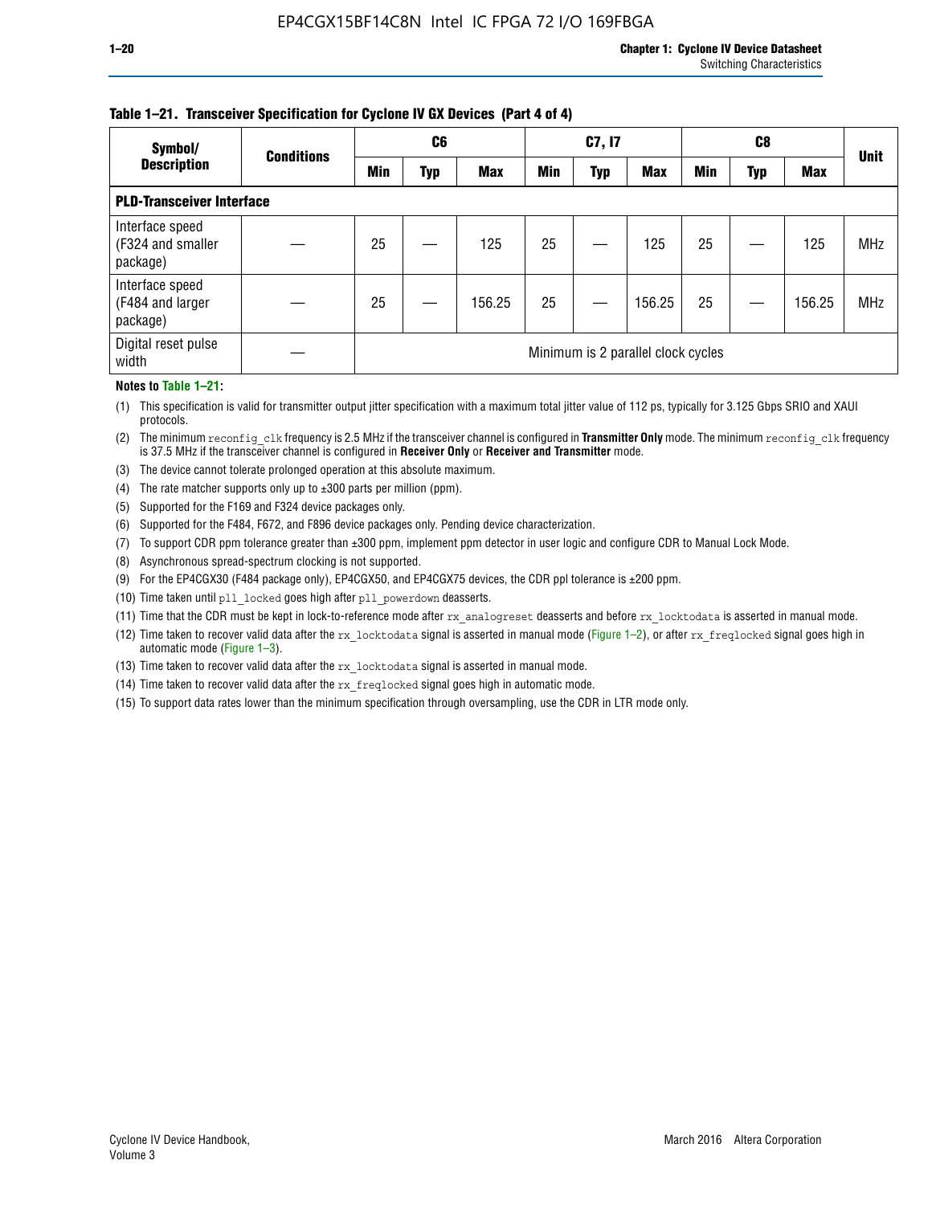**Table 1–21. Transceiver Specification for Cyclone IV GX Devices (Part 4 of 4)**

| Symbol/ Description | Conditions | C6 | | | C7, I7 | | | C8 | | | Unit |
|---|---|---|---|---|---|---|---|---|---|---|---|
| | | Min | Typ | Max | Min | Typ | Max | Min | Typ | Max | |
| **PLD-Transceiver Interface** | | | | | | | | | | | |
| Interface speed (F324 and smaller package) | — | 25 | — | 125 | 25 | — | 125 | 25 | — | 125 | MHz |
| Interface speed (F484 and larger package) | — | 25 | — | 156.25 | 25 | — | 156.25 | 25 | — | 156.25 | MHz |
| Digital reset pulse width | — | Minimum is 2 parallel clock cycles | | | | | | | | | |

**Notes to Table 1–21:**

(1) This specification is valid for transmitter output jitter specification with a maximum total jitter value of 112 ps, typically for 3.125 Gbps SRIO and XAUI protocols.

(2) The minimum `reconfig_clk` frequency is 2.5 MHz if the transceiver channel is configured in **Transmitter Only** mode. The minimum `reconfig_clk` frequency is 37.5 MHz if the transceiver channel is configured in **Receiver Only** or **Receiver and Transmitter** mode.

(3) The device cannot tolerate prolonged operation at this absolute maximum.

(4) The rate matcher supports only up to ±300 parts per million (ppm).

(5) Supported for the F169 and F324 device packages only.

(6) Supported for the F484, F672, and F896 device packages only. Pending device characterization.

(7) To support CDR ppm tolerance greater than ±300 ppm, implement ppm detector in user logic and configure CDR to Manual Lock Mode.

(8) Asynchronous spread-spectrum clocking is not supported.

(9) For the EP4CGX30 (F484 package only), EP4CGX50, and EP4CGX75 devices, the CDR ppl tolerance is ±200 ppm.

(10) Time taken until `pll_locked` goes high after `pll_powerdown` deasserts.

(11) Time that the CDR must be kept in lock-to-reference mode after `rx_analogreset` deasserts and before `rx_locktodata` is asserted in manual mode.

(12) Time taken to recover valid data after the `rx_locktodata` signal is asserted in manual mode (Figure 1–2), or after `rx_freqlocked` signal goes high in automatic mode (Figure 1–3).

(13) Time taken to recover valid data after the `rx_locktodata` signal is asserted in manual mode.

(14) Time taken to recover valid data after the `rx_freqlocked` signal goes high in automatic mode.

(15) To support data rates lower than the minimum specification through oversampling, use the CDR in LTR mode only.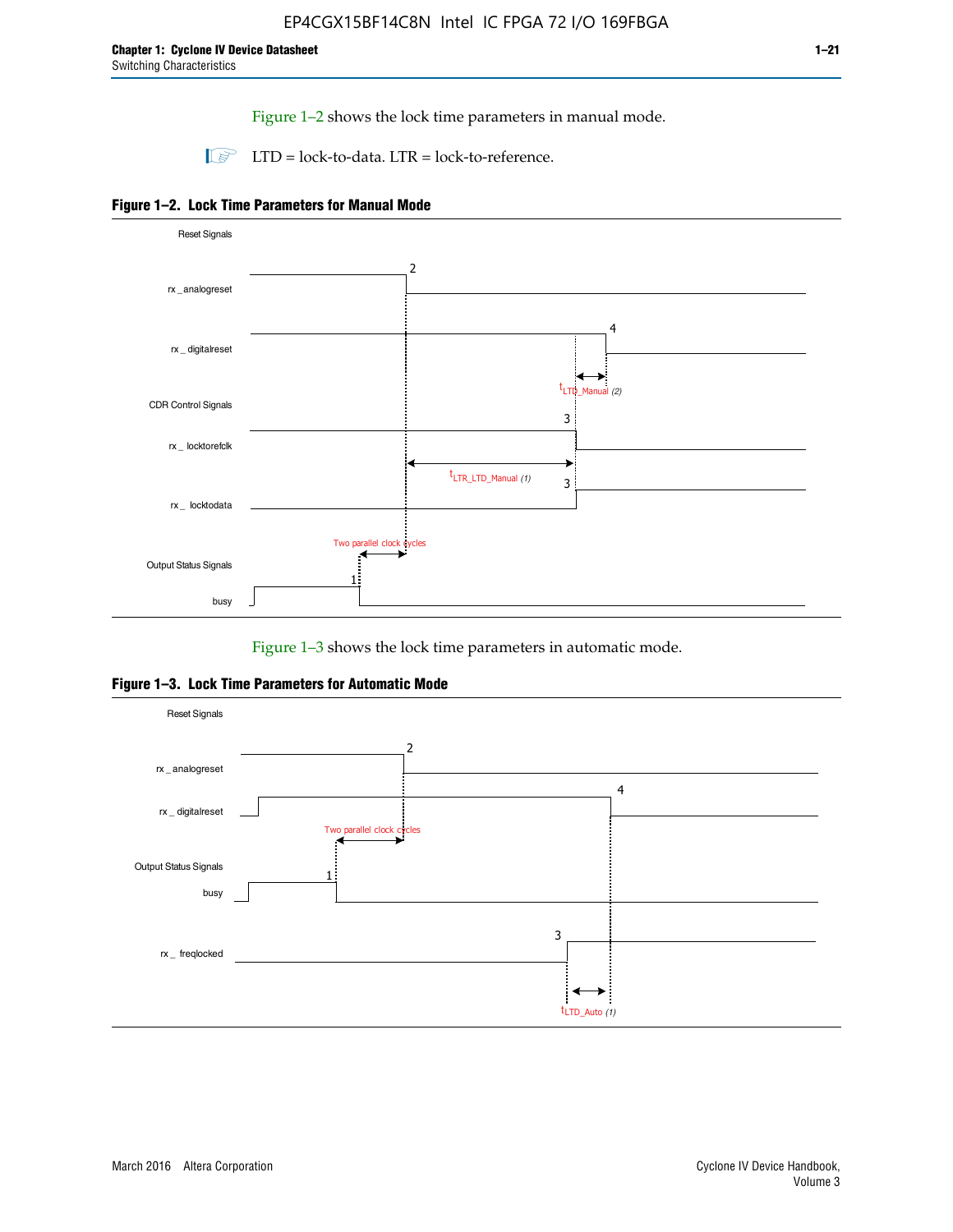Figure 1–2 shows the lock time parameters in manual mode.

LTD = lock-to-data. LTR = lock-to-reference.

**Figure 1–2. Lock Time Parameters for Manual Mode**

Reset Signals

rx _ analogreset

rx _ digitalreset

$t_{LTD\_Manual}$ (2)

CDR Control Signals

rx _ locktorefclk

$t_{LTR\_LTD\_Manual}$ (1)

rx _ locktodata

Two parallel clock cycles

Output Status Signals

busy

Figure 1–3 shows the lock time parameters in automatic mode.

**Figure 1–3. Lock Time Parameters for Automatic Mode**

Reset Signals

rx _ analogreset

rx _ digitalreset

Two parallel clock cycles

Output Status Signals

busy

rx _ freqlocked

$t_{LTD\_Auto}$ (1)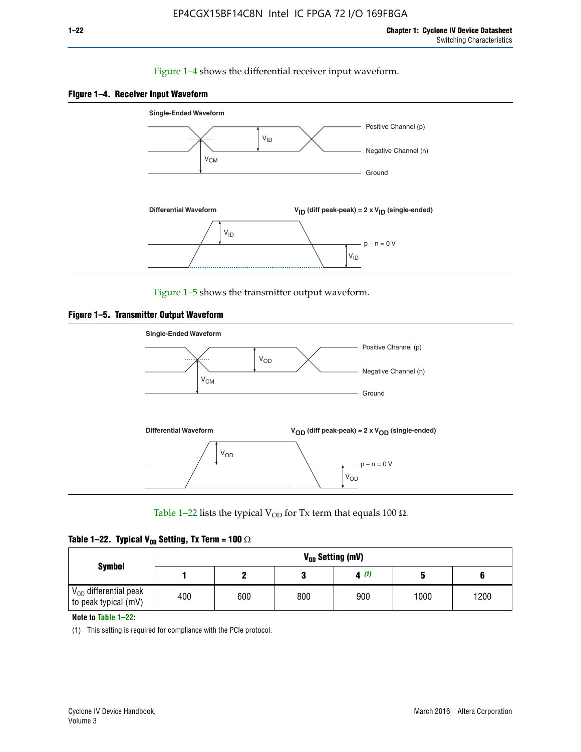Figure 1–4 shows the differential receiver input waveform.

**Figure 1–4. Receiver Input Waveform**

Single-Ended Waveform

Positive Channel (p)

Negative Channel (n)

Ground

$V_{ID}$

$V_{CM}$

Differential Waveform

$V_{ID}$ (diff peak-peak) = 2 x $V_{ID}$ (single-ended)

$V_{ID}$

p − n = 0 V

$V_{ID}$

Figure 1–5 shows the transmitter output waveform.

**Figure 1–5. Transmitter Output Waveform**

Single-Ended Waveform

Positive Channel (p)

Negative Channel (n)

Ground

$V_{OD}$

$V_{CM}$

Differential Waveform

$V_{OD}$ (diff peak-peak) = 2 x $V_{OD}$ (single-ended)

$V_{OD}$

p − n = 0 V

$V_{OD}$

Table 1–22 lists the typical $V_{OD}$ for Tx term that equals 100 Ω.

**Table 1–22. Typical $V_{OD}$ Setting, Tx Term = 100 Ω**

| Symbol | $V_{OD}$ Setting (mV) | | | | | |
|---|---|---|---|---|---|---|
| | 1 | 2 | 3 | 4 (1) | 5 | 6 |
| $V_{OD}$ differential peak to peak typical (mV) | 400 | 600 | 800 | 900 | 1000 | 1200 |

**Note to Table 1–22:**

(1) This setting is required for compliance with the PCIe protocol.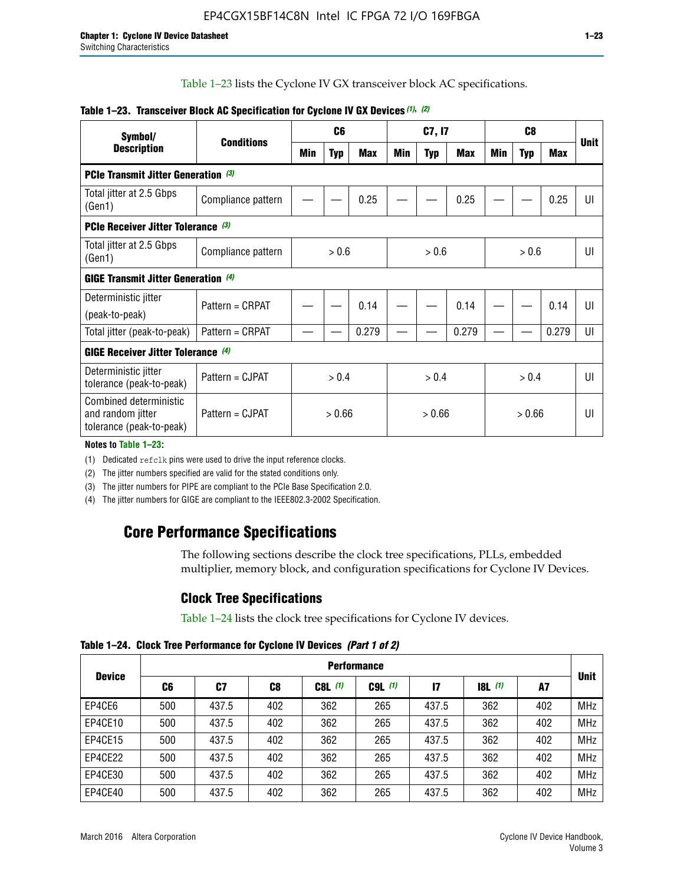Table 1–23 lists the Cyclone IV GX transceiver block AC specifications.

**Table 1–23. Transceiver Block AC Specification for Cyclone IV GX Devices (1), (2)**

| Symbol/ Description | Conditions | C6 | | | C7, I7 | | | C8 | | | Unit |
|---|---|---|---|---|---|---|---|---|---|---|---|
| | | Min | Typ | Max | Min | Typ | Max | Min | Typ | Max | |
| **PCIe Transmit Jitter Generation (3)** | | | | | | | | | | | |
| Total jitter at 2.5 Gbps (Gen1) | Compliance pattern | — | — | 0.25 | — | — | 0.25 | — | — | 0.25 | UI |
| **PCIe Receiver Jitter Tolerance (3)** | | | | | | | | | | | |
| Total jitter at 2.5 Gbps (Gen1) | Compliance pattern | > 0.6 | | | > 0.6 | | | > 0.6 | | | UI |
| **GIGE Transmit Jitter Generation (4)** | | | | | | | | | | | |
| Deterministic jitter (peak-to-peak) | Pattern = CRPAT | — | — | 0.14 | — | — | 0.14 | — | — | 0.14 | UI |
| Total jitter (peak-to-peak) | Pattern = CRPAT | — | — | 0.279 | — | — | 0.279 | — | — | 0.279 | UI |
| **GIGE Receiver Jitter Tolerance (4)** | | | | | | | | | | | |
| Deterministic jitter tolerance (peak-to-peak) | Pattern = CJPAT | > 0.4 | | | > 0.4 | | | > 0.4 | | | UI |
| Combined deterministic and random jitter tolerance (peak-to-peak) | Pattern = CJPAT | > 0.66 | | | > 0.66 | | | > 0.66 | | | UI |

**Notes to Table 1–23:**

(1) Dedicated refclk pins were used to drive the input reference clocks.

(2) The jitter numbers specified are valid for the stated conditions only.

(3) The jitter numbers for PIPE are compliant to the PCIe Base Specification 2.0.

(4) The jitter numbers for GIGE are compliant to the IEEE802.3-2002 Specification.

## Core Performance Specifications

The following sections describe the clock tree specifications, PLLs, embedded multiplier, memory block, and configuration specifications for Cyclone IV Devices.

### Clock Tree Specifications

Table 1–24 lists the clock tree specifications for Cyclone IV devices.

**Table 1–24. Clock Tree Performance for Cyclone IV Devices** *(Part 1 of 2)*

| Device | Performance | | | | | | | | Unit |
|---|---|---|---|---|---|---|---|---|---|
| | C6 | C7 | C8 | C8L (1) | C9L (1) | I7 | I8L (1) | A7 | |
| EP4CE6 | 500 | 437.5 | 402 | 362 | 265 | 437.5 | 362 | 402 | MHz |
| EP4CE10 | 500 | 437.5 | 402 | 362 | 265 | 437.5 | 362 | 402 | MHz |
| EP4CE15 | 500 | 437.5 | 402 | 362 | 265 | 437.5 | 362 | 402 | MHz |
| EP4CE22 | 500 | 437.5 | 402 | 362 | 265 | 437.5 | 362 | 402 | MHz |
| EP4CE30 | 500 | 437.5 | 402 | 362 | 265 | 437.5 | 362 | 402 | MHz |
| EP4CE40 | 500 | 437.5 | 402 | 362 | 265 | 437.5 | 362 | 402 | MHz |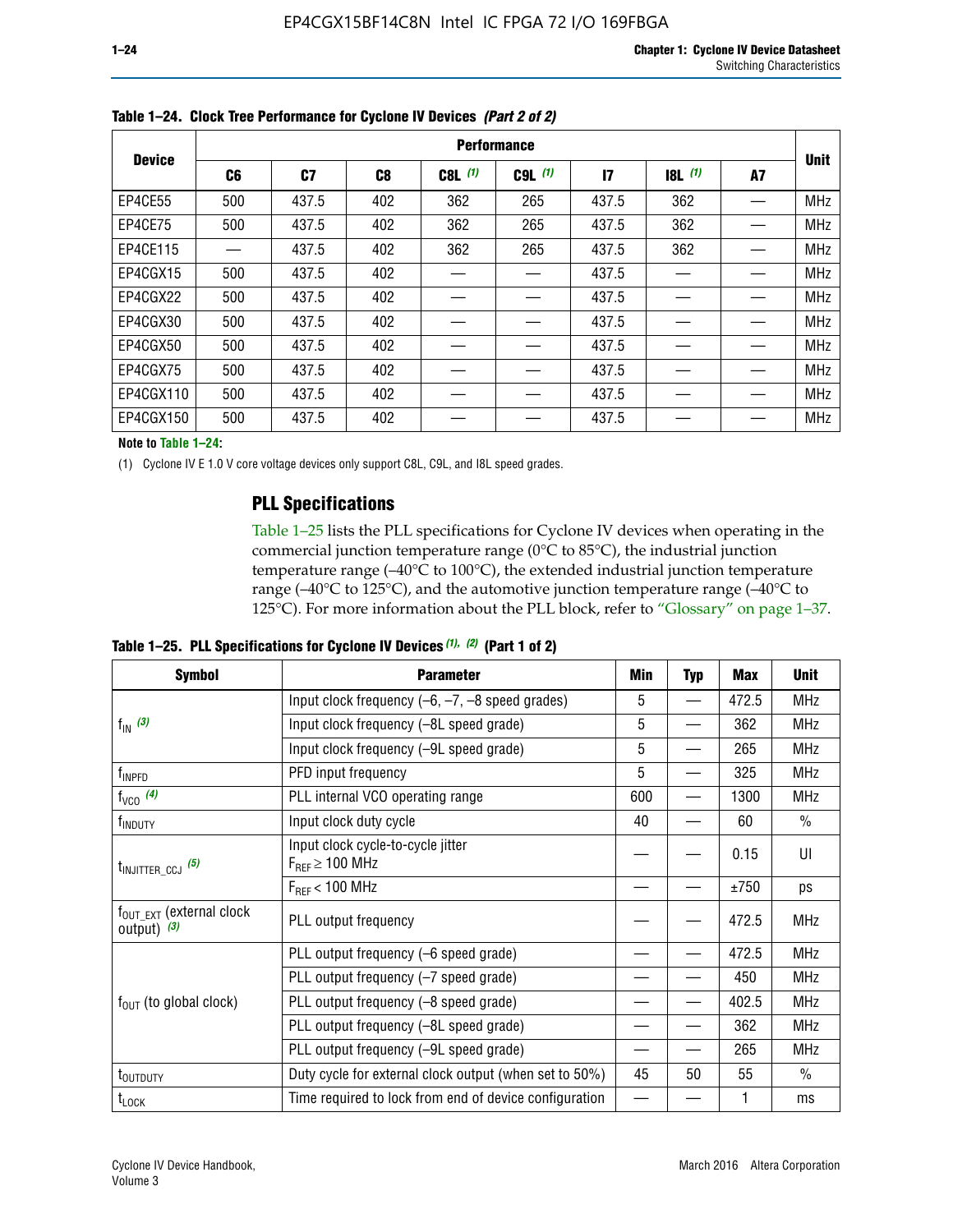**Table 1–24. Clock Tree Performance for Cyclone IV Devices *(Part 2 of 2)***

| Device | Performance | | | | | | | | Unit |
|---|---|---|---|---|---|---|---|---|---|
| | C6 | C7 | C8 | C8L (1) | C9L (1) | I7 | I8L (1) | A7 | |
| EP4CE55 | 500 | 437.5 | 402 | 362 | 265 | 437.5 | 362 | — | MHz |
| EP4CE75 | 500 | 437.5 | 402 | 362 | 265 | 437.5 | 362 | — | MHz |
| EP4CE115 | — | 437.5 | 402 | 362 | 265 | 437.5 | 362 | — | MHz |
| EP4CGX15 | 500 | 437.5 | 402 | — | — | 437.5 | — | — | MHz |
| EP4CGX22 | 500 | 437.5 | 402 | — | — | 437.5 | — | — | MHz |
| EP4CGX30 | 500 | 437.5 | 402 | — | — | 437.5 | — | — | MHz |
| EP4CGX50 | 500 | 437.5 | 402 | — | — | 437.5 | — | — | MHz |
| EP4CGX75 | 500 | 437.5 | 402 | — | — | 437.5 | — | — | MHz |
| EP4CGX110 | 500 | 437.5 | 402 | — | — | 437.5 | — | — | MHz |
| EP4CGX150 | 500 | 437.5 | 402 | — | — | 437.5 | — | — | MHz |

**Note to Table 1–24:**

(1) Cyclone IV E 1.0 V core voltage devices only support C8L, C9L, and I8L speed grades.

## PLL Specifications

Table 1–25 lists the PLL specifications for Cyclone IV devices when operating in the commercial junction temperature range (0°C to 85°C), the industrial junction temperature range (–40°C to 100°C), the extended industrial junction temperature range (–40°C to 125°C), and the automotive junction temperature range (–40°C to 125°C). For more information about the PLL block, refer to "Glossary" on page 1–37.

**Table 1–25. PLL Specifications for Cyclone IV Devices *(1), (2)* (Part 1 of 2)**

| Symbol | Parameter | Min | Typ | Max | Unit |
|---|---|---|---|---|---|
| $f_{IN}$ *(3)* | Input clock frequency (–6, –7, –8 speed grades) | 5 | — | 472.5 | MHz |
| | Input clock frequency (–8L speed grade) | 5 | — | 362 | MHz |
| | Input clock frequency (–9L speed grade) | 5 | — | 265 | MHz |
| $f_{INPFD}$ | PFD input frequency | 5 | — | 325 | MHz |
| $f_{VCO}$ *(4)* | PLL internal VCO operating range | 600 | — | 1300 | MHz |
| $f_{INDUTY}$ | Input clock duty cycle | 40 | — | 60 | % |
| $t_{INJITTER\_CCJ}$ *(5)* | Input clock cycle-to-cycle jitter $F_{REF} \geq 100$ MHz | — | — | 0.15 | UI |
| | $F_{REF} < 100$ MHz | — | — | ±750 | ps |
| $f_{OUT\_EXT}$ (external clock output) *(3)* | PLL output frequency | — | — | 472.5 | MHz |
| $f_{OUT}$ (to global clock) | PLL output frequency (–6 speed grade) | — | — | 472.5 | MHz |
| | PLL output frequency (–7 speed grade) | — | — | 450 | MHz |
| | PLL output frequency (–8 speed grade) | — | — | 402.5 | MHz |
| | PLL output frequency (–8L speed grade) | — | — | 362 | MHz |
| | PLL output frequency (–9L speed grade) | — | — | 265 | MHz |
| $t_{OUTDUTY}$ | Duty cycle for external clock output (when set to 50%) | 45 | 50 | 55 | % |
| $t_{LOCK}$ | Time required to lock from end of device configuration | — | — | 1 | ms |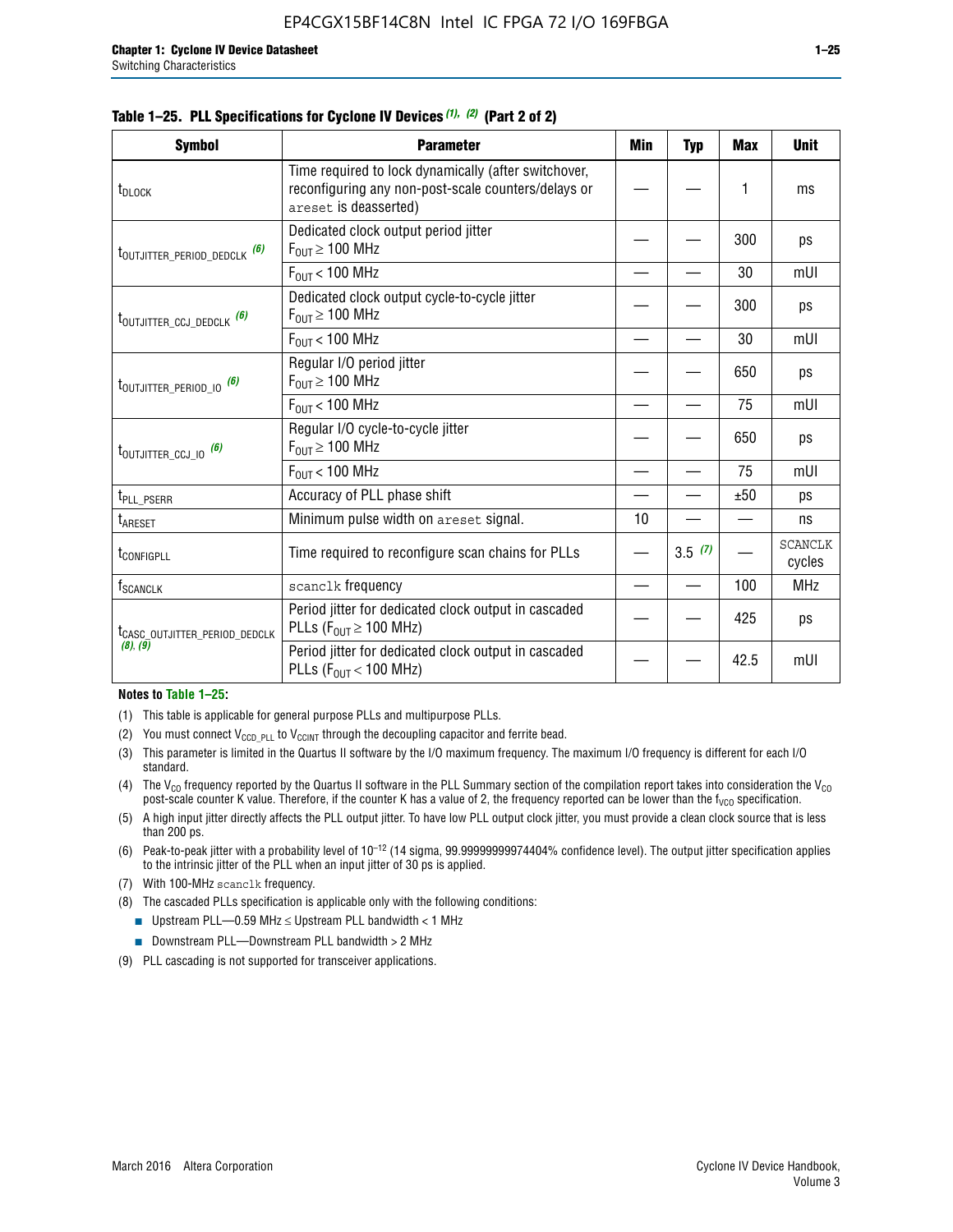**Table 1–25. PLL Specifications for Cyclone IV Devices (1), (2) (Part 2 of 2)**

| Symbol | Parameter | Min | Typ | Max | Unit |
|---|---|---|---|---|---|
| $t_{DLOCK}$ | Time required to lock dynamically (after switchover, reconfiguring any non-post-scale counters/delays or `areset` is deasserted) | — | — | 1 | ms |
| $t_{OUTJITTER\_PERIOD\_DEDCLK}$ (6) | Dedicated clock output period jitter $F_{OUT} \geq 100$ MHz | — | — | 300 | ps |
| | $F_{OUT} < 100$ MHz | — | — | 30 | mUI |
| $t_{OUTJITTER\_CCJ\_DEDCLK}$ (6) | Dedicated clock output cycle-to-cycle jitter $F_{OUT} \geq 100$ MHz | — | — | 300 | ps |
| | $F_{OUT} < 100$ MHz | — | — | 30 | mUI |
| $t_{OUTJITTER\_PERIOD\_IO}$ (6) | Regular I/O period jitter $F_{OUT} \geq 100$ MHz | — | — | 650 | ps |
| | $F_{OUT} < 100$ MHz | — | — | 75 | mUI |
| $t_{OUTJITTER\_CCJ\_IO}$ (6) | Regular I/O cycle-to-cycle jitter $F_{OUT} \geq 100$ MHz | — | — | 650 | ps |
| | $F_{OUT} < 100$ MHz | — | — | 75 | mUI |
| $t_{PLL\_PSERR}$ | Accuracy of PLL phase shift | — | — | ±50 | ps |
| $t_{ARESET}$ | Minimum pulse width on `areset` signal. | 10 | — | — | ns |
| $t_{CONFIGPLL}$ | Time required to reconfigure scan chains for PLLs | — | 3.5 (7) | — | SCANCLK cycles |
| $f_{SCANCLK}$ | `scanclk` frequency | — | — | 100 | MHz |
| $t_{CASC\_OUTJITTER\_PERIOD\_DEDCLK}$ (8), (9) | Period jitter for dedicated clock output in cascaded PLLs ($F_{OUT} \geq 100$ MHz) | — | — | 425 | ps |
| | Period jitter for dedicated clock output in cascaded PLLs ($F_{OUT} < 100$ MHz) | — | — | 42.5 | mUI |

**Notes to Table 1–25:**

(1) This table is applicable for general purpose PLLs and multipurpose PLLs.

(2) You must connect $V_{CCD\_PLL}$ to $V_{CCINT}$ through the decoupling capacitor and ferrite bead.

(3) This parameter is limited in the Quartus II software by the I/O maximum frequency. The maximum I/O frequency is different for each I/O standard.

(4) The $V_{CO}$ frequency reported by the Quartus II software in the PLL Summary section of the compilation report takes into consideration the $V_{CO}$ post-scale counter K value. Therefore, if the counter K has a value of 2, the frequency reported can be lower than the $f_{VCO}$ specification.

(5) A high input jitter directly affects the PLL output jitter. To have low PLL output clock jitter, you must provide a clean clock source that is less than 200 ps.

(6) Peak-to-peak jitter with a probability level of $10^{-12}$ (14 sigma, 99.99999999974404% confidence level). The output jitter specification applies to the intrinsic jitter of the PLL when an input jitter of 30 ps is applied.

(7) With 100-MHz `scanclk` frequency.

(8) The cascaded PLLs specification is applicable only with the following conditions:

- Upstream PLL—0.59 MHz ≤ Upstream PLL bandwidth < 1 MHz
- Downstream PLL—Downstream PLL bandwidth > 2 MHz

(9) PLL cascading is not supported for transceiver applications.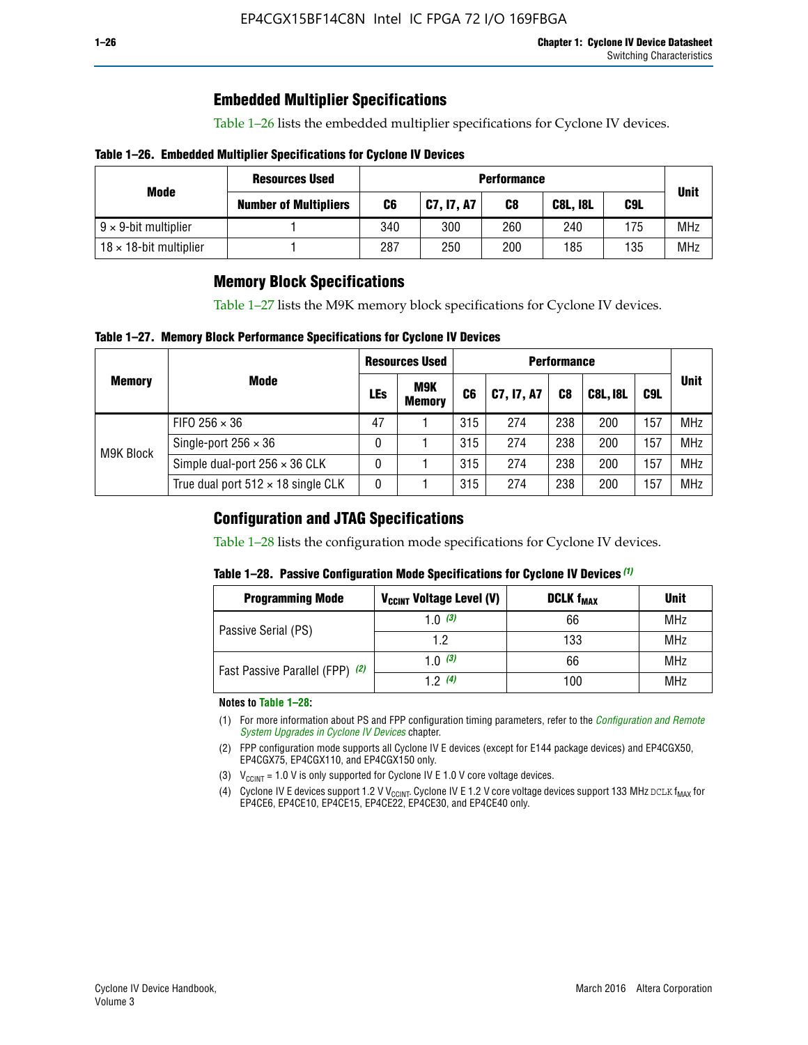## Embedded Multiplier Specifications

Table 1–26 lists the embedded multiplier specifications for Cyclone IV devices.

**Table 1–26. Embedded Multiplier Specifications for Cyclone IV Devices**

| Mode | Resources Used | Performance | | | | | Unit |
|---|---|---|---|---|---|---|---|
| | Number of Multipliers | C6 | C7, I7, A7 | C8 | C8L, I8L | C9L | |
| 9 × 9-bit multiplier | 1 | 340 | 300 | 260 | 240 | 175 | MHz |
| 18 × 18-bit multiplier | 1 | 287 | 250 | 200 | 185 | 135 | MHz |

## Memory Block Specifications

Table 1–27 lists the M9K memory block specifications for Cyclone IV devices.

**Table 1–27. Memory Block Performance Specifications for Cyclone IV Devices**

| Memory | Mode | Resources Used | | Performance | | | | | Unit |
|---|---|---|---|---|---|---|---|---|---|
| | | LEs | M9K Memory | C6 | C7, I7, A7 | C8 | C8L, I8L | C9L | |
| M9K Block | FIFO 256 × 36 | 47 | 1 | 315 | 274 | 238 | 200 | 157 | MHz |
| | Single-port 256 × 36 | 0 | 1 | 315 | 274 | 238 | 200 | 157 | MHz |
| | Simple dual-port 256 × 36 CLK | 0 | 1 | 315 | 274 | 238 | 200 | 157 | MHz |
| | True dual port 512 × 18 single CLK | 0 | 1 | 315 | 274 | 238 | 200 | 157 | MHz |

## Configuration and JTAG Specifications

Table 1–28 lists the configuration mode specifications for Cyclone IV devices.

**Table 1–28. Passive Configuration Mode Specifications for Cyclone IV Devices** *(1)*

| Programming Mode | $V_{CCINT}$ Voltage Level (V) | DCLK $f_{MAX}$ | Unit |
|---|---|---|---|
| Passive Serial (PS) | 1.0 *(3)* | 66 | MHz |
| | 1.2 | 133 | MHz |
| Fast Passive Parallel (FPP) *(2)* | 1.0 *(3)* | 66 | MHz |
| | 1.2 *(4)* | 100 | MHz |

**Notes to Table 1–28:**

(1) For more information about PS and FPP configuration timing parameters, refer to the *Configuration and Remote System Upgrades in Cyclone IV Devices* chapter.

(2) FPP configuration mode supports all Cyclone IV E devices (except for E144 package devices) and EP4CGX50, EP4CGX75, EP4CGX110, and EP4CGX150 only.

(3) $V_{CCINT}$ = 1.0 V is only supported for Cyclone IV E 1.0 V core voltage devices.

(4) Cyclone IV E devices support 1.2 V $V_{CCINT}$. Cyclone IV E 1.2 V core voltage devices support 133 MHz DCLK $f_{MAX}$ for EP4CE6, EP4CE10, EP4CE15, EP4CE22, EP4CE30, and EP4CE40 only.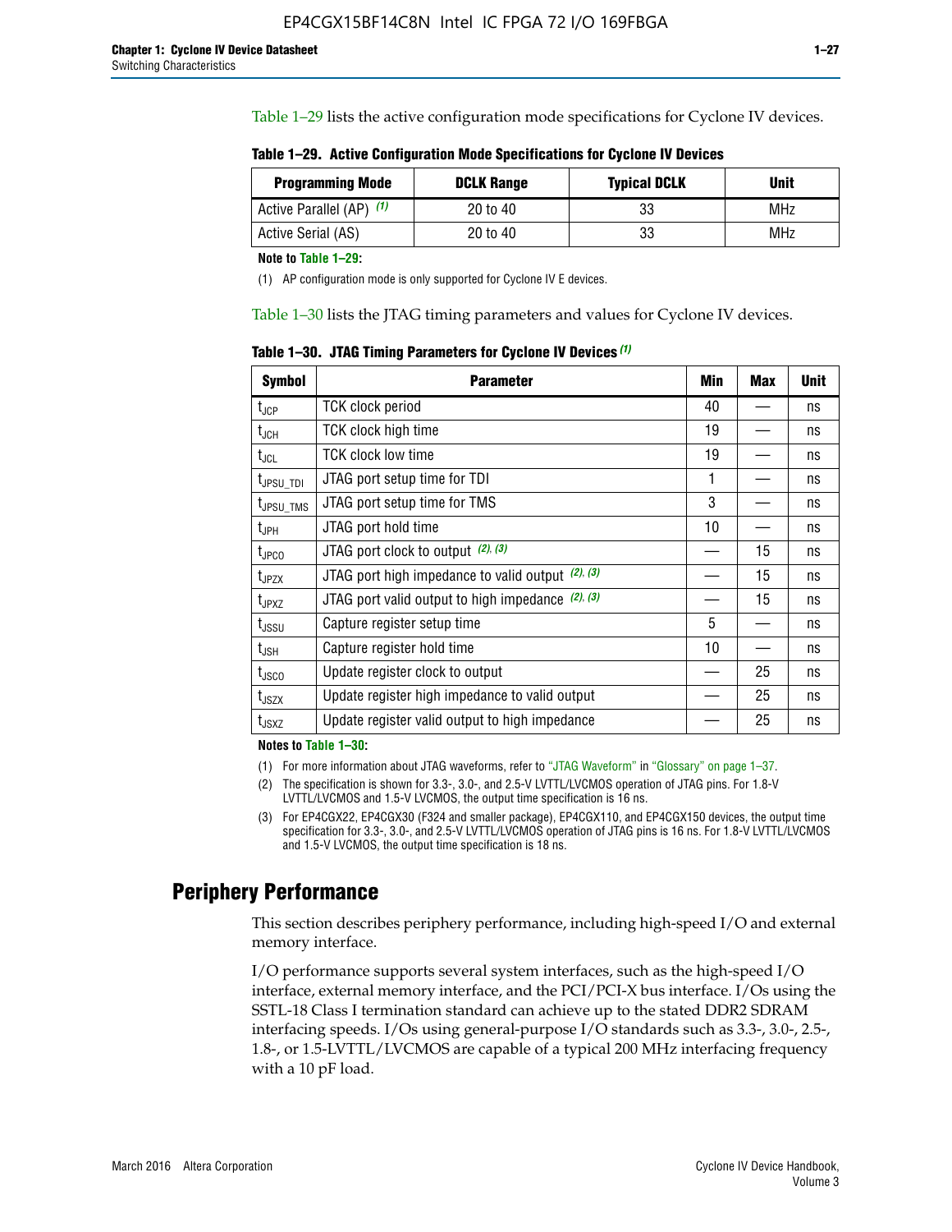Table 1–29 lists the active configuration mode specifications for Cyclone IV devices.

**Table 1–29. Active Configuration Mode Specifications for Cyclone IV Devices**

| Programming Mode | DCLK Range | Typical DCLK | Unit |
|---|---|---|---|
| Active Parallel (AP) (1) | 20 to 40 | 33 | MHz |
| Active Serial (AS) | 20 to 40 | 33 | MHz |

**Note to Table 1–29:**

(1) AP configuration mode is only supported for Cyclone IV E devices.

Table 1–30 lists the JTAG timing parameters and values for Cyclone IV devices.

**Table 1–30. JTAG Timing Parameters for Cyclone IV Devices (1)**

| Symbol | Parameter | Min | Max | Unit |
|---|---|---|---|---|
| $t_{JCP}$ | TCK clock period | 40 | — | ns |
| $t_{JCH}$ | TCK clock high time | 19 | — | ns |
| $t_{JCL}$ | TCK clock low time | 19 | — | ns |
| $t_{JPSU\_TDI}$ | JTAG port setup time for TDI | 1 | — | ns |
| $t_{JPSU\_TMS}$ | JTAG port setup time for TMS | 3 | — | ns |
| $t_{JPH}$ | JTAG port hold time | 10 | — | ns |
| $t_{JPCO}$ | JTAG port clock to output (2), (3) | — | 15 | ns |
| $t_{JPZX}$ | JTAG port high impedance to valid output (2), (3) | — | 15 | ns |
| $t_{JPXZ}$ | JTAG port valid output to high impedance (2), (3) | — | 15 | ns |
| $t_{JSSU}$ | Capture register setup time | 5 | — | ns |
| $t_{JSH}$ | Capture register hold time | 10 | — | ns |
| $t_{JSCO}$ | Update register clock to output | — | 25 | ns |
| $t_{JSZX}$ | Update register high impedance to valid output | — | 25 | ns |
| $t_{JSXZ}$ | Update register valid output to high impedance | — | 25 | ns |

**Notes to Table 1–30:**

(1) For more information about JTAG waveforms, refer to "JTAG Waveform" in "Glossary" on page 1–37.

(2) The specification is shown for 3.3-, 3.0-, and 2.5-V LVTTL/LVCMOS operation of JTAG pins. For 1.8-V LVTTL/LVCMOS and 1.5-V LVCMOS, the output time specification is 16 ns.

(3) For EP4CGX22, EP4CGX30 (F324 and smaller package), EP4CGX110, and EP4CGX150 devices, the output time specification for 3.3-, 3.0-, and 2.5-V LVTTL/LVCMOS operation of JTAG pins is 16 ns. For 1.8-V LVTTL/LVCMOS and 1.5-V LVCMOS, the output time specification is 18 ns.

## Periphery Performance

This section describes periphery performance, including high-speed I/O and external memory interface.

I/O performance supports several system interfaces, such as the high-speed I/O interface, external memory interface, and the PCI/PCI-X bus interface. I/Os using the SSTL-18 Class I termination standard can achieve up to the stated DDR2 SDRAM interfacing speeds. I/Os using general-purpose I/O standards such as 3.3-, 3.0-, 2.5-, 1.8-, or 1.5-LVTTL/LVCMOS are capable of a typical 200 MHz interfacing frequency with a 10 pF load.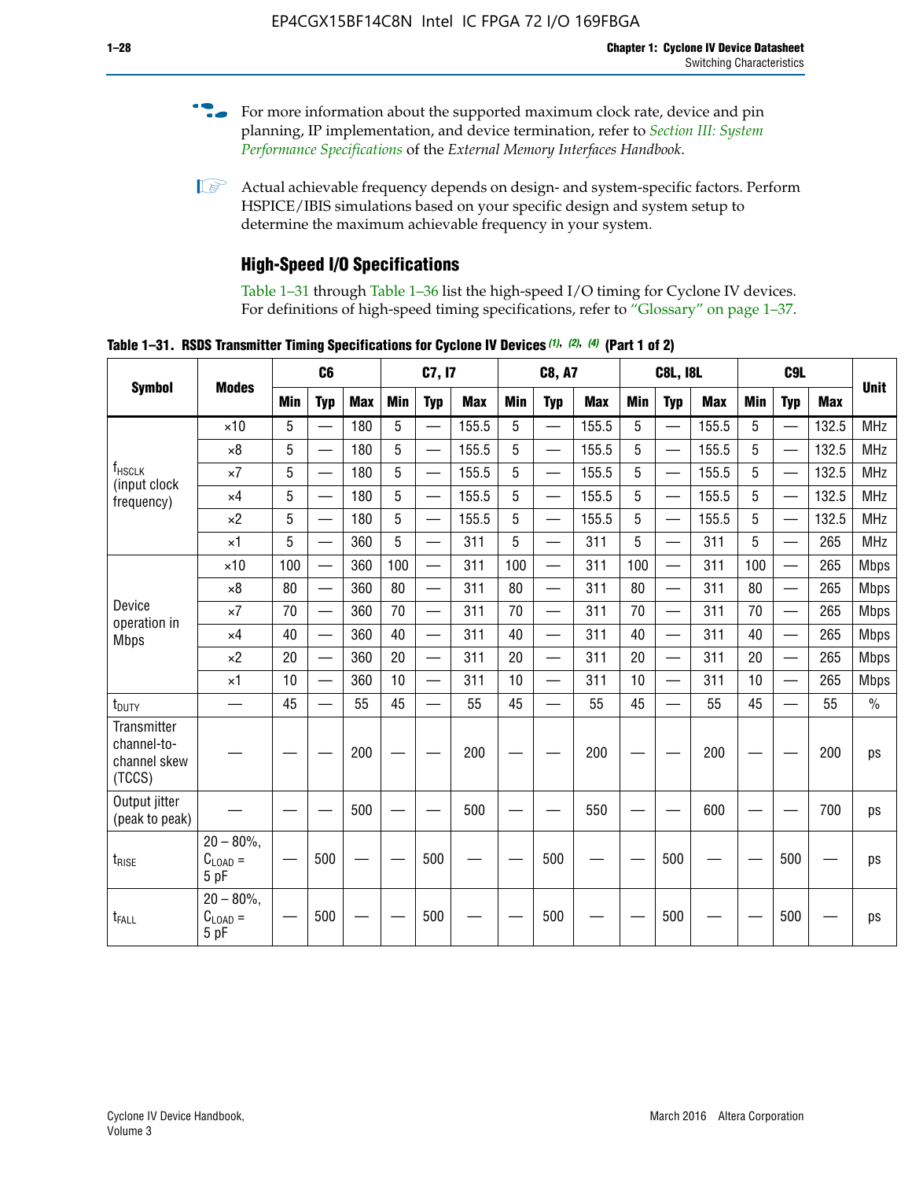For more information about the supported maximum clock rate, device and pin planning, IP implementation, and device termination, refer to *Section III: System Performance Specifications* of the *External Memory Interfaces Handbook*.

Actual achievable frequency depends on design- and system-specific factors. Perform HSPICE/IBIS simulations based on your specific design and system setup to determine the maximum achievable frequency in your system.

## High-Speed I/O Specifications

Table 1–31 through Table 1–36 list the high-speed I/O timing for Cyclone IV devices. For definitions of high-speed timing specifications, refer to "Glossary" on page 1–37.

**Table 1–31. RSDS Transmitter Timing Specifications for Cyclone IV Devices (1), (2), (4) (Part 1 of 2)**

| Symbol | Modes | C6 | | | C7, I7 | | | C8, A7 | | | C8L, I8L | | | C9L | | | Unit |
|---|---|---|---|---|---|---|---|---|---|---|---|---|---|---|---|---|---|
| | | Min | Typ | Max | Min | Typ | Max | Min | Typ | Max | Min | Typ | Max | Min | Typ | Max | |
| $f_{HSCLK}$ (input clock frequency) | ×10 | 5 | — | 180 | 5 | — | 155.5 | 5 | — | 155.5 | 5 | — | 155.5 | 5 | — | 132.5 | MHz |
| | ×8 | 5 | — | 180 | 5 | — | 155.5 | 5 | — | 155.5 | 5 | — | 155.5 | 5 | — | 132.5 | MHz |
| | ×7 | 5 | — | 180 | 5 | — | 155.5 | 5 | — | 155.5 | 5 | — | 155.5 | 5 | — | 132.5 | MHz |
| | ×4 | 5 | — | 180 | 5 | — | 155.5 | 5 | — | 155.5 | 5 | — | 155.5 | 5 | — | 132.5 | MHz |
| | ×2 | 5 | — | 180 | 5 | — | 155.5 | 5 | — | 155.5 | 5 | — | 155.5 | 5 | — | 132.5 | MHz |
| | ×1 | 5 | — | 360 | 5 | — | 311 | 5 | — | 311 | 5 | — | 311 | 5 | — | 265 | MHz |
| Device operation in Mbps | ×10 | 100 | — | 360 | 100 | — | 311 | 100 | — | 311 | 100 | — | 311 | 100 | — | 265 | Mbps |
| | ×8 | 80 | — | 360 | 80 | — | 311 | 80 | — | 311 | 80 | — | 311 | 80 | — | 265 | Mbps |
| | ×7 | 70 | — | 360 | 70 | — | 311 | 70 | — | 311 | 70 | — | 311 | 70 | — | 265 | Mbps |
| | ×4 | 40 | — | 360 | 40 | — | 311 | 40 | — | 311 | 40 | — | 311 | 40 | — | 265 | Mbps |
| | ×2 | 20 | — | 360 | 20 | — | 311 | 20 | — | 311 | 20 | — | 311 | 20 | — | 265 | Mbps |
| | ×1 | 10 | — | 360 | 10 | — | 311 | 10 | — | 311 | 10 | — | 311 | 10 | — | 265 | Mbps |
| $t_{DUTY}$ | — | 45 | — | 55 | 45 | — | 55 | 45 | — | 55 | 45 | — | 55 | 45 | — | 55 | % |
| Transmitter channel-to-channel skew (TCCS) | — | — | — | 200 | — | — | 200 | — | — | 200 | — | — | 200 | — | — | 200 | ps |
| Output jitter (peak to peak) | — | — | — | 500 | — | — | 500 | — | — | 550 | — | — | 600 | — | — | 700 | ps |
| $t_{RISE}$ | 20 – 80%, $C_{LOAD}$ = 5 pF | — | 500 | — | — | 500 | — | — | 500 | — | — | 500 | — | — | 500 | — | ps |
| $t_{FALL}$ | 20 – 80%, $C_{LOAD}$ = 5 pF | — | 500 | — | — | 500 | — | — | 500 | — | — | 500 | — | — | 500 | — | ps |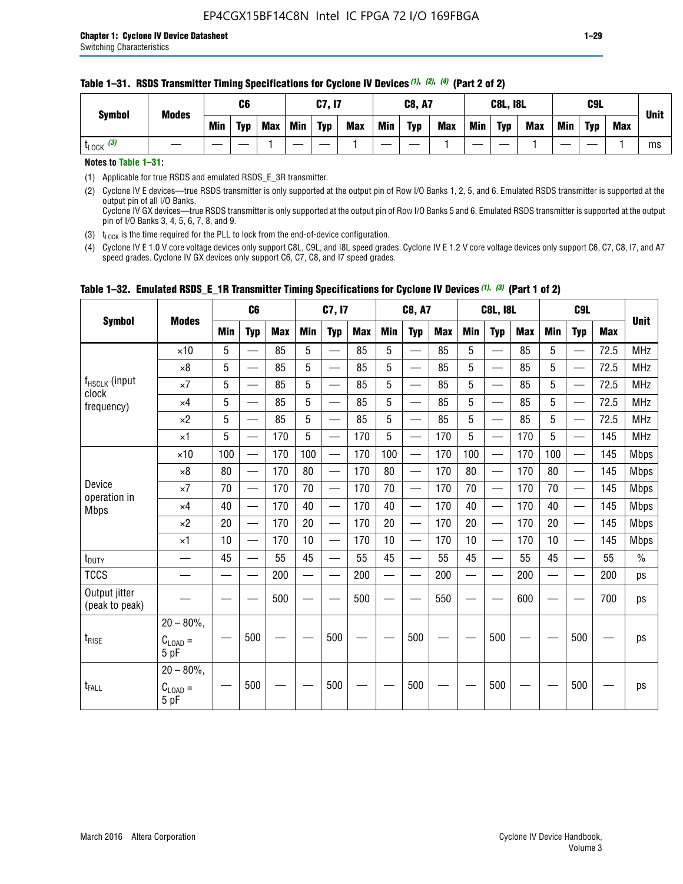**Table 1–31. RSDS Transmitter Timing Specifications for Cyclone IV Devices (1), (2), (4) (Part 2 of 2)**

| Symbol | Modes | C6 | | | C7, I7 | | | C8, A7 | | | C8L, I8L | | | C9L | | | Unit |
|---|---|---|---|---|---|---|---|---|---|---|---|---|---|---|---|---|---|
| | | Min | Typ | Max | Min | Typ | Max | Min | Typ | Max | Min | Typ | Max | Min | Typ | Max | |
| $t_{LOCK}$ (3) | — | — | — | 1 | — | — | 1 | — | — | 1 | — | — | 1 | — | — | 1 | ms |

**Notes to Table 1–31:**

(1) Applicable for true RSDS and emulated RSDS_E_3R transmitter.

(2) Cyclone IV E devices—true RSDS transmitter is only supported at the output pin of Row I/O Banks 1, 2, 5, and 6. Emulated RSDS transmitter is supported at the output pin of all I/O Banks.
Cyclone IV GX devices—true RSDS transmitter is only supported at the output pin of Row I/O Banks 5 and 6. Emulated RSDS transmitter is supported at the output pin of I/O Banks 3, 4, 5, 6, 7, 8, and 9.

(3) $t_{LOCK}$ is the time required for the PLL to lock from the end-of-device configuration.

(4) Cyclone IV E 1.0 V core voltage devices only support C8L, C9L, and I8L speed grades. Cyclone IV E 1.2 V core voltage devices only support C6, C7, C8, I7, and A7 speed grades. Cyclone IV GX devices only support C6, C7, C8, and I7 speed grades.

**Table 1–32. Emulated RSDS_E_1R Transmitter Timing Specifications for Cyclone IV Devices (1), (3) (Part 1 of 2)**

| Symbol | Modes | C6 | | | C7, I7 | | | C8, A7 | | | C8L, I8L | | | C9L | | | Unit |
|---|---|---|---|---|---|---|---|---|---|---|---|---|---|---|---|---|---|
| | | Min | Typ | Max | Min | Typ | Max | Min | Typ | Max | Min | Typ | Max | Min | Typ | Max | |
| $f_{HSCLK}$ (input clock frequency) | ×10 | 5 | — | 85 | 5 | — | 85 | 5 | — | 85 | 5 | — | 85 | 5 | — | 72.5 | MHz |
| | ×8 | 5 | — | 85 | 5 | — | 85 | 5 | — | 85 | 5 | — | 85 | 5 | — | 72.5 | MHz |
| | ×7 | 5 | — | 85 | 5 | — | 85 | 5 | — | 85 | 5 | — | 85 | 5 | — | 72.5 | MHz |
| | ×4 | 5 | — | 85 | 5 | — | 85 | 5 | — | 85 | 5 | — | 85 | 5 | — | 72.5 | MHz |
| | ×2 | 5 | — | 85 | 5 | — | 85 | 5 | — | 85 | 5 | — | 85 | 5 | — | 72.5 | MHz |
| | ×1 | 5 | — | 170 | 5 | — | 170 | 5 | — | 170 | 5 | — | 170 | 5 | — | 145 | MHz |
| Device operation in Mbps | ×10 | 100 | — | 170 | 100 | — | 170 | 100 | — | 170 | 100 | — | 170 | 100 | — | 145 | Mbps |
| | ×8 | 80 | — | 170 | 80 | — | 170 | 80 | — | 170 | 80 | — | 170 | 80 | — | 145 | Mbps |
| | ×7 | 70 | — | 170 | 70 | — | 170 | 70 | — | 170 | 70 | — | 170 | 70 | — | 145 | Mbps |
| | ×4 | 40 | — | 170 | 40 | — | 170 | 40 | — | 170 | 40 | — | 170 | 40 | — | 145 | Mbps |
| | ×2 | 20 | — | 170 | 20 | — | 170 | 20 | — | 170 | 20 | — | 170 | 20 | — | 145 | Mbps |
| | ×1 | 10 | — | 170 | 10 | — | 170 | 10 | — | 170 | 10 | — | 170 | 10 | — | 145 | Mbps |
| $t_{DUTY}$ | — | 45 | — | 55 | 45 | — | 55 | 45 | — | 55 | 45 | — | 55 | 45 | — | 55 | % |
| TCCS | — | — | — | 200 | — | — | 200 | — | — | 200 | — | — | 200 | — | — | 200 | ps |
| Output jitter (peak to peak) | — | — | — | 500 | — | — | 500 | — | — | 550 | — | — | 600 | — | — | 700 | ps |
| $t_{RISE}$ | 20 – 80%, $C_{LOAD}$ = 5 pF | — | 500 | — | — | 500 | — | — | 500 | — | — | 500 | — | — | 500 | — | ps |
| $t_{FALL}$ | 20 – 80%, $C_{LOAD}$ = 5 pF | — | 500 | — | — | 500 | — | — | 500 | — | — | 500 | — | — | 500 | — | ps |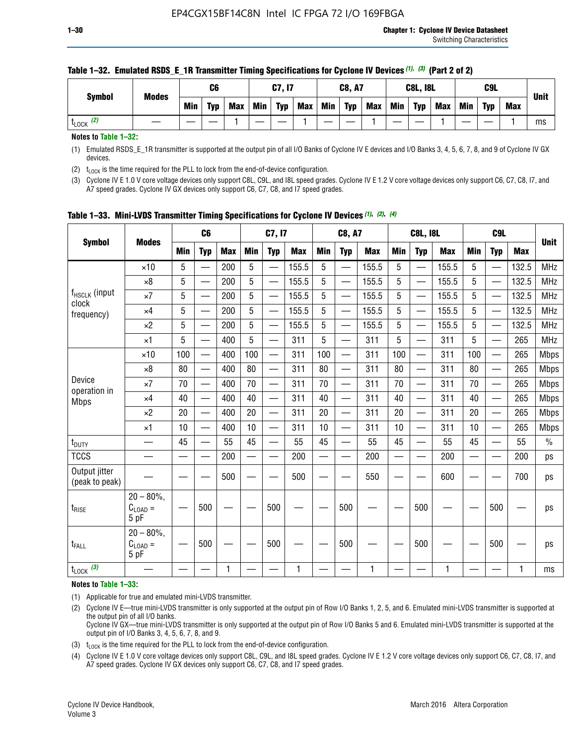**Table 1–32. Emulated RSDS_E_1R Transmitter Timing Specifications for Cyclone IV Devices (1), (3) (Part 2 of 2)**

| Symbol | Modes | C6 | | | C7, I7 | | | C8, A7 | | | C8L, I8L | | | C9L | | | Unit |
|---|---|---|---|---|---|---|---|---|---|---|---|---|---|---|---|---|---|
| | | Min | Typ | Max | Min | Typ | Max | Min | Typ | Max | Min | Typ | Max | Min | Typ | Max | |
| $t_{LOCK}$ (2) | — | — | — | 1 | — | — | 1 | — | — | 1 | — | — | 1 | — | — | 1 | ms |

**Notes to Table 1–32:**

(1) Emulated RSDS_E_1R transmitter is supported at the output pin of all I/O Banks of Cyclone IV E devices and I/O Banks 3, 4, 5, 6, 7, 8, and 9 of Cyclone IV GX devices.

(2) $t_{LOCK}$ is the time required for the PLL to lock from the end-of-device configuration.

(3) Cyclone IV E 1.0 V core voltage devices only support C8L, C9L, and I8L speed grades. Cyclone IV E 1.2 V core voltage devices only support C6, C7, C8, I7, and A7 speed grades. Cyclone IV GX devices only support C6, C7, C8, and I7 speed grades.

**Table 1–33. Mini-LVDS Transmitter Timing Specifications for Cyclone IV Devices (1), (2), (4)**

| Symbol | Modes | C6 | | | C7, I7 | | | C8, A7 | | | C8L, I8L | | | C9L | | | Unit |
|---|---|---|---|---|---|---|---|---|---|---|---|---|---|---|---|---|---|
| | | Min | Typ | Max | Min | Typ | Max | Min | Typ | Max | Min | Typ | Max | Min | Typ | Max | |
| $f_{HSCLK}$ (input clock frequency) | ×10 | 5 | — | 200 | 5 | — | 155.5 | 5 | — | 155.5 | 5 | — | 155.5 | 5 | — | 132.5 | MHz |
| | ×8 | 5 | — | 200 | 5 | — | 155.5 | 5 | — | 155.5 | 5 | — | 155.5 | 5 | — | 132.5 | MHz |
| | ×7 | 5 | — | 200 | 5 | — | 155.5 | 5 | — | 155.5 | 5 | — | 155.5 | 5 | — | 132.5 | MHz |
| | ×4 | 5 | — | 200 | 5 | — | 155.5 | 5 | — | 155.5 | 5 | — | 155.5 | 5 | — | 132.5 | MHz |
| | ×2 | 5 | — | 200 | 5 | — | 155.5 | 5 | — | 155.5 | 5 | — | 155.5 | 5 | — | 132.5 | MHz |
| | ×1 | 5 | — | 400 | 5 | — | 311 | 5 | — | 311 | 5 | — | 311 | 5 | — | 265 | MHz |
| Device operation in Mbps | ×10 | 100 | — | 400 | 100 | — | 311 | 100 | — | 311 | 100 | — | 311 | 100 | — | 265 | Mbps |
| | ×8 | 80 | — | 400 | 80 | — | 311 | 80 | — | 311 | 80 | — | 311 | 80 | — | 265 | Mbps |
| | ×7 | 70 | — | 400 | 70 | — | 311 | 70 | — | 311 | 70 | — | 311 | 70 | — | 265 | Mbps |
| | ×4 | 40 | — | 400 | 40 | — | 311 | 40 | — | 311 | 40 | — | 311 | 40 | — | 265 | Mbps |
| | ×2 | 20 | — | 400 | 20 | — | 311 | 20 | — | 311 | 20 | — | 311 | 20 | — | 265 | Mbps |
| | ×1 | 10 | — | 400 | 10 | — | 311 | 10 | — | 311 | 10 | — | 311 | 10 | — | 265 | Mbps |
| $t_{DUTY}$ | — | 45 | — | 55 | 45 | — | 55 | 45 | — | 55 | 45 | — | 55 | 45 | — | 55 | % |
| TCCS | — | — | — | 200 | — | — | 200 | — | — | 200 | — | — | 200 | — | — | 200 | ps |
| Output jitter (peak to peak) | — | — | — | 500 | — | — | 500 | — | — | 550 | — | — | 600 | — | — | 700 | ps |
| $t_{RISE}$ | 20 – 80%, $C_{LOAD}$ = 5 pF | — | 500 | — | — | 500 | — | — | 500 | — | — | 500 | — | — | 500 | — | ps |
| $t_{FALL}$ | 20 – 80%, $C_{LOAD}$ = 5 pF | — | 500 | — | — | 500 | — | — | 500 | — | — | 500 | — | — | 500 | — | ps |
| $t_{LOCK}$ (3) | — | — | — | 1 | — | — | 1 | — | — | 1 | — | — | 1 | — | — | 1 | ms |

**Notes to Table 1–33:**

(1) Applicable for true and emulated mini-LVDS transmitter.

(2) Cyclone IV E—true mini-LVDS transmitter is only supported at the output pin of Row I/O Banks 1, 2, 5, and 6. Emulated mini-LVDS transmitter is supported at the output pin of all I/O banks.
Cyclone IV GX—true mini-LVDS transmitter is only supported at the output pin of Row I/O Banks 5 and 6. Emulated mini-LVDS transmitter is supported at the output pin of I/O Banks 3, 4, 5, 6, 7, 8, and 9.

(3) $t_{LOCK}$ is the time required for the PLL to lock from the end-of-device configuration.

(4) Cyclone IV E 1.0 V core voltage devices only support C8L, C9L, and I8L speed grades. Cyclone IV E 1.2 V core voltage devices only support C6, C7, C8, I7, and A7 speed grades. Cyclone IV GX devices only support C6, C7, C8, and I7 speed grades.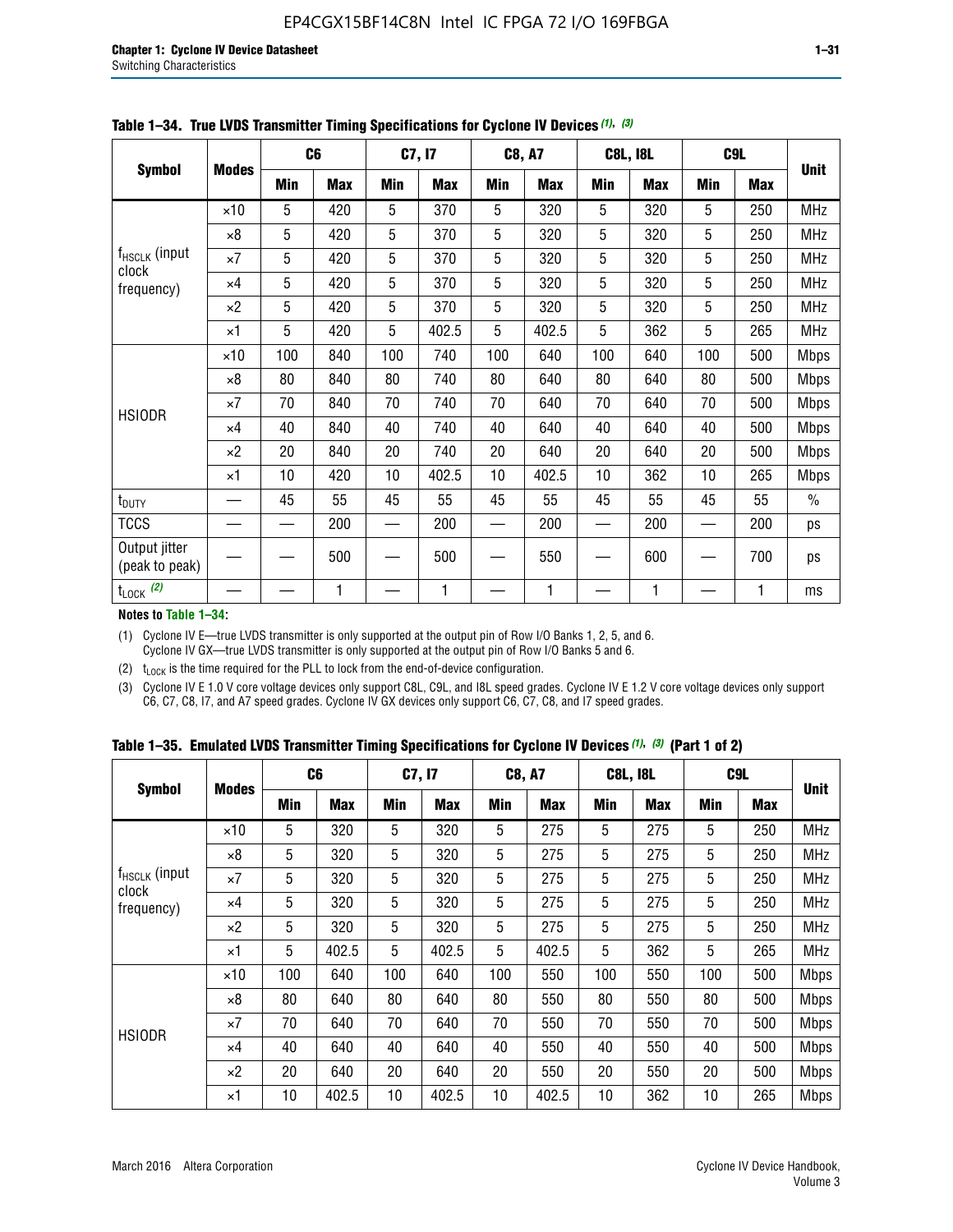**Table 1–34. True LVDS Transmitter Timing Specifications for Cyclone IV Devices (1), (3)**

| Symbol | Modes | C6 | | C7, I7 | | C8, A7 | | C8L, I8L | | C9L | | Unit |
|---|---|---|---|---|---|---|---|---|---|---|---|---|
| | | Min | Max | Min | Max | Min | Max | Min | Max | Min | Max | |
| $f_{HSCLK}$ (input clock frequency) | ×10 | 5 | 420 | 5 | 370 | 5 | 320 | 5 | 320 | 5 | 250 | MHz |
| | ×8 | 5 | 420 | 5 | 370 | 5 | 320 | 5 | 320 | 5 | 250 | MHz |
| | ×7 | 5 | 420 | 5 | 370 | 5 | 320 | 5 | 320 | 5 | 250 | MHz |
| | ×4 | 5 | 420 | 5 | 370 | 5 | 320 | 5 | 320 | 5 | 250 | MHz |
| | ×2 | 5 | 420 | 5 | 370 | 5 | 320 | 5 | 320 | 5 | 250 | MHz |
| | ×1 | 5 | 420 | 5 | 402.5 | 5 | 402.5 | 5 | 362 | 5 | 265 | MHz |
| HSIODR | ×10 | 100 | 840 | 100 | 740 | 100 | 640 | 100 | 640 | 100 | 500 | Mbps |
| | ×8 | 80 | 840 | 80 | 740 | 80 | 640 | 80 | 640 | 80 | 500 | Mbps |
| | ×7 | 70 | 840 | 70 | 740 | 70 | 640 | 70 | 640 | 70 | 500 | Mbps |
| | ×4 | 40 | 840 | 40 | 740 | 40 | 640 | 40 | 640 | 40 | 500 | Mbps |
| | ×2 | 20 | 840 | 20 | 740 | 20 | 640 | 20 | 640 | 20 | 500 | Mbps |
| | ×1 | 10 | 420 | 10 | 402.5 | 10 | 402.5 | 10 | 362 | 10 | 265 | Mbps |
| $t_{DUTY}$ | — | 45 | 55 | 45 | 55 | 45 | 55 | 45 | 55 | 45 | 55 | % |
| TCCS | — | — | 200 | — | 200 | — | 200 | — | 200 | — | 200 | ps |
| Output jitter (peak to peak) | — | — | 500 | — | 500 | — | 550 | — | 600 | — | 700 | ps |
| $t_{LOCK}$ (2) | — | — | 1 | — | 1 | — | 1 | — | 1 | — | 1 | ms |

**Notes to Table 1–34:**

(1) Cyclone IV E—true LVDS transmitter is only supported at the output pin of Row I/O Banks 1, 2, 5, and 6. Cyclone IV GX—true LVDS transmitter is only supported at the output pin of Row I/O Banks 5 and 6.

(2) $t_{LOCK}$ is the time required for the PLL to lock from the end-of-device configuration.

(3) Cyclone IV E 1.0 V core voltage devices only support C8L, C9L, and I8L speed grades. Cyclone IV E 1.2 V core voltage devices only support C6, C7, C8, I7, and A7 speed grades. Cyclone IV GX devices only support C6, C7, C8, and I7 speed grades.

**Table 1–35. Emulated LVDS Transmitter Timing Specifications for Cyclone IV Devices (1), (3) (Part 1 of 2)**

| Symbol | Modes | C6 | | C7, I7 | | C8, A7 | | C8L, I8L | | C9L | | Unit |
|---|---|---|---|---|---|---|---|---|---|---|---|---|
| | | Min | Max | Min | Max | Min | Max | Min | Max | Min | Max | |
| $f_{HSCLK}$ (input clock frequency) | ×10 | 5 | 320 | 5 | 320 | 5 | 275 | 5 | 275 | 5 | 250 | MHz |
| | ×8 | 5 | 320 | 5 | 320 | 5 | 275 | 5 | 275 | 5 | 250 | MHz |
| | ×7 | 5 | 320 | 5 | 320 | 5 | 275 | 5 | 275 | 5 | 250 | MHz |
| | ×4 | 5 | 320 | 5 | 320 | 5 | 275 | 5 | 275 | 5 | 250 | MHz |
| | ×2 | 5 | 320 | 5 | 320 | 5 | 275 | 5 | 275 | 5 | 250 | MHz |
| | ×1 | 5 | 402.5 | 5 | 402.5 | 5 | 402.5 | 5 | 362 | 5 | 265 | MHz |
| HSIODR | ×10 | 100 | 640 | 100 | 640 | 100 | 550 | 100 | 550 | 100 | 500 | Mbps |
| | ×8 | 80 | 640 | 80 | 640 | 80 | 550 | 80 | 550 | 80 | 500 | Mbps |
| | ×7 | 70 | 640 | 70 | 640 | 70 | 550 | 70 | 550 | 70 | 500 | Mbps |
| | ×4 | 40 | 640 | 40 | 640 | 40 | 550 | 40 | 550 | 40 | 500 | Mbps |
| | ×2 | 20 | 640 | 20 | 640 | 20 | 550 | 20 | 550 | 20 | 500 | Mbps |
| | ×1 | 10 | 402.5 | 10 | 402.5 | 10 | 402.5 | 10 | 362 | 10 | 265 | Mbps |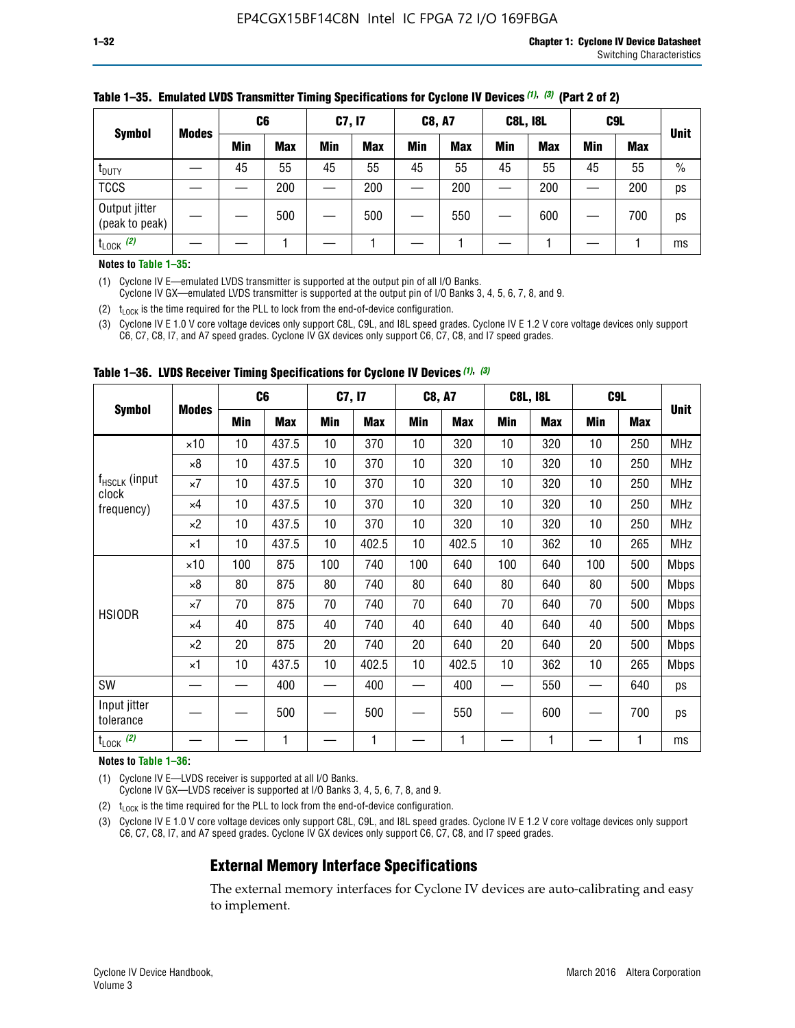**Table 1–35. Emulated LVDS Transmitter Timing Specifications for Cyclone IV Devices (1), (3) (Part 2 of 2)**

| Symbol | Modes | C6 | | C7, I7 | | C8, A7 | | C8L, I8L | | C9L | | Unit |
|---|---|---|---|---|---|---|---|---|---|---|---|---|
| | | Min | Max | Min | Max | Min | Max | Min | Max | Min | Max | |
| $t_{DUTY}$ | — | 45 | 55 | 45 | 55 | 45 | 55 | 45 | 55 | 45 | 55 | % |
| TCCS | — | — | 200 | — | 200 | — | 200 | — | 200 | — | 200 | ps |
| Output jitter (peak to peak) | — | — | 500 | — | 500 | — | 550 | — | 600 | — | 700 | ps |
| $t_{LOCK}$ (2) | — | — | 1 | — | 1 | — | 1 | — | 1 | — | 1 | ms |

**Notes to Table 1–35:**

(1) Cyclone IV E—emulated LVDS transmitter is supported at the output pin of all I/O Banks.
Cyclone IV GX—emulated LVDS transmitter is supported at the output pin of I/O Banks 3, 4, 5, 6, 7, 8, and 9.

(2) $t_{LOCK}$ is the time required for the PLL to lock from the end-of-device configuration.

(3) Cyclone IV E 1.0 V core voltage devices only support C8L, C9L, and I8L speed grades. Cyclone IV E 1.2 V core voltage devices only support C6, C7, C8, I7, and A7 speed grades. Cyclone IV GX devices only support C6, C7, C8, and I7 speed grades.

**Table 1–36. LVDS Receiver Timing Specifications for Cyclone IV Devices (1), (3)**

| Symbol | Modes | C6 | | C7, I7 | | C8, A7 | | C8L, I8L | | C9L | | Unit |
|---|---|---|---|---|---|---|---|---|---|---|---|---|
| | | Min | Max | Min | Max | Min | Max | Min | Max | Min | Max | |
| $f_{HSCLK}$ (input clock frequency) | ×10 | 10 | 437.5 | 10 | 370 | 10 | 320 | 10 | 320 | 10 | 250 | MHz |
| | ×8 | 10 | 437.5 | 10 | 370 | 10 | 320 | 10 | 320 | 10 | 250 | MHz |
| | ×7 | 10 | 437.5 | 10 | 370 | 10 | 320 | 10 | 320 | 10 | 250 | MHz |
| | ×4 | 10 | 437.5 | 10 | 370 | 10 | 320 | 10 | 320 | 10 | 250 | MHz |
| | ×2 | 10 | 437.5 | 10 | 370 | 10 | 320 | 10 | 320 | 10 | 250 | MHz |
| | ×1 | 10 | 437.5 | 10 | 402.5 | 10 | 402.5 | 10 | 362 | 10 | 265 | MHz |
| HSIODR | ×10 | 100 | 875 | 100 | 740 | 100 | 640 | 100 | 640 | 100 | 500 | Mbps |
| | ×8 | 80 | 875 | 80 | 740 | 80 | 640 | 80 | 640 | 80 | 500 | Mbps |
| | ×7 | 70 | 875 | 70 | 740 | 70 | 640 | 70 | 640 | 70 | 500 | Mbps |
| | ×4 | 40 | 875 | 40 | 740 | 40 | 640 | 40 | 640 | 40 | 500 | Mbps |
| | ×2 | 20 | 875 | 20 | 740 | 20 | 640 | 20 | 640 | 20 | 500 | Mbps |
| | ×1 | 10 | 437.5 | 10 | 402.5 | 10 | 402.5 | 10 | 362 | 10 | 265 | Mbps |
| SW | — | — | 400 | — | 400 | — | 400 | — | 550 | — | 640 | ps |
| Input jitter tolerance | — | — | 500 | — | 500 | — | 550 | — | 600 | — | 700 | ps |
| $t_{LOCK}$ (2) | — | — | 1 | — | 1 | — | 1 | — | 1 | — | 1 | ms |

**Notes to Table 1–36:**

(1) Cyclone IV E—LVDS receiver is supported at all I/O Banks.
Cyclone IV GX—LVDS receiver is supported at I/O Banks 3, 4, 5, 6, 7, 8, and 9.

(2) $t_{LOCK}$ is the time required for the PLL to lock from the end-of-device configuration.

(3) Cyclone IV E 1.0 V core voltage devices only support C8L, C9L, and I8L speed grades. Cyclone IV E 1.2 V core voltage devices only support C6, C7, C8, I7, and A7 speed grades. Cyclone IV GX devices only support C6, C7, C8, and I7 speed grades.

## External Memory Interface Specifications

The external memory interfaces for Cyclone IV devices are auto-calibrating and easy to implement.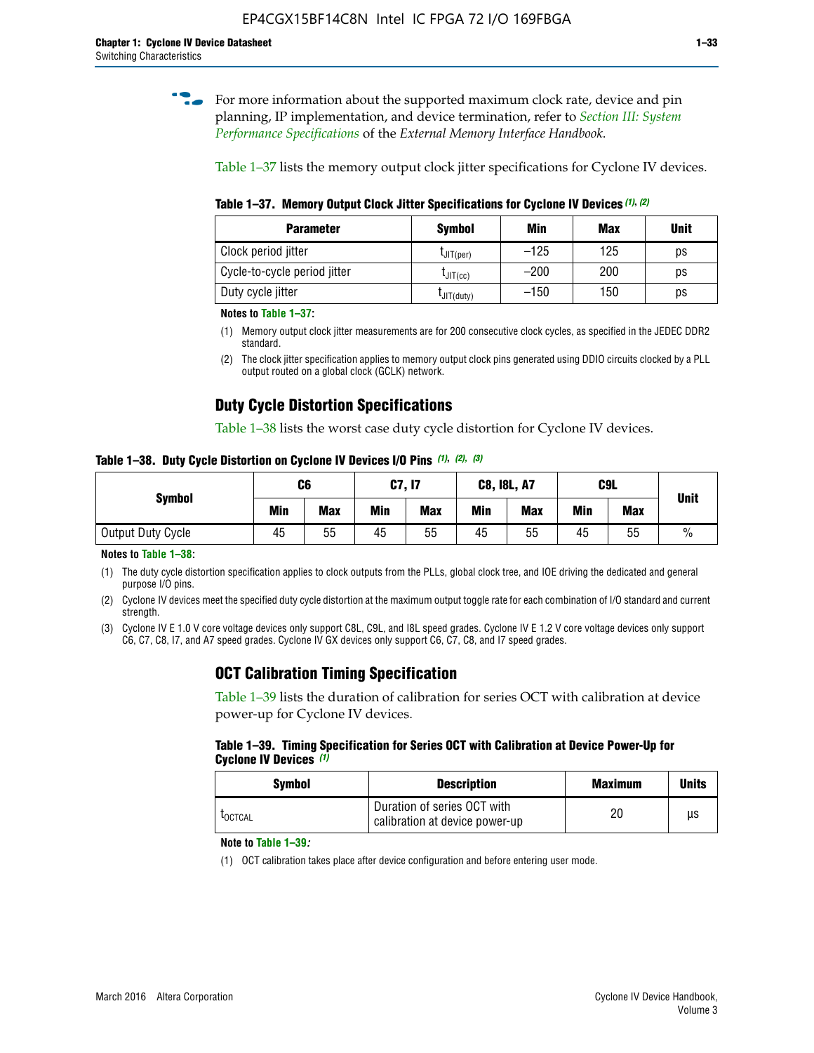For more information about the supported maximum clock rate, device and pin planning, IP implementation, and device termination, refer to *Section III: System Performance Specifications* of the *External Memory Interface Handbook*.

Table 1–37 lists the memory output clock jitter specifications for Cyclone IV devices.

**Table 1–37. Memory Output Clock Jitter Specifications for Cyclone IV Devices (1), (2)**

| Parameter | Symbol | Min | Max | Unit |
|---|---|---|---|---|
| Clock period jitter | $t_{JIT(per)}$ | –125 | 125 | ps |
| Cycle-to-cycle period jitter | $t_{JIT(cc)}$ | –200 | 200 | ps |
| Duty cycle jitter | $t_{JIT(duty)}$ | –150 | 150 | ps |

**Notes to Table 1–37:**

(1) Memory output clock jitter measurements are for 200 consecutive clock cycles, as specified in the JEDEC DDR2 standard.

(2) The clock jitter specification applies to memory output clock pins generated using DDIO circuits clocked by a PLL output routed on a global clock (GCLK) network.

## Duty Cycle Distortion Specifications

Table 1–38 lists the worst case duty cycle distortion for Cyclone IV devices.

**Table 1–38. Duty Cycle Distortion on Cyclone IV Devices I/O Pins (1), (2), (3)**

| Symbol | C6 | | C7, I7 | | C8, I8L, A7 | | C9L | | Unit |
|---|---|---|---|---|---|---|---|---|---|
| | Min | Max | Min | Max | Min | Max | Min | Max | |
| Output Duty Cycle | 45 | 55 | 45 | 55 | 45 | 55 | 45 | 55 | % |

**Notes to Table 1–38:**

(1) The duty cycle distortion specification applies to clock outputs from the PLLs, global clock tree, and IOE driving the dedicated and general purpose I/O pins.

(2) Cyclone IV devices meet the specified duty cycle distortion at the maximum output toggle rate for each combination of I/O standard and current strength.

(3) Cyclone IV E 1.0 V core voltage devices only support C8L, C9L, and I8L speed grades. Cyclone IV E 1.2 V core voltage devices only support C6, C7, C8, I7, and A7 speed grades. Cyclone IV GX devices only support C6, C7, C8, and I7 speed grades.

## OCT Calibration Timing Specification

Table 1–39 lists the duration of calibration for series OCT with calibration at device power-up for Cyclone IV devices.

**Table 1–39. Timing Specification for Series OCT with Calibration at Device Power-Up for Cyclone IV Devices (1)**

| Symbol | Description | Maximum | Units |
|---|---|---|---|
| $t_{OCTCAL}$ | Duration of series OCT with calibration at device power-up | 20 | µs |

**Note to Table 1–39:**

(1) OCT calibration takes place after device configuration and before entering user mode.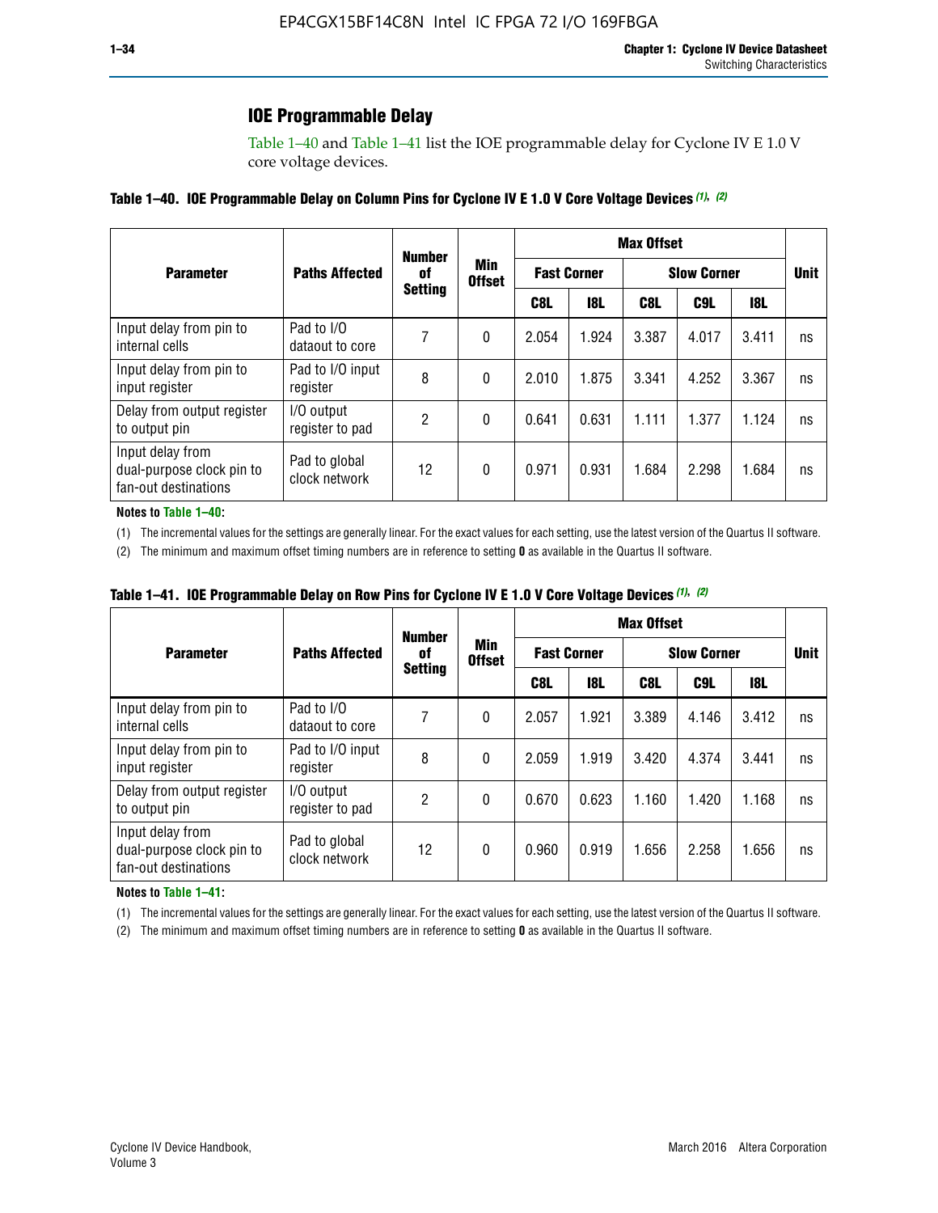## IOE Programmable Delay

Table 1–40 and Table 1–41 list the IOE programmable delay for Cyclone IV E 1.0 V core voltage devices.

**Table 1–40. IOE Programmable Delay on Column Pins for Cyclone IV E 1.0 V Core Voltage Devices (1), (2)**

| Parameter | Paths Affected | Number of Setting | Min Offset | Max Offset | | | | | Unit |
|---|---|---|---|---|---|---|---|---|---|
| | | | | Fast Corner | | Slow Corner | | | |
| | | | | C8L | I8L | C8L | C9L | I8L | |
| Input delay from pin to internal cells | Pad to I/O dataout to core | 7 | 0 | 2.054 | 1.924 | 3.387 | 4.017 | 3.411 | ns |
| Input delay from pin to input register | Pad to I/O input register | 8 | 0 | 2.010 | 1.875 | 3.341 | 4.252 | 3.367 | ns |
| Delay from output register to output pin | I/O output register to pad | 2 | 0 | 0.641 | 0.631 | 1.111 | 1.377 | 1.124 | ns |
| Input delay from dual-purpose clock pin to fan-out destinations | Pad to global clock network | 12 | 0 | 0.971 | 0.931 | 1.684 | 2.298 | 1.684 | ns |

**Notes to Table 1–40:**

(1) The incremental values for the settings are generally linear. For the exact values for each setting, use the latest version of the Quartus II software.

(2) The minimum and maximum offset timing numbers are in reference to setting **0** as available in the Quartus II software.

**Table 1–41. IOE Programmable Delay on Row Pins for Cyclone IV E 1.0 V Core Voltage Devices (1), (2)**

| Parameter | Paths Affected | Number of Setting | Min Offset | Max Offset | | | | | Unit |
|---|---|---|---|---|---|---|---|---|---|
| | | | | Fast Corner | | Slow Corner | | | |
| | | | | C8L | I8L | C8L | C9L | I8L | |
| Input delay from pin to internal cells | Pad to I/O dataout to core | 7 | 0 | 2.057 | 1.921 | 3.389 | 4.146 | 3.412 | ns |
| Input delay from pin to input register | Pad to I/O input register | 8 | 0 | 2.059 | 1.919 | 3.420 | 4.374 | 3.441 | ns |
| Delay from output register to output pin | I/O output register to pad | 2 | 0 | 0.670 | 0.623 | 1.160 | 1.420 | 1.168 | ns |
| Input delay from dual-purpose clock pin to fan-out destinations | Pad to global clock network | 12 | 0 | 0.960 | 0.919 | 1.656 | 2.258 | 1.656 | ns |

**Notes to Table 1–41:**

(1) The incremental values for the settings are generally linear. For the exact values for each setting, use the latest version of the Quartus II software.

(2) The minimum and maximum offset timing numbers are in reference to setting **0** as available in the Quartus II software.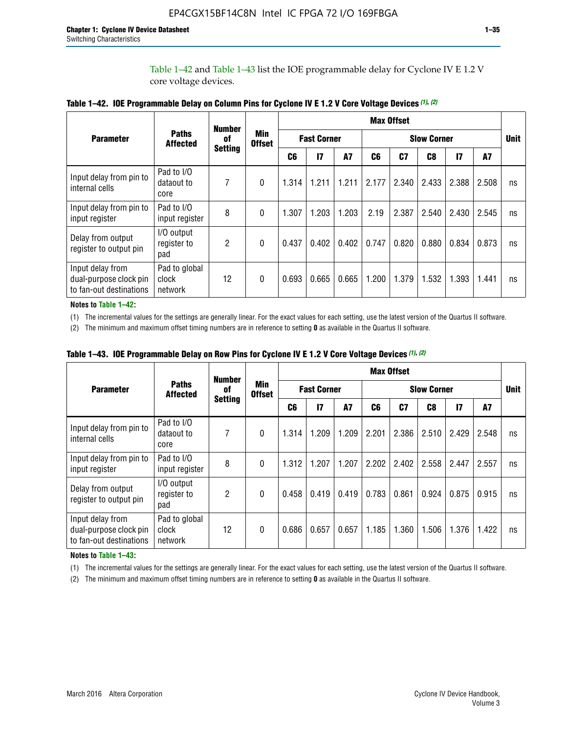Table 1–42 and Table 1–43 list the IOE programmable delay for Cyclone IV E 1.2 V core voltage devices.

**Table 1–42. IOE Programmable Delay on Column Pins for Cyclone IV E 1.2 V Core Voltage Devices (1), (2)**

| Parameter | Paths Affected | Number of Setting | Min Offset | Max Offset | | | | | | | | Unit |
|---|---|---|---|---|---|---|---|---|---|---|---|---|
| | | | | Fast Corner | | | Slow Corner | | | | | |
| | | | | C6 | I7 | A7 | C6 | C7 | C8 | I7 | A7 | |
| Input delay from pin to internal cells | Pad to I/O dataout to core | 7 | 0 | 1.314 | 1.211 | 1.211 | 2.177 | 2.340 | 2.433 | 2.388 | 2.508 | ns |
| Input delay from pin to input register | Pad to I/O input register | 8 | 0 | 1.307 | 1.203 | 1.203 | 2.19 | 2.387 | 2.540 | 2.430 | 2.545 | ns |
| Delay from output register to output pin | I/O output register to pad | 2 | 0 | 0.437 | 0.402 | 0.402 | 0.747 | 0.820 | 0.880 | 0.834 | 0.873 | ns |
| Input delay from dual-purpose clock pin to fan-out destinations | Pad to global clock network | 12 | 0 | 0.693 | 0.665 | 0.665 | 1.200 | 1.379 | 1.532 | 1.393 | 1.441 | ns |

**Notes to Table 1–42:**

(1) The incremental values for the settings are generally linear. For the exact values for each setting, use the latest version of the Quartus II software.

(2) The minimum and maximum offset timing numbers are in reference to setting **0** as available in the Quartus II software.

**Table 1–43. IOE Programmable Delay on Row Pins for Cyclone IV E 1.2 V Core Voltage Devices (1), (2)**

| Parameter | Paths Affected | Number of Setting | Min Offset | Max Offset | | | | | | | | Unit |
|---|---|---|---|---|---|---|---|---|---|---|---|---|
| | | | | Fast Corner | | | Slow Corner | | | | | |
| | | | | C6 | I7 | A7 | C6 | C7 | C8 | I7 | A7 | |
| Input delay from pin to internal cells | Pad to I/O dataout to core | 7 | 0 | 1.314 | 1.209 | 1.209 | 2.201 | 2.386 | 2.510 | 2.429 | 2.548 | ns |
| Input delay from pin to input register | Pad to I/O input register | 8 | 0 | 1.312 | 1.207 | 1.207 | 2.202 | 2.402 | 2.558 | 2.447 | 2.557 | ns |
| Delay from output register to output pin | I/O output register to pad | 2 | 0 | 0.458 | 0.419 | 0.419 | 0.783 | 0.861 | 0.924 | 0.875 | 0.915 | ns |
| Input delay from dual-purpose clock pin to fan-out destinations | Pad to global clock network | 12 | 0 | 0.686 | 0.657 | 0.657 | 1.185 | 1.360 | 1.506 | 1.376 | 1.422 | ns |

**Notes to Table 1–43:**

(1) The incremental values for the settings are generally linear. For the exact values for each setting, use the latest version of the Quartus II software.

(2) The minimum and maximum offset timing numbers are in reference to setting **0** as available in the Quartus II software.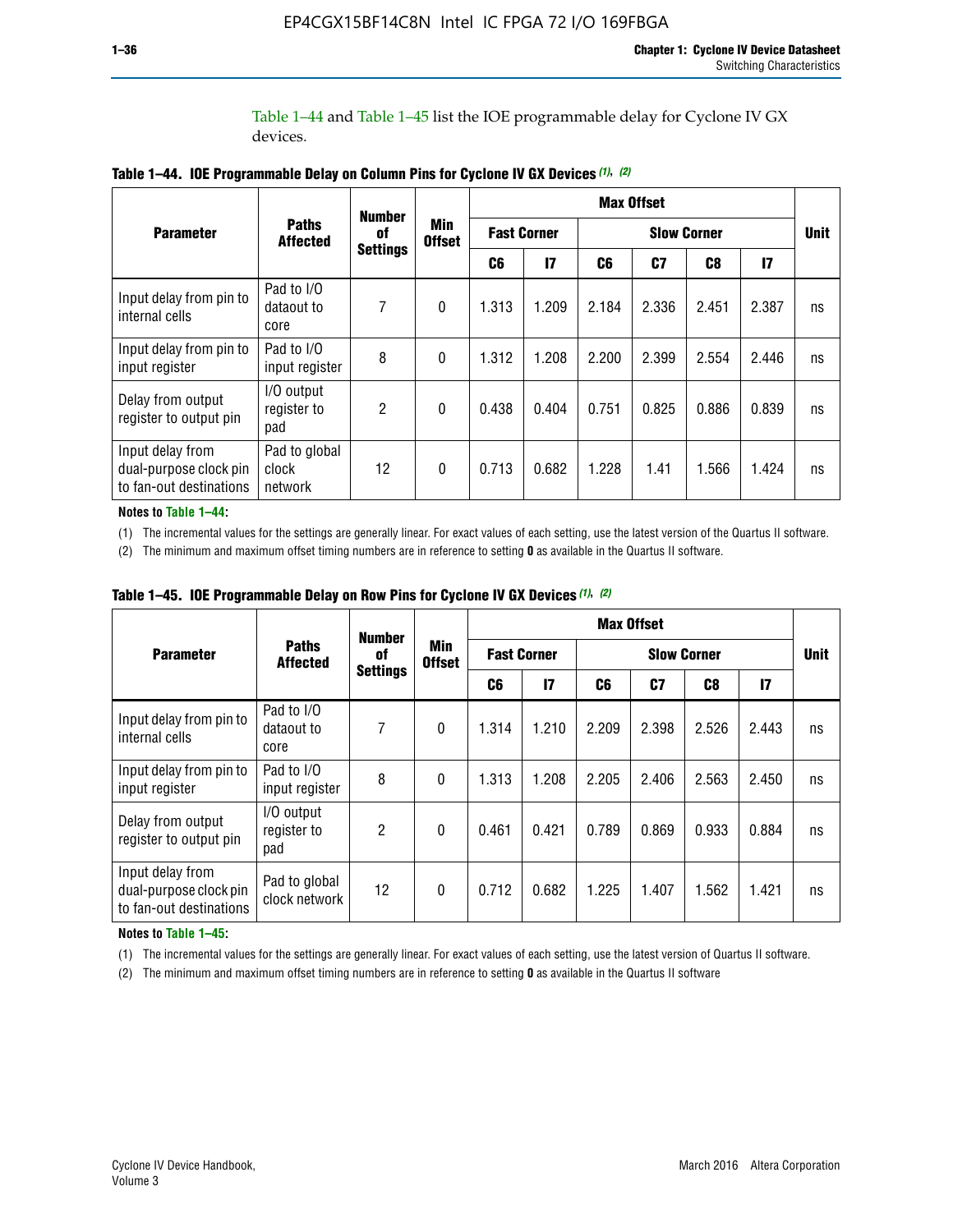Table 1–44 and Table 1–45 list the IOE programmable delay for Cyclone IV GX devices.

**Table 1–44. IOE Programmable Delay on Column Pins for Cyclone IV GX Devices (1), (2)**

| Parameter | Paths Affected | Number of Settings | Min Offset | Max Offset | | | | | | Unit |
|---|---|---|---|---|---|---|---|---|---|---|
| | | | | Fast Corner | | Slow Corner | | | | |
| | | | | C6 | I7 | C6 | C7 | C8 | I7 | |
| Input delay from pin to internal cells | Pad to I/O dataout to core | 7 | 0 | 1.313 | 1.209 | 2.184 | 2.336 | 2.451 | 2.387 | ns |
| Input delay from pin to input register | Pad to I/O input register | 8 | 0 | 1.312 | 1.208 | 2.200 | 2.399 | 2.554 | 2.446 | ns |
| Delay from output register to output pin | I/O output register to pad | 2 | 0 | 0.438 | 0.404 | 0.751 | 0.825 | 0.886 | 0.839 | ns |
| Input delay from dual-purpose clock pin to fan-out destinations | Pad to global clock network | 12 | 0 | 0.713 | 0.682 | 1.228 | 1.41 | 1.566 | 1.424 | ns |

**Notes to Table 1–44:**

(1) The incremental values for the settings are generally linear. For exact values of each setting, use the latest version of the Quartus II software.

(2) The minimum and maximum offset timing numbers are in reference to setting **0** as available in the Quartus II software.

**Table 1–45. IOE Programmable Delay on Row Pins for Cyclone IV GX Devices (1), (2)**

| Parameter | Paths Affected | Number of Settings | Min Offset | Max Offset | | | | | | Unit |
|---|---|---|---|---|---|---|---|---|---|---|
| | | | | Fast Corner | | Slow Corner | | | | |
| | | | | C6 | I7 | C6 | C7 | C8 | I7 | |
| Input delay from pin to internal cells | Pad to I/O dataout to core | 7 | 0 | 1.314 | 1.210 | 2.209 | 2.398 | 2.526 | 2.443 | ns |
| Input delay from pin to input register | Pad to I/O input register | 8 | 0 | 1.313 | 1.208 | 2.205 | 2.406 | 2.563 | 2.450 | ns |
| Delay from output register to output pin | I/O output register to pad | 2 | 0 | 0.461 | 0.421 | 0.789 | 0.869 | 0.933 | 0.884 | ns |
| Input delay from dual-purpose clock pin to fan-out destinations | Pad to global clock network | 12 | 0 | 0.712 | 0.682 | 1.225 | 1.407 | 1.562 | 1.421 | ns |

**Notes to Table 1–45:**

(1) The incremental values for the settings are generally linear. For exact values of each setting, use the latest version of Quartus II software.

(2) The minimum and maximum offset timing numbers are in reference to setting **0** as available in the Quartus II software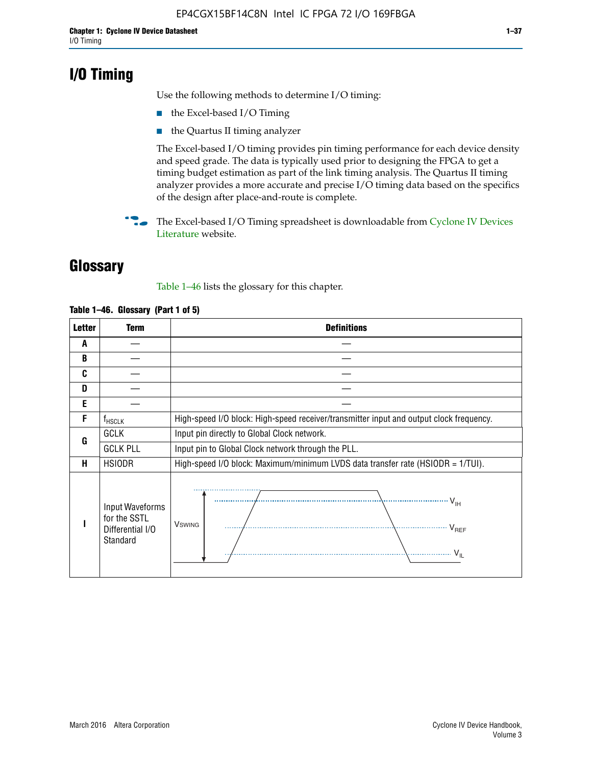# I/O Timing

Use the following methods to determine I/O timing:

- the Excel-based I/O Timing
- the Quartus II timing analyzer

The Excel-based I/O timing provides pin timing performance for each device density and speed grade. The data is typically used prior to designing the FPGA to get a timing budget estimation as part of the link timing analysis. The Quartus II timing analyzer provides a more accurate and precise I/O timing data based on the specifics of the design after place-and-route is complete.

The Excel-based I/O Timing spreadsheet is downloadable from Cyclone IV Devices Literature website.

# Glossary

Table 1–46 lists the glossary for this chapter.

**Table 1–46. Glossary (Part 1 of 5)**

| Letter | Term | Definitions |
|---|---|---|
| A | — | — |
| B | — | — |
| C | — | — |
| D | — | — |
| E | — | — |
| F | $f_{HSCLK}$ | High-speed I/O block: High-speed receiver/transmitter input and output clock frequency. |
| G | GCLK | Input pin directly to Global Clock network. |
| | GCLK PLL | Input pin to Global Clock network through the PLL. |
| H | HSIODR | High-speed I/O block: Maximum/minimum LVDS data transfer rate (HSIODR = 1/TUI). |
| I | Input Waveforms for the SSTL Differential I/O Standard | (Waveform diagram: $V_{SWING}$, $V_{IH}$, $V_{REF}$, $V_{IL}$) |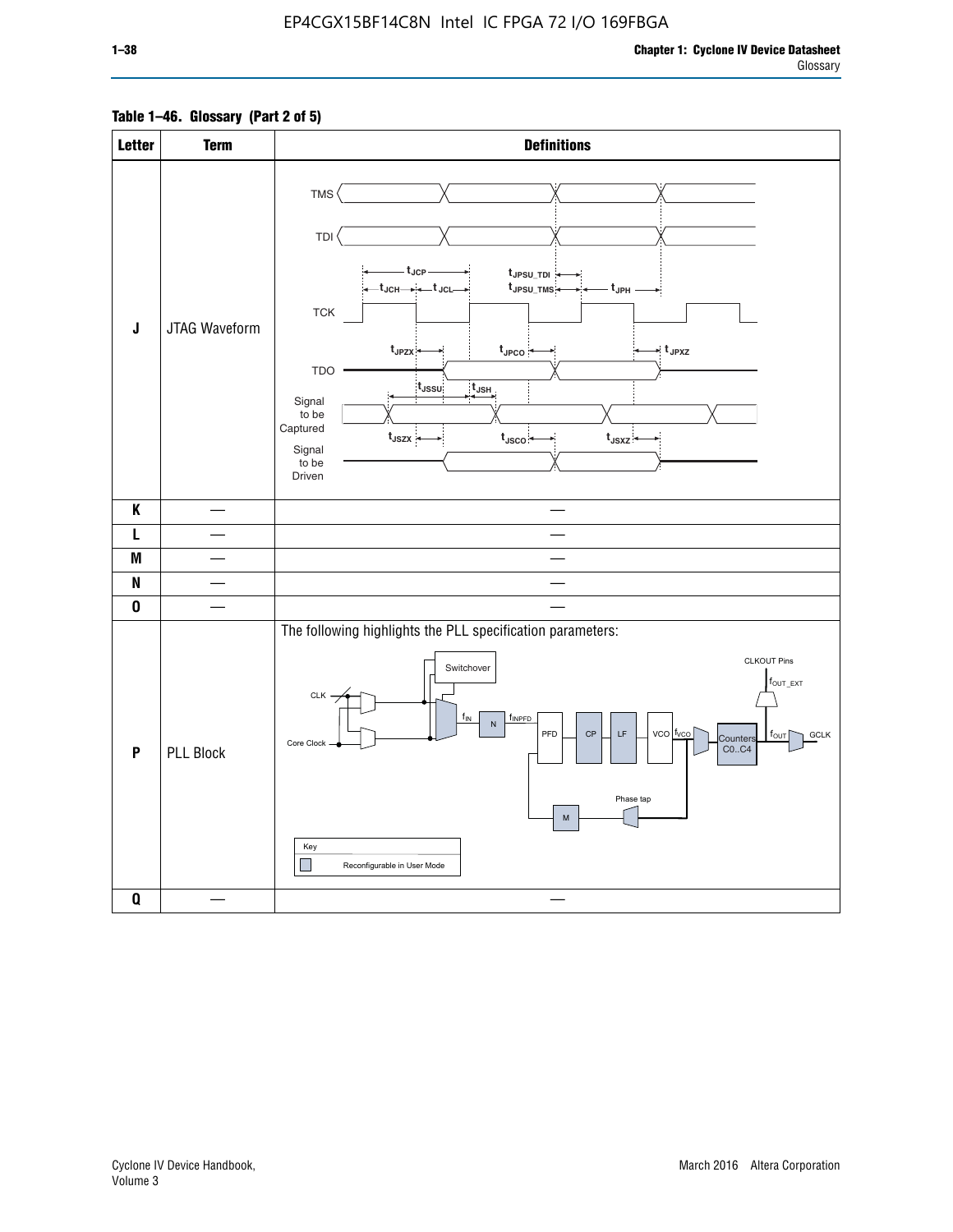EP4CGX15BF14C8N Intel IC FPGA 72 I/O 169FBGA

**Table 1–46. Glossary (Part 2 of 5)**

| Letter | Term | Definitions |
|---|---|---|
| J | JTAG Waveform | TMS, TDI, TCK, TDO, Signal to be Captured, Signal to be Driven; $t_{JCP}$, $t_{JCH}$, $t_{JCL}$, $t_{JPSU\_TDI}$, $t_{JPSU\_TMS}$, $t_{JPH}$, $t_{JPZX}$, $t_{JPCO}$, $t_{JPXZ}$, $t_{JSSU}$, $t_{JSH}$, $t_{JSZX}$, $t_{JSCO}$, $t_{JSXZ}$ |
| K | — | — |
| L | — | — |
| M | — | — |
| N | — | — |
| O | — | — |
| P | PLL Block | The following highlights the PLL specification parameters: CLK, Core Clock, Switchover, $f_{IN}$, N, $f_{INPFD}$, PFD, CP, LF, VCO, $f_{VCO}$, Counters C0..C4, $f_{OUT}$, GCLK, CLKOUT Pins, $f_{OUT\_EXT}$, Phase tap, M. Key: Reconfigurable in User Mode |
| Q | — | — |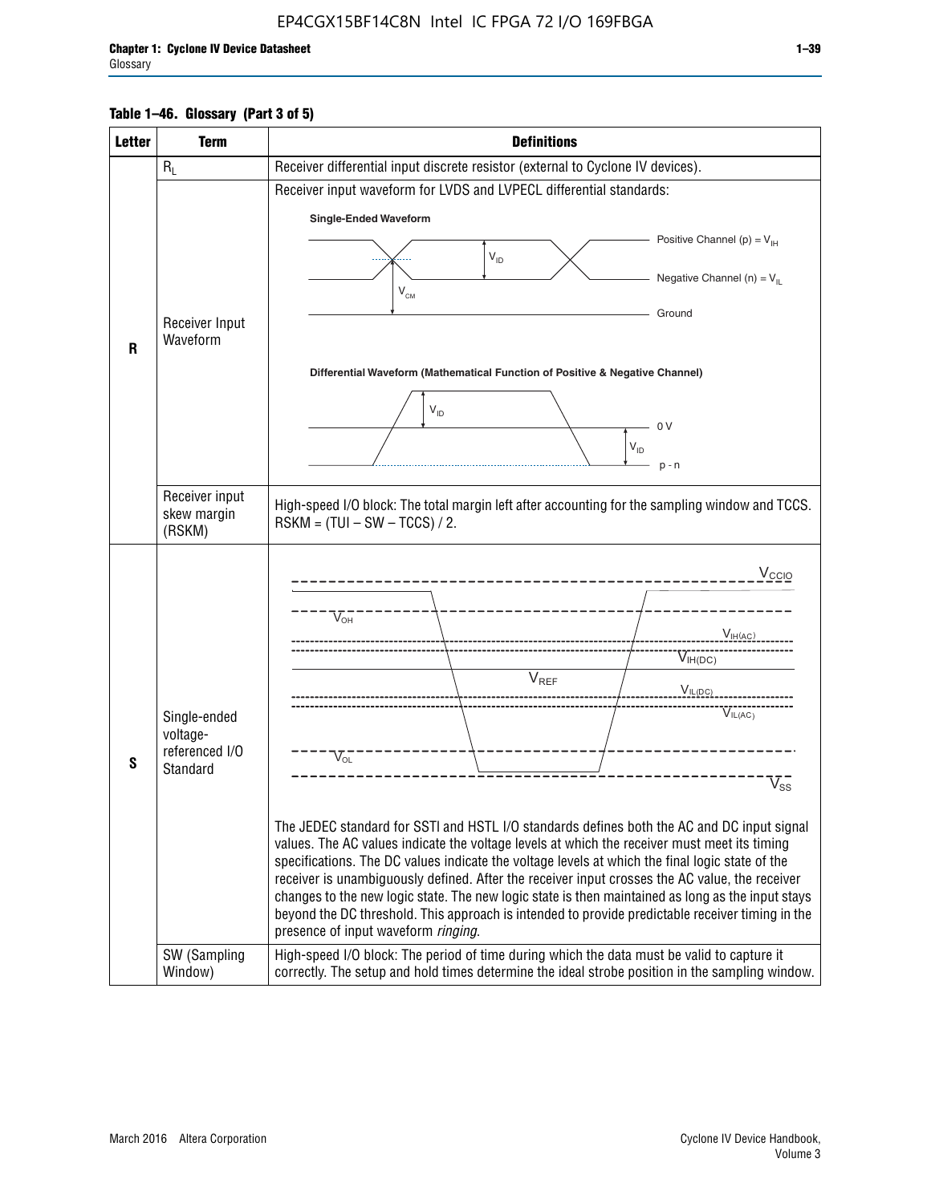**Table 1–46. Glossary (Part 3 of 5)**

| Letter | Term | Definitions |
|---|---|---|
| R | $R_L$ | Receiver differential input discrete resistor (external to Cyclone IV devices). |
| | Receiver Input Waveform | Receiver input waveform for LVDS and LVPECL differential standards: Single-Ended Waveform: Positive Channel (p) = $V_{IH}$; Negative Channel (n) = $V_{IL}$; Ground; $V_{ID}$; $V_{CM}$. Differential Waveform (Mathematical Function of Positive & Negative Channel): $V_{ID}$; 0 V; $V_{ID}$; p - n |
| | Receiver input skew margin (RSKM) | High-speed I/O block: The total margin left after accounting for the sampling window and TCCS. RSKM = (TUI – SW – TCCS) / 2. |
| S | Single-ended voltage-referenced I/O Standard | $V_{CCIO}$; $V_{OH}$; $V_{IH(AC)}$; $V_{IH(DC)}$; $V_{REF}$; $V_{IL(DC)}$; $V_{IL(AC)}$; $V_{OL}$; $V_{SS}$. The JEDEC standard for SSTl and HSTL I/O standards defines both the AC and DC input signal values. The AC values indicate the voltage levels at which the receiver must meet its timing specifications. The DC values indicate the voltage levels at which the final logic state of the receiver is unambiguously defined. After the receiver input crosses the AC value, the receiver changes to the new logic state. The new logic state is then maintained as long as the input stays beyond the DC threshold. This approach is intended to provide predictable receiver timing in the presence of input waveform *ringing*. |
| | SW (Sampling Window) | High-speed I/O block: The period of time during which the data must be valid to capture it correctly. The setup and hold times determine the ideal strobe position in the sampling window. |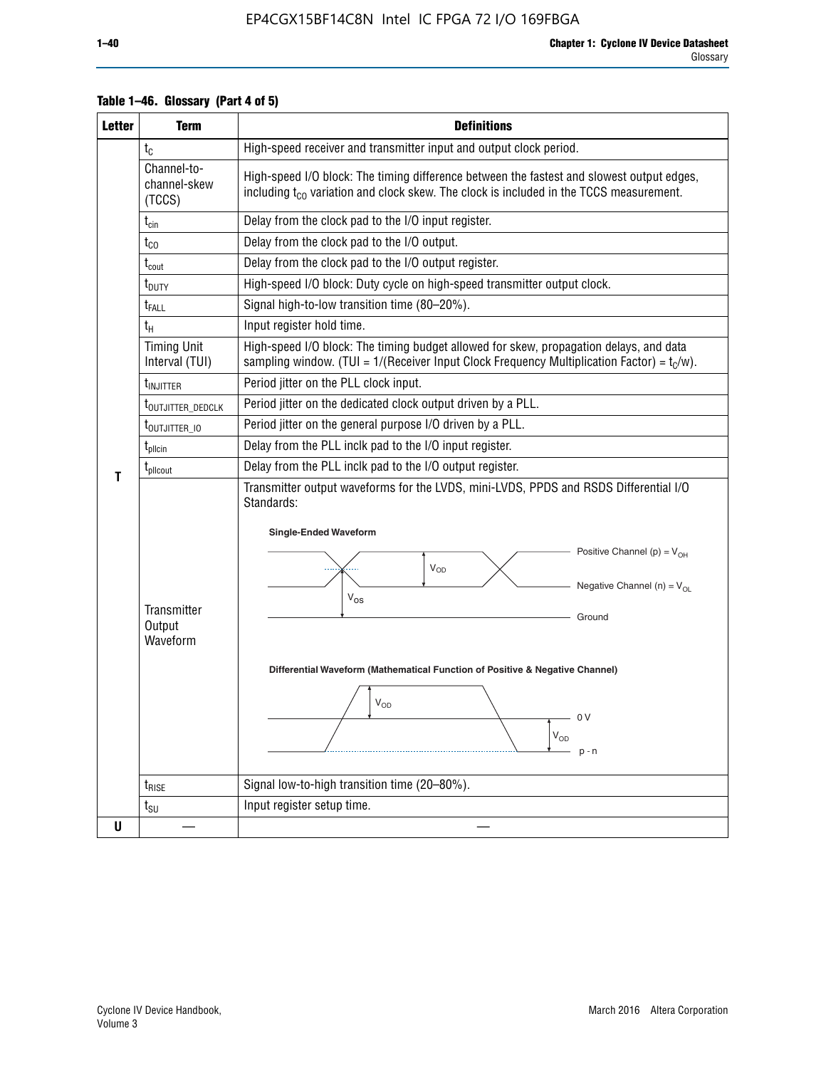**Table 1–46. Glossary (Part 4 of 5)**

| Letter | Term | Definitions |
|---|---|---|
| T | $t_C$ | High-speed receiver and transmitter input and output clock period. |
| | Channel-to-channel-skew (TCCS) | High-speed I/O block: The timing difference between the fastest and slowest output edges, including $t_{CO}$ variation and clock skew. The clock is included in the TCCS measurement. |
| | $t_{cin}$ | Delay from the clock pad to the I/O input register. |
| | $t_{CO}$ | Delay from the clock pad to the I/O output. |
| | $t_{cout}$ | Delay from the clock pad to the I/O output register. |
| | $t_{DUTY}$ | High-speed I/O block: Duty cycle on high-speed transmitter output clock. |
| | $t_{FALL}$ | Signal high-to-low transition time (80–20%). |
| | $t_H$ | Input register hold time. |
| | Timing Unit Interval (TUI) | High-speed I/O block: The timing budget allowed for skew, propagation delays, and data sampling window. (TUI = 1/(Receiver Input Clock Frequency Multiplication Factor) = $t_C$/w). |
| | $t_{INJITTER}$ | Period jitter on the PLL clock input. |
| | $t_{OUTJITTER\_DEDCLK}$ | Period jitter on the dedicated clock output driven by a PLL. |
| | $t_{OUTJITTER\_IO}$ | Period jitter on the general purpose I/O driven by a PLL. |
| | $t_{pllcin}$ | Delay from the PLL inclk pad to the I/O input register. |
| | $t_{pllcout}$ | Delay from the PLL inclk pad to the I/O output register. |
| | Transmitter Output Waveform | Transmitter output waveforms for the LVDS, mini-LVDS, PPDS and RSDS Differential I/O Standards: **Single-Ended Waveform** (Positive Channel (p) = $V_{OH}$; Negative Channel (n) = $V_{OL}$; $V_{OD}$; $V_{OS}$; Ground) **Differential Waveform (Mathematical Function of Positive & Negative Channel)** ($V_{OD}$; 0 V; p - n) |
| | $t_{RISE}$ | Signal low-to-high transition time (20–80%). |
| | $t_{SU}$ | Input register setup time. |
| U | — | — |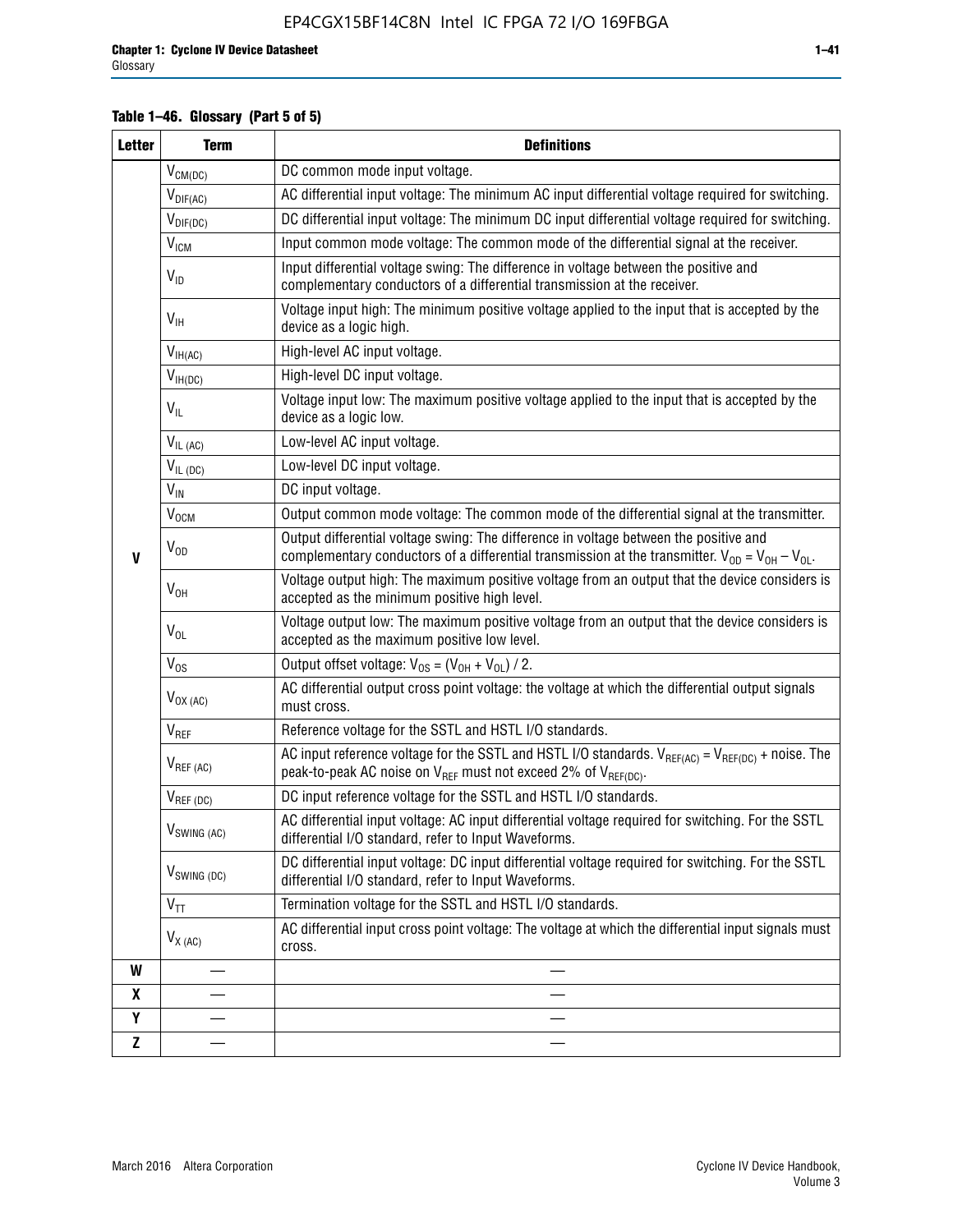**Table 1–46. Glossary (Part 5 of 5)**

| Letter | Term | Definitions |
|---|---|---|
| V | $V_{CM(DC)}$ | DC common mode input voltage. |
| | $V_{DIF(AC)}$ | AC differential input voltage: The minimum AC input differential voltage required for switching. |
| | $V_{DIF(DC)}$ | DC differential input voltage: The minimum DC input differential voltage required for switching. |
| | $V_{ICM}$ | Input common mode voltage: The common mode of the differential signal at the receiver. |
| | $V_{ID}$ | Input differential voltage swing: The difference in voltage between the positive and complementary conductors of a differential transmission at the receiver. |
| | $V_{IH}$ | Voltage input high: The minimum positive voltage applied to the input that is accepted by the device as a logic high. |
| | $V_{IH(AC)}$ | High-level AC input voltage. |
| | $V_{IH(DC)}$ | High-level DC input voltage. |
| | $V_{IL}$ | Voltage input low: The maximum positive voltage applied to the input that is accepted by the device as a logic low. |
| | $V_{IL (AC)}$ | Low-level AC input voltage. |
| | $V_{IL (DC)}$ | Low-level DC input voltage. |
| | $V_{IN}$ | DC input voltage. |
| | $V_{OCM}$ | Output common mode voltage: The common mode of the differential signal at the transmitter. |
| | $V_{OD}$ | Output differential voltage swing: The difference in voltage between the positive and complementary conductors of a differential transmission at the transmitter. $V_{OD} = V_{OH} - V_{OL}$. |
| | $V_{OH}$ | Voltage output high: The maximum positive voltage from an output that the device considers is accepted as the minimum positive high level. |
| | $V_{OL}$ | Voltage output low: The maximum positive voltage from an output that the device considers is accepted as the maximum positive low level. |
| | $V_{OS}$ | Output offset voltage: $V_{OS} = (V_{OH} + V_{OL}) / 2$. |
| | $V_{OX (AC)}$ | AC differential output cross point voltage: the voltage at which the differential output signals must cross. |
| | $V_{REF}$ | Reference voltage for the SSTL and HSTL I/O standards. |
| | $V_{REF (AC)}$ | AC input reference voltage for the SSTL and HSTL I/O standards. $V_{REF(AC)} = V_{REF(DC)}$ + noise. The peak-to-peak AC noise on $V_{REF}$ must not exceed 2% of $V_{REF(DC)}$. |
| | $V_{REF (DC)}$ | DC input reference voltage for the SSTL and HSTL I/O standards. |
| | $V_{SWING (AC)}$ | AC differential input voltage: AC input differential voltage required for switching. For the SSTL differential I/O standard, refer to Input Waveforms. |
| | $V_{SWING (DC)}$ | DC differential input voltage: DC input differential voltage required for switching. For the SSTL differential I/O standard, refer to Input Waveforms. |
| | $V_{TT}$ | Termination voltage for the SSTL and HSTL I/O standards. |
| | $V_{X (AC)}$ | AC differential input cross point voltage: The voltage at which the differential input signals must cross. |
| W | — | — |
| X | — | — |
| Y | — | — |
| Z | — | — |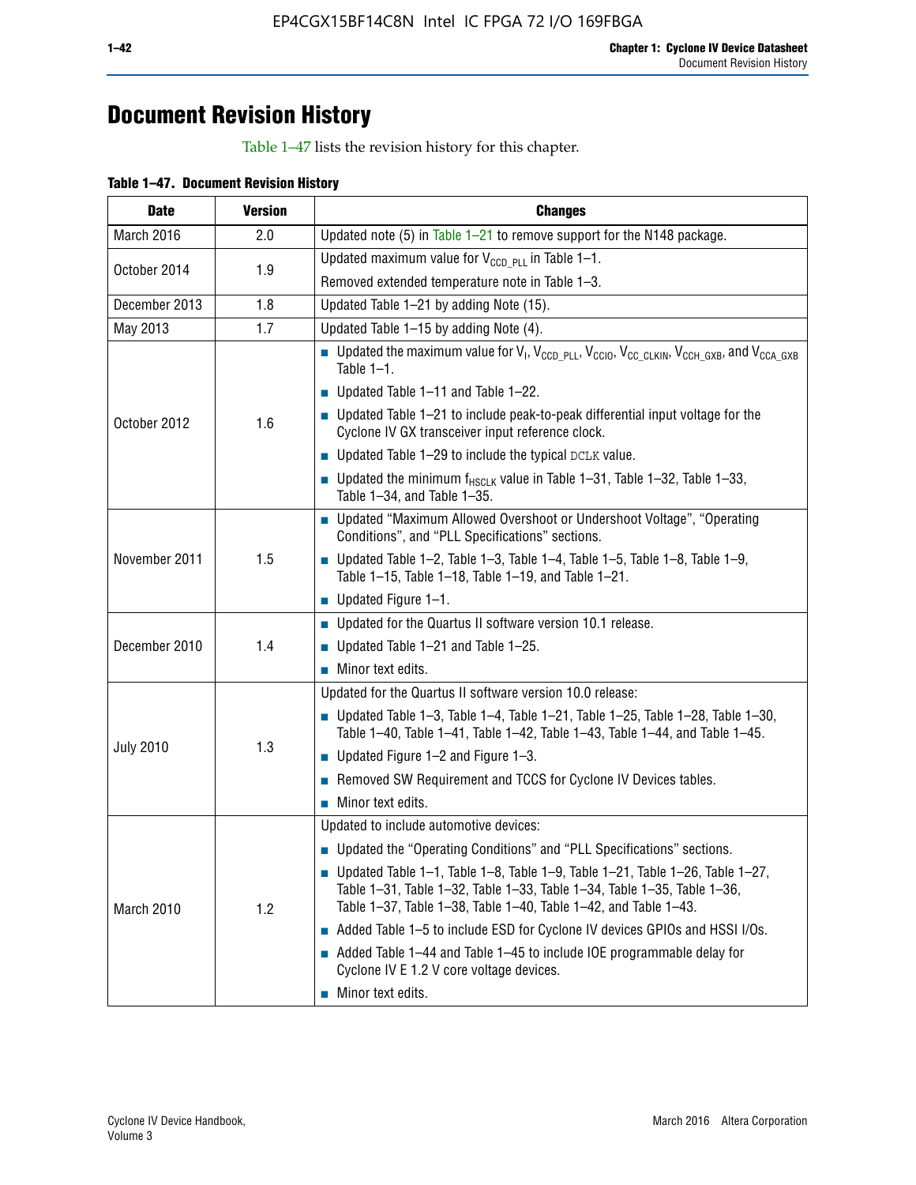# Document Revision History

Table 1–47 lists the revision history for this chapter.

**Table 1–47. Document Revision History**

| Date | Version | Changes |
|---|---|---|
| March 2016 | 2.0 | Updated note (5) in Table 1–21 to remove support for the N148 package. |
| October 2014 | 1.9 | Updated maximum value for $V_{CCD\_PLL}$ in Table 1–1.<br>Removed extended temperature note in Table 1–3. |
| December 2013 | 1.8 | Updated Table 1–21 by adding Note (15). |
| May 2013 | 1.7 | Updated Table 1–15 by adding Note (4). |
| October 2012 | 1.6 | ■ Updated the maximum value for $V_I$, $V_{CCD\_PLL}$, $V_{CCIO}$, $V_{CC\_CLKIN}$, $V_{CCH\_GXB}$, and $V_{CCA\_GXB}$ Table 1–1.<br>■ Updated Table 1–11 and Table 1–22.<br>■ Updated Table 1–21 to include peak-to-peak differential input voltage for the Cyclone IV GX transceiver input reference clock.<br>■ Updated Table 1–29 to include the typical DCLK value.<br>■ Updated the minimum $f_{HSCLK}$ value in Table 1–31, Table 1–32, Table 1–33, Table 1–34, and Table 1–35. |
| November 2011 | 1.5 | ■ Updated "Maximum Allowed Overshoot or Undershoot Voltage", "Operating Conditions", and "PLL Specifications" sections.<br>■ Updated Table 1–2, Table 1–3, Table 1–4, Table 1–5, Table 1–8, Table 1–9, Table 1–15, Table 1–18, Table 1–19, and Table 1–21.<br>■ Updated Figure 1–1. |
| December 2010 | 1.4 | ■ Updated for the Quartus II software version 10.1 release.<br>■ Updated Table 1–21 and Table 1–25.<br>■ Minor text edits. |
| July 2010 | 1.3 | Updated for the Quartus II software version 10.0 release:<br>■ Updated Table 1–3, Table 1–4, Table 1–21, Table 1–25, Table 1–28, Table 1–30, Table 1–40, Table 1–41, Table 1–42, Table 1–43, Table 1–44, and Table 1–45.<br>■ Updated Figure 1–2 and Figure 1–3.<br>■ Removed SW Requirement and TCCS for Cyclone IV Devices tables.<br>■ Minor text edits. |
| March 2010 | 1.2 | Updated to include automotive devices:<br>■ Updated the "Operating Conditions" and "PLL Specifications" sections.<br>■ Updated Table 1–1, Table 1–8, Table 1–9, Table 1–21, Table 1–26, Table 1–27, Table 1–31, Table 1–32, Table 1–33, Table 1–34, Table 1–35, Table 1–36, Table 1–37, Table 1–38, Table 1–40, Table 1–42, and Table 1–43.<br>■ Added Table 1–5 to include ESD for Cyclone IV devices GPIOs and HSSI I/Os.<br>■ Added Table 1–44 and Table 1–45 to include IOE programmable delay for Cyclone IV E 1.2 V core voltage devices.<br>■ Minor text edits. |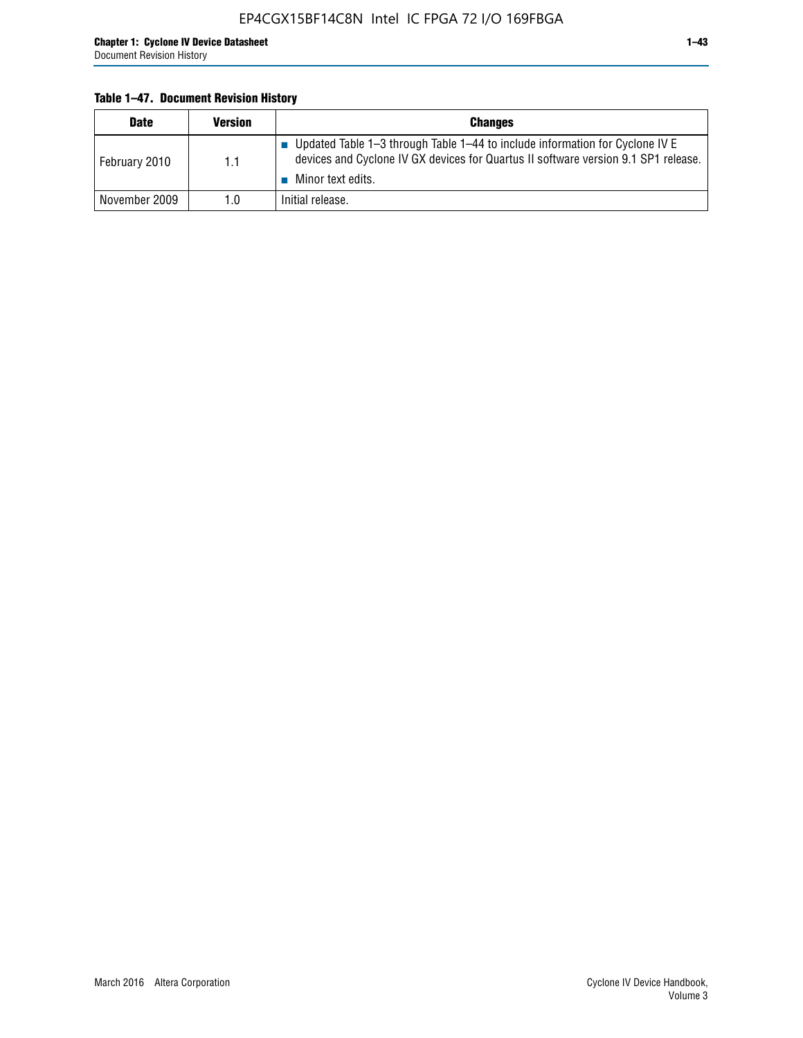**Table 1–47. Document Revision History**

| Date | Version | Changes |
|---|---|---|
| February 2010 | 1.1 | ■ Updated Table 1–3 through Table 1–44 to include information for Cyclone IV E devices and Cyclone IV GX devices for Quartus II software version 9.1 SP1 release. ■ Minor text edits. |
| November 2009 | 1.0 | Initial release. |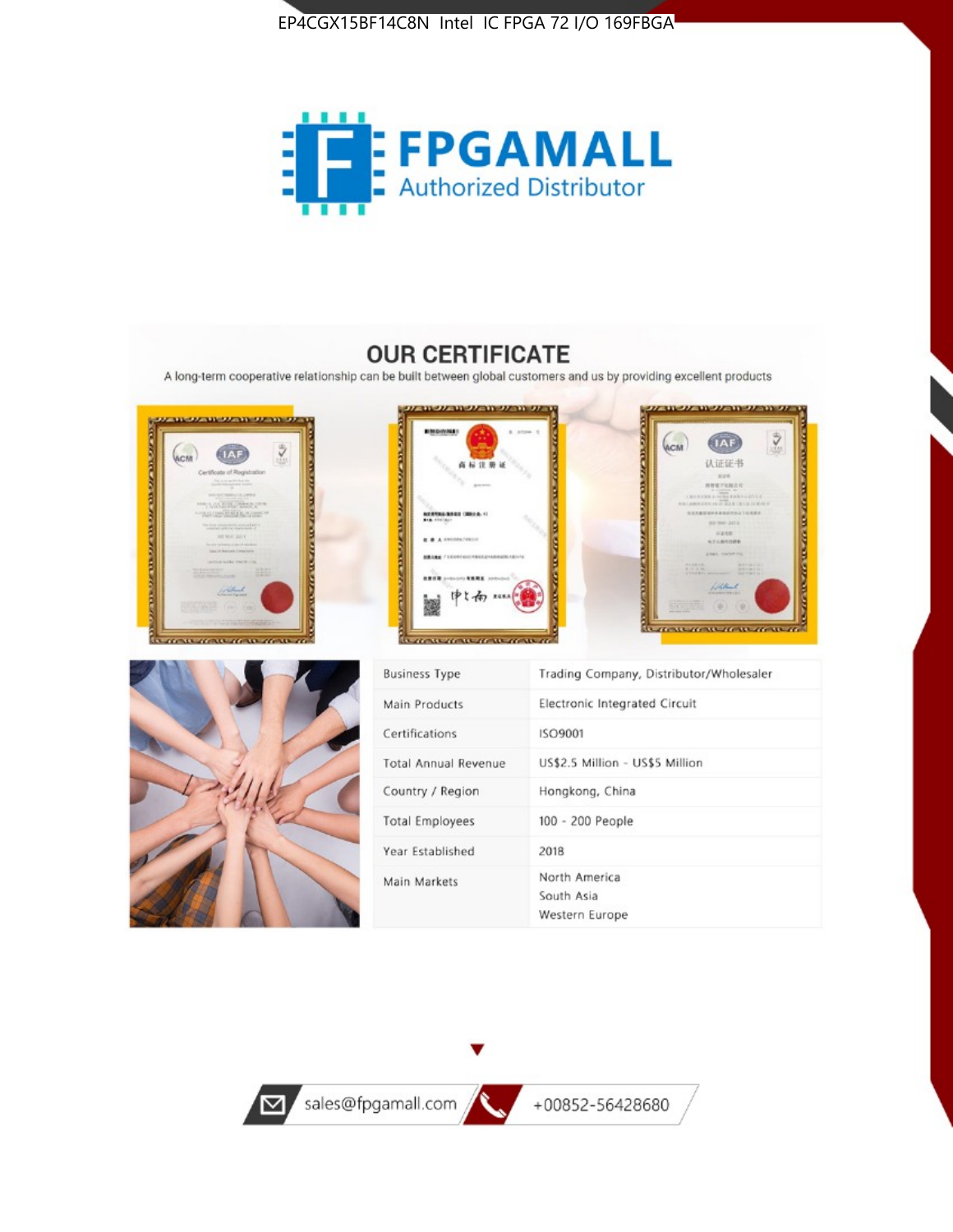# FPGAMALL

Authorized Distributor

## OUR CERTIFICATE

A long-term cooperative relationship can be built between global customers and us by providing excellent products

| | |
|---|---|
| Business Type | Trading Company, Distributor/Wholesaler |
| Main Products | Electronic Integrated Circuit |
| Certifications | ISO9001 |
| Total Annual Revenue | US$2.5 Million - US$5 Million |
| Country / Region | Hongkong, China |
| Total Employees | 100 - 200 People |
| Year Established | 2018 |
| Main Markets | North America<br>South Asia<br>Western Europe |

sales@fpgamall.com

+00852-56428680